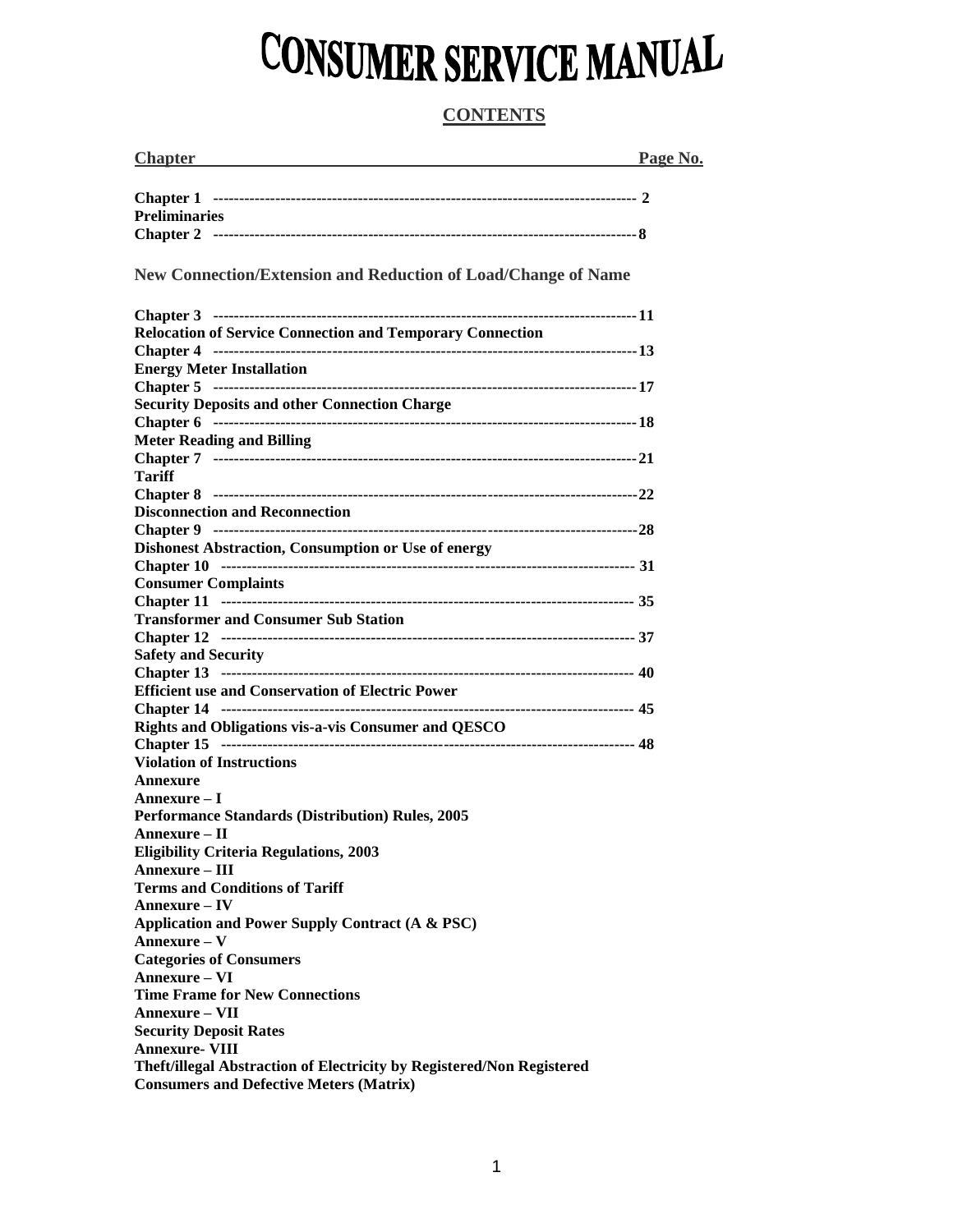# CONSUMER SERVICE MANUAL

## CONTENTS

| Chapter | Page No. |
|---|---|
| **Chapter 1** Preliminaries | 2 |
| **Chapter 2** New Connection/Extension and Reduction of Load/Change of Name | 8 |
| **Chapter 3** Relocation of Service Connection and Temporary Connection | 11 |
| **Chapter 4** Energy Meter Installation | 13 |
| **Chapter 5** Security Deposits and other Connection Charge | 17 |
| **Chapter 6** Meter Reading and Billing | 18 |
| **Chapter 7** Tariff | 21 |
| **Chapter 8** Disconnection and Reconnection | 22 |
| **Chapter 9** Dishonest Abstraction, Consumption or Use of energy | 28 |
| **Chapter 10** Consumer Complaints | 31 |
| **Chapter 11** Transformer and Consumer Sub Station | 35 |
| **Chapter 12** Safety and Security | 37 |
| **Chapter 13** Efficient use and Conservation of Electric Power | 40 |
| **Chapter 14** Rights and Obligations vis-a-vis Consumer and QESCO | 45 |
| **Chapter 15** Violation of Instructions | 48 |

**Annexure**

**Annexure – I**
**Performance Standards (Distribution) Rules, 2005**

**Annexure – II**
**Eligibility Criteria Regulations, 2003**

**Annexure – III**
**Terms and Conditions of Tariff**

**Annexure – IV**
**Application and Power Supply Contract (A & PSC)**

**Annexure – V**
**Categories of Consumers**

**Annexure – VI**
**Time Frame for New Connections**

**Annexure – VII**
**Security Deposit Rates**

**Annexure- VIII**
**Theft/illegal Abstraction of Electricity by Registered/Non Registered Consumers and Defective Meters (Matrix)**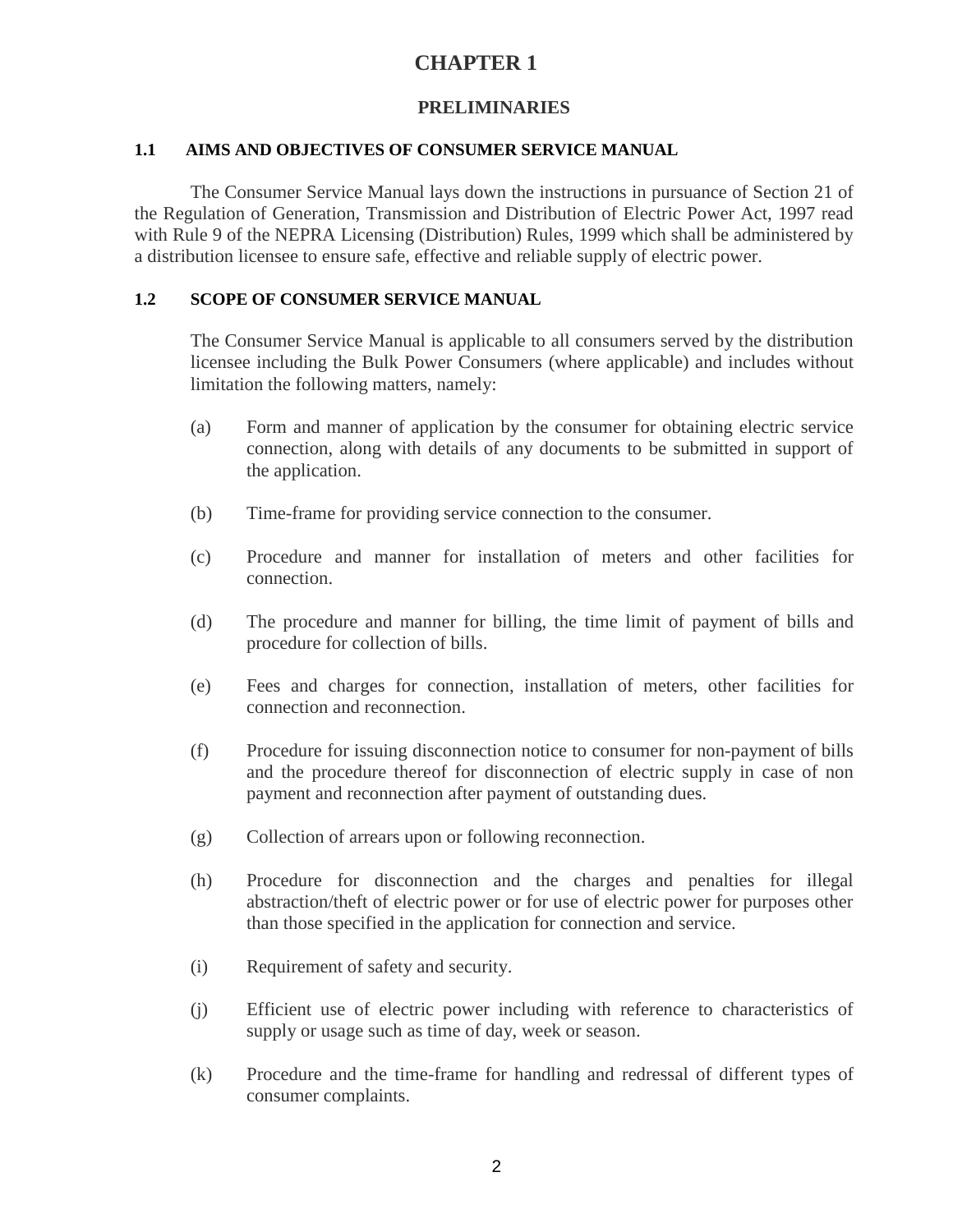# CHAPTER 1

## PRELIMINARIES

### 1.1 AIMS AND OBJECTIVES OF CONSUMER SERVICE MANUAL

The Consumer Service Manual lays down the instructions in pursuance of Section 21 of the Regulation of Generation, Transmission and Distribution of Electric Power Act, 1997 read with Rule 9 of the NEPRA Licensing (Distribution) Rules, 1999 which shall be administered by a distribution licensee to ensure safe, effective and reliable supply of electric power.

### 1.2 SCOPE OF CONSUMER SERVICE MANUAL

The Consumer Service Manual is applicable to all consumers served by the distribution licensee including the Bulk Power Consumers (where applicable) and includes without limitation the following matters, namely:

(a) Form and manner of application by the consumer for obtaining electric service connection, along with details of any documents to be submitted in support of the application.

(b) Time-frame for providing service connection to the consumer.

(c) Procedure and manner for installation of meters and other facilities for connection.

(d) The procedure and manner for billing, the time limit of payment of bills and procedure for collection of bills.

(e) Fees and charges for connection, installation of meters, other facilities for connection and reconnection.

(f) Procedure for issuing disconnection notice to consumer for non-payment of bills and the procedure thereof for disconnection of electric supply in case of non payment and reconnection after payment of outstanding dues.

(g) Collection of arrears upon or following reconnection.

(h) Procedure for disconnection and the charges and penalties for illegal abstraction/theft of electric power or for use of electric power for purposes other than those specified in the application for connection and service.

(i) Requirement of safety and security.

(j) Efficient use of electric power including with reference to characteristics of supply or usage such as time of day, week or season.

(k) Procedure and the time-frame for handling and redressal of different types of consumer complaints.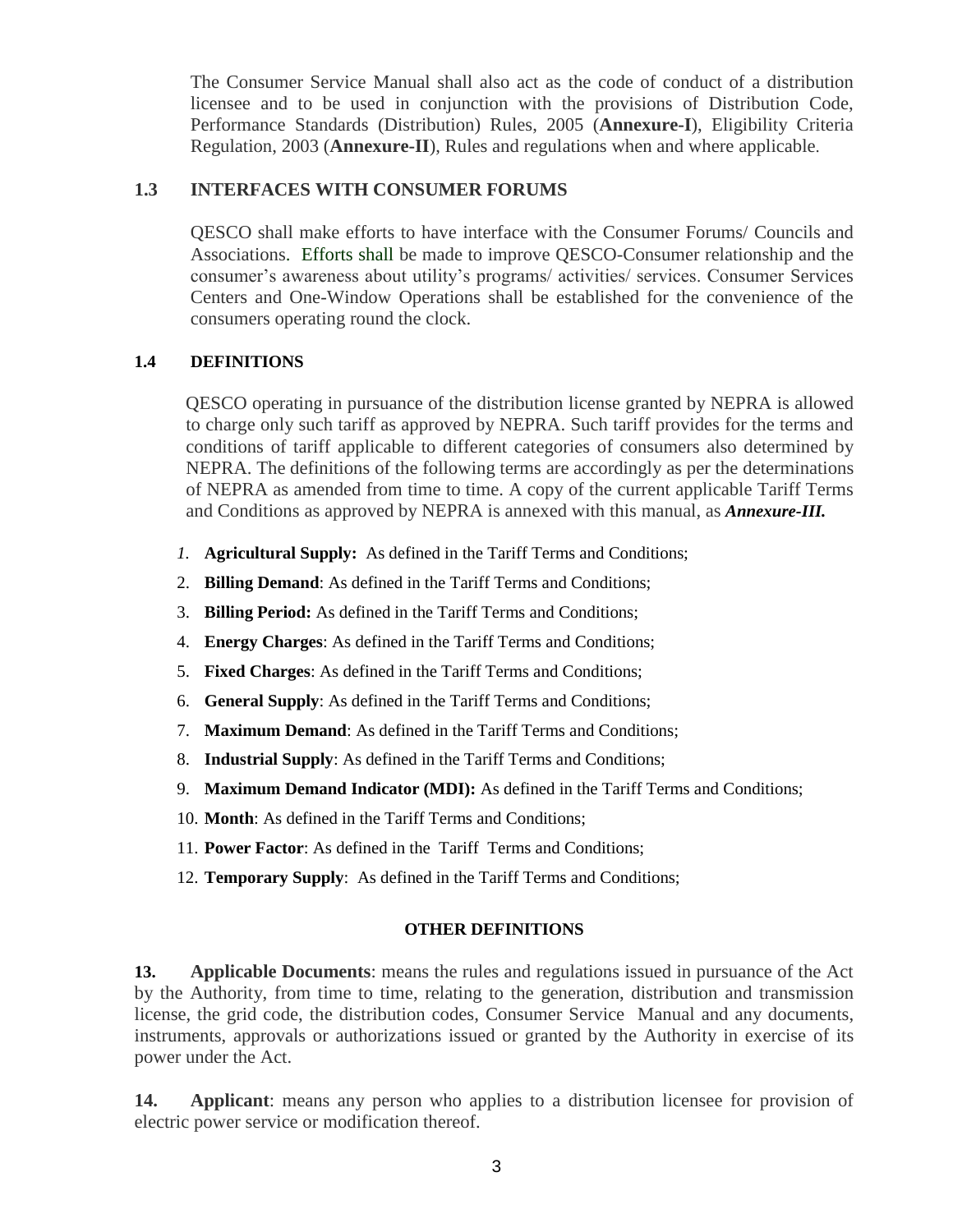The Consumer Service Manual shall also act as the code of conduct of a distribution licensee and to be used in conjunction with the provisions of Distribution Code, Performance Standards (Distribution) Rules, 2005 (**Annexure-I**), Eligibility Criteria Regulation, 2003 (**Annexure-II**), Rules and regulations when and where applicable.

### 1.3 INTERFACES WITH CONSUMER FORUMS

QESCO shall make efforts to have interface with the Consumer Forums/ Councils and Associations. Efforts shall be made to improve QESCO-Consumer relationship and the consumer's awareness about utility's programs/ activities/ services. Consumer Services Centers and One-Window Operations shall be established for the convenience of the consumers operating round the clock.

### 1.4 DEFINITIONS

QESCO operating in pursuance of the distribution license granted by NEPRA is allowed to charge only such tariff as approved by NEPRA. Such tariff provides for the terms and conditions of tariff applicable to different categories of consumers also determined by NEPRA. The definitions of the following terms are accordingly as per the determinations of NEPRA as amended from time to time. A copy of the current applicable Tariff Terms and Conditions as approved by NEPRA is annexed with this manual, as ***Annexure-III.***

1. **Agricultural Supply:** As defined in the Tariff Terms and Conditions;
2. **Billing Demand**: As defined in the Tariff Terms and Conditions;
3. **Billing Period:** As defined in the Tariff Terms and Conditions;
4. **Energy Charges**: As defined in the Tariff Terms and Conditions;
5. **Fixed Charges**: As defined in the Tariff Terms and Conditions;
6. **General Supply**: As defined in the Tariff Terms and Conditions;
7. **Maximum Demand**: As defined in the Tariff Terms and Conditions;
8. **Industrial Supply**: As defined in the Tariff Terms and Conditions;
9. **Maximum Demand Indicator (MDI):** As defined in the Tariff Terms and Conditions;
10. **Month**: As defined in the Tariff Terms and Conditions;
11. **Power Factor**: As defined in the Tariff Terms and Conditions;
12. **Temporary Supply**: As defined in the Tariff Terms and Conditions;

**OTHER DEFINITIONS**

**13. Applicable Documents**: means the rules and regulations issued in pursuance of the Act by the Authority, from time to time, relating to the generation, distribution and transmission license, the grid code, the distribution codes, Consumer Service Manual and any documents, instruments, approvals or authorizations issued or granted by the Authority in exercise of its power under the Act.

**14. Applicant**: means any person who applies to a distribution licensee for provision of electric power service or modification thereof.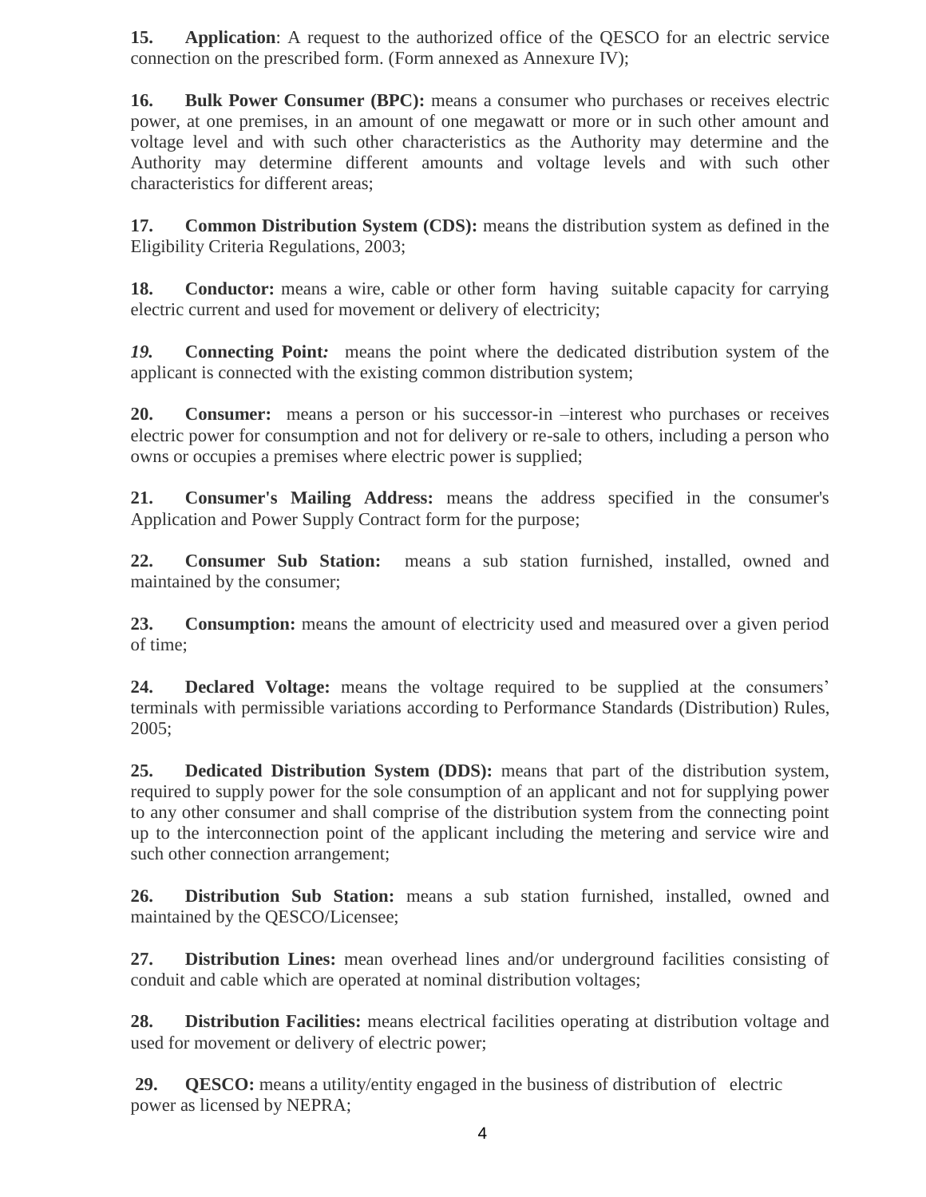**15. Application**: A request to the authorized office of the QESCO for an electric service connection on the prescribed form. (Form annexed as Annexure IV);

**16. Bulk Power Consumer (BPC):** means a consumer who purchases or receives electric power, at one premises, in an amount of one megawatt or more or in such other amount and voltage level and with such other characteristics as the Authority may determine and the Authority may determine different amounts and voltage levels and with such other characteristics for different areas;

**17. Common Distribution System (CDS):** means the distribution system as defined in the Eligibility Criteria Regulations, 2003;

**18. Conductor:** means a wire, cable or other form having suitable capacity for carrying electric current and used for movement or delivery of electricity;

***19.* Connecting Point*:*** means the point where the dedicated distribution system of the applicant is connected with the existing common distribution system;

**20. Consumer:** means a person or his successor-in –interest who purchases or receives electric power for consumption and not for delivery or re-sale to others, including a person who owns or occupies a premises where electric power is supplied;

**21. Consumer's Mailing Address:** means the address specified in the consumer's Application and Power Supply Contract form for the purpose;

**22. Consumer Sub Station:** means a sub station furnished, installed, owned and maintained by the consumer;

**23. Consumption:** means the amount of electricity used and measured over a given period of time;

**24. Declared Voltage:** means the voltage required to be supplied at the consumers' terminals with permissible variations according to Performance Standards (Distribution) Rules, 2005;

**25. Dedicated Distribution System (DDS):** means that part of the distribution system, required to supply power for the sole consumption of an applicant and not for supplying power to any other consumer and shall comprise of the distribution system from the connecting point up to the interconnection point of the applicant including the metering and service wire and such other connection arrangement;

**26. Distribution Sub Station:** means a sub station furnished, installed, owned and maintained by the QESCO/Licensee;

**27. Distribution Lines:** mean overhead lines and/or underground facilities consisting of conduit and cable which are operated at nominal distribution voltages;

**28. Distribution Facilities:** means electrical facilities operating at distribution voltage and used for movement or delivery of electric power;

**29. QESCO:** means a utility/entity engaged in the business of distribution of electric power as licensed by NEPRA;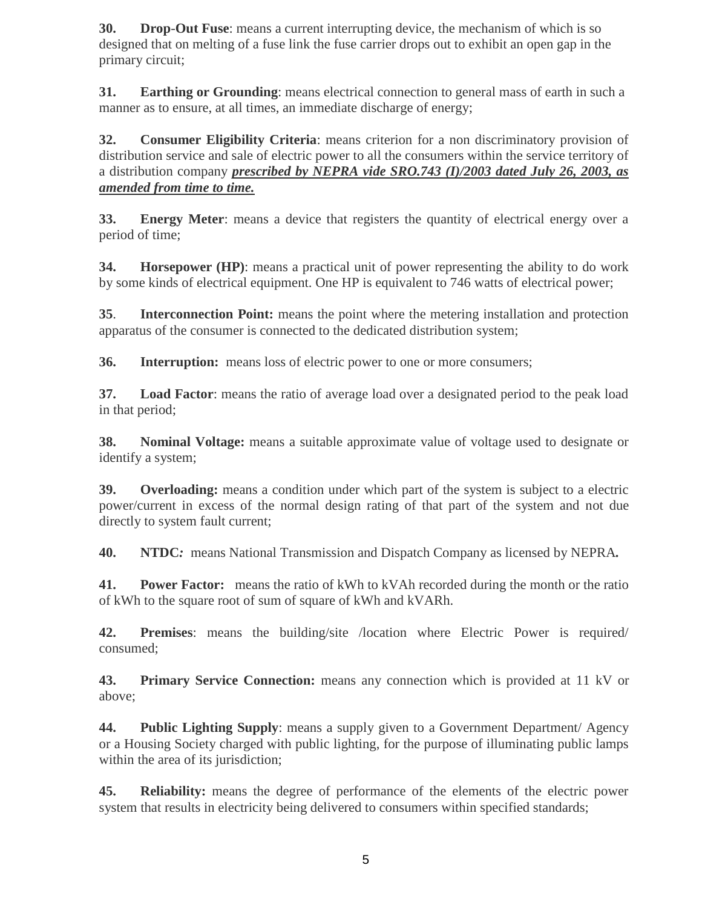**30.** **Drop-Out Fuse**: means a current interrupting device, the mechanism of which is so designed that on melting of a fuse link the fuse carrier drops out to exhibit an open gap in the primary circuit;

**31.** **Earthing or Grounding**: means electrical connection to general mass of earth in such a manner as to ensure, at all times, an immediate discharge of energy;

**32.** **Consumer Eligibility Criteria**: means criterion for a non discriminatory provision of distribution service and sale of electric power to all the consumers within the service territory of a distribution company ***prescribed by NEPRA vide SRO.743 (I)/2003 dated July 26, 2003, as amended from time to time.***

**33.** **Energy Meter**: means a device that registers the quantity of electrical energy over a period of time;

**34.** **Horsepower (HP)**: means a practical unit of power representing the ability to do work by some kinds of electrical equipment. One HP is equivalent to 746 watts of electrical power;

**35**. **Interconnection Point:** means the point where the metering installation and protection apparatus of the consumer is connected to the dedicated distribution system;

**36.** **Interruption:** means loss of electric power to one or more consumers;

**37.** **Load Factor**: means the ratio of average load over a designated period to the peak load in that period;

**38.** **Nominal Voltage:** means a suitable approximate value of voltage used to designate or identify a system;

**39.** **Overloading:** means a condition under which part of the system is subject to a electric power/current in excess of the normal design rating of that part of the system and not due directly to system fault current;

**40.** **NTDC***:* means National Transmission and Dispatch Company as licensed by NEPRA**.**

**41.** **Power Factor:** means the ratio of kWh to kVAh recorded during the month or the ratio of kWh to the square root of sum of square of kWh and kVARh.

**42.** **Premises**: means the building/site /location where Electric Power is required/ consumed;

**43.** **Primary Service Connection:** means any connection which is provided at 11 kV or above;

**44.** **Public Lighting Supply**: means a supply given to a Government Department/ Agency or a Housing Society charged with public lighting, for the purpose of illuminating public lamps within the area of its jurisdiction;

**45.** **Reliability:** means the degree of performance of the elements of the electric power system that results in electricity being delivered to consumers within specified standards;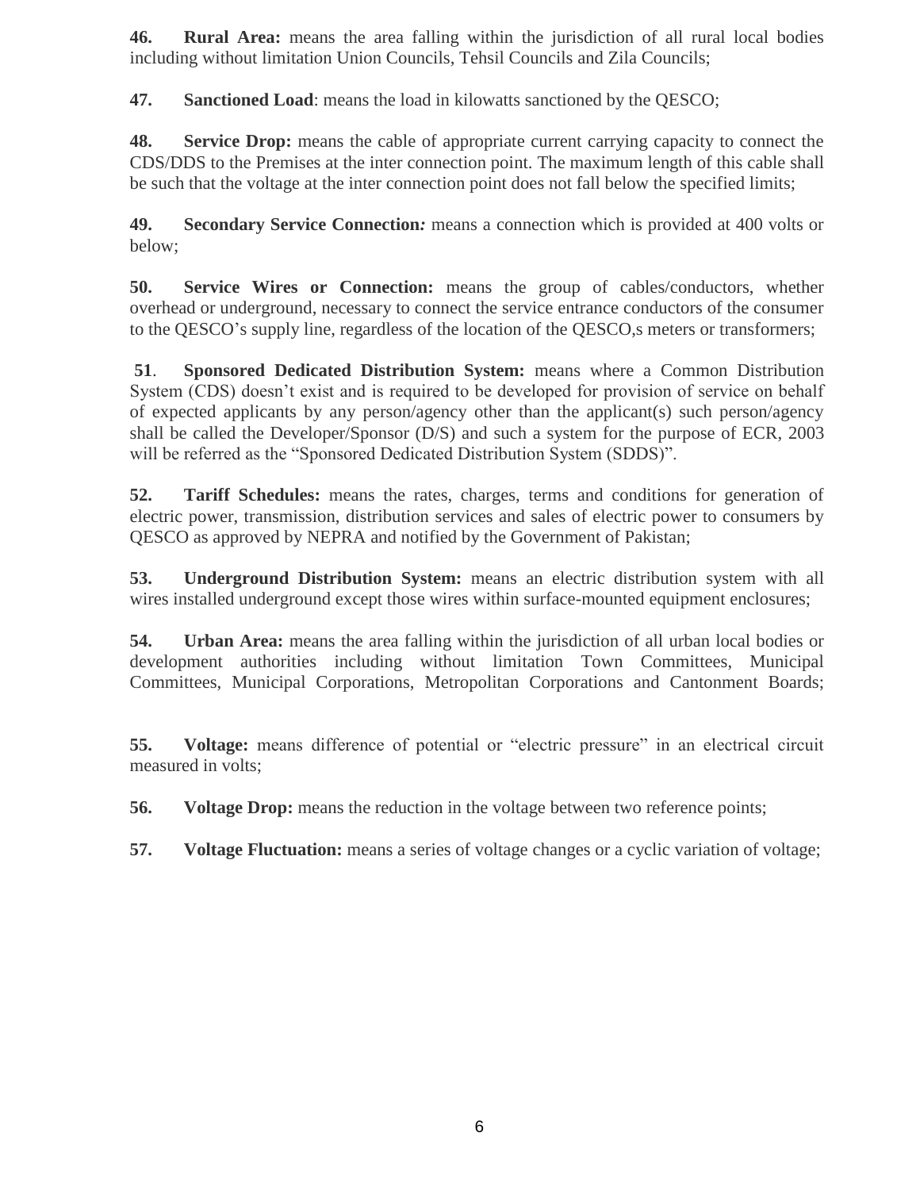**46. Rural Area:** means the area falling within the jurisdiction of all rural local bodies including without limitation Union Councils, Tehsil Councils and Zila Councils;

**47. Sanctioned Load**: means the load in kilowatts sanctioned by the QESCO;

**48. Service Drop:** means the cable of appropriate current carrying capacity to connect the CDS/DDS to the Premises at the inter connection point. The maximum length of this cable shall be such that the voltage at the inter connection point does not fall below the specified limits;

**49. Secondary Service Connection*:*** means a connection which is provided at 400 volts or below;

**50. Service Wires or Connection:** means the group of cables/conductors, whether overhead or underground, necessary to connect the service entrance conductors of the consumer to the QESCO's supply line, regardless of the location of the QESCO,s meters or transformers;

**51**. **Sponsored Dedicated Distribution System:** means where a Common Distribution System (CDS) doesn't exist and is required to be developed for provision of service on behalf of expected applicants by any person/agency other than the applicant(s) such person/agency shall be called the Developer/Sponsor (D/S) and such a system for the purpose of ECR, 2003 will be referred as the "Sponsored Dedicated Distribution System (SDDS)".

**52. Tariff Schedules:** means the rates, charges, terms and conditions for generation of electric power, transmission, distribution services and sales of electric power to consumers by QESCO as approved by NEPRA and notified by the Government of Pakistan;

**53. Underground Distribution System:** means an electric distribution system with all wires installed underground except those wires within surface-mounted equipment enclosures;

**54. Urban Area:** means the area falling within the jurisdiction of all urban local bodies or development authorities including without limitation Town Committees, Municipal Committees, Municipal Corporations, Metropolitan Corporations and Cantonment Boards;

**55. Voltage:** means difference of potential or "electric pressure" in an electrical circuit measured in volts;

**56. Voltage Drop:** means the reduction in the voltage between two reference points;

**57. Voltage Fluctuation:** means a series of voltage changes or a cyclic variation of voltage;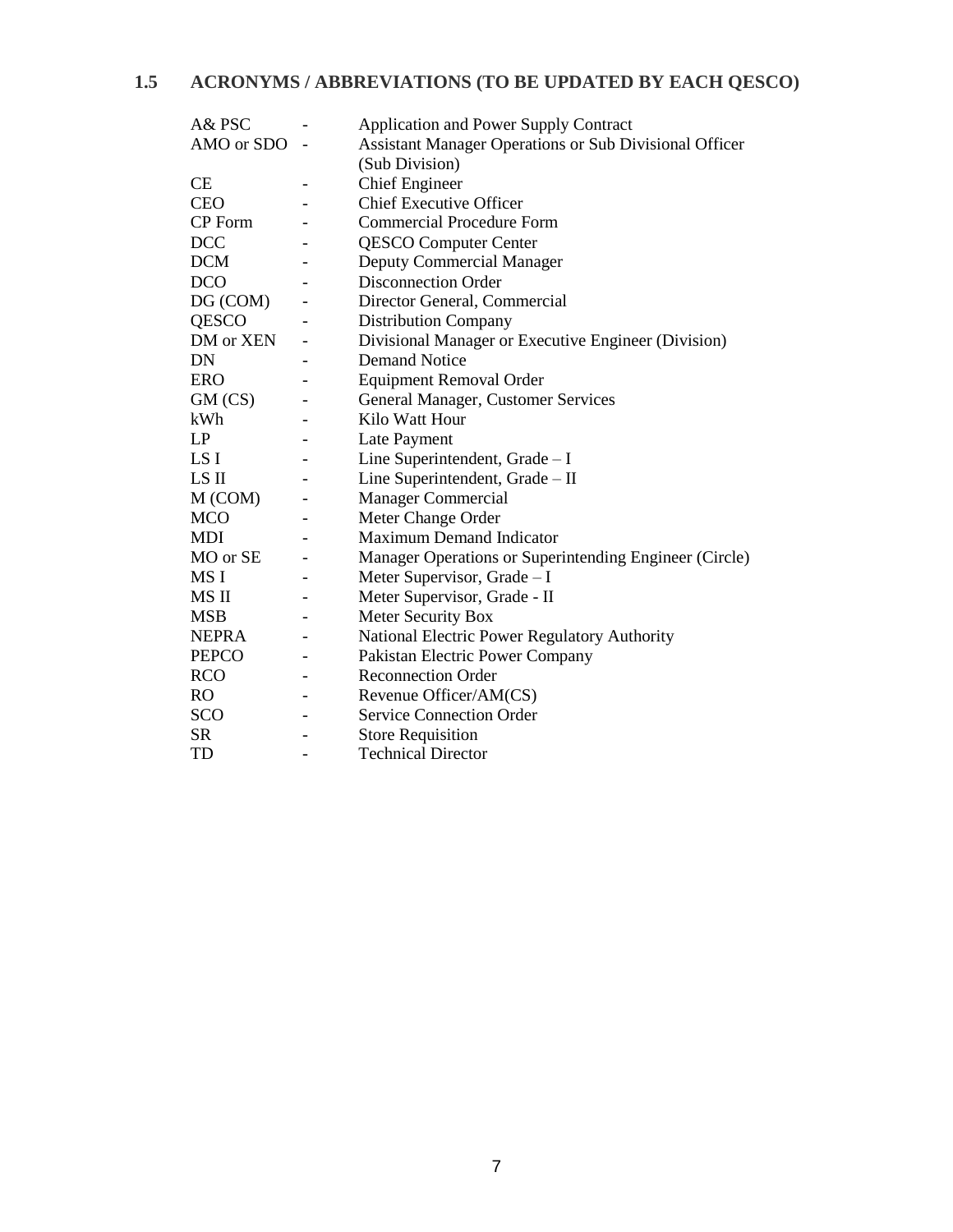## 1.5 ACRONYMS / ABBREVIATIONS (TO BE UPDATED BY EACH QESCO)

| | | |
|---|---|---|
| A& PSC | - | Application and Power Supply Contract |
| AMO or SDO | - | Assistant Manager Operations or Sub Divisional Officer (Sub Division) |
| CE | - | Chief Engineer |
| CEO | - | Chief Executive Officer |
| CP Form | - | Commercial Procedure Form |
| DCC | - | QESCO Computer Center |
| DCM | - | Deputy Commercial Manager |
| DCO | - | Disconnection Order |
| DG (COM) | - | Director General, Commercial |
| QESCO | - | Distribution Company |
| DM or XEN | - | Divisional Manager or Executive Engineer (Division) |
| DN | - | Demand Notice |
| ERO | - | Equipment Removal Order |
| GM (CS) | - | General Manager, Customer Services |
| kWh | - | Kilo Watt Hour |
| LP | - | Late Payment |
| LS I | - | Line Superintendent, Grade – I |
| LS II | - | Line Superintendent, Grade – II |
| M (COM) | - | Manager Commercial |
| MCO | - | Meter Change Order |
| MDI | - | Maximum Demand Indicator |
| MO or SE | - | Manager Operations or Superintending Engineer (Circle) |
| MS I | - | Meter Supervisor, Grade – I |
| MS II | - | Meter Supervisor, Grade - II |
| MSB | - | Meter Security Box |
| NEPRA | - | National Electric Power Regulatory Authority |
| PEPCO | - | Pakistan Electric Power Company |
| RCO | - | Reconnection Order |
| RO | - | Revenue Officer/AM(CS) |
| SCO | - | Service Connection Order |
| SR | - | Store Requisition |
| TD | - | Technical Director |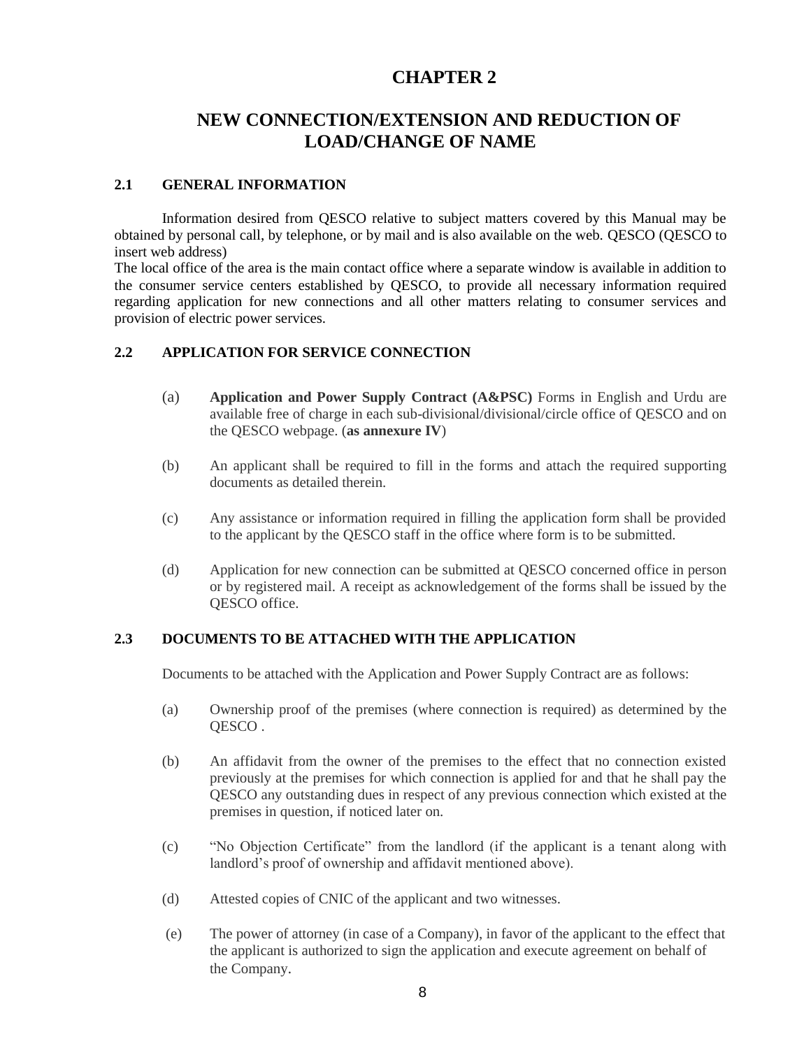# CHAPTER 2

# NEW CONNECTION/EXTENSION AND REDUCTION OF LOAD/CHANGE OF NAME

## 2.1 GENERAL INFORMATION

Information desired from QESCO relative to subject matters covered by this Manual may be obtained by personal call, by telephone, or by mail and is also available on the web. QESCO (QESCO to insert web address)

The local office of the area is the main contact office where a separate window is available in addition to the consumer service centers established by QESCO, to provide all necessary information required regarding application for new connections and all other matters relating to consumer services and provision of electric power services.

## 2.2 APPLICATION FOR SERVICE CONNECTION

(a) **Application and Power Supply Contract (A&PSC)** Forms in English and Urdu are available free of charge in each sub-divisional/divisional/circle office of QESCO and on the QESCO webpage. (**as annexure IV**)

(b) An applicant shall be required to fill in the forms and attach the required supporting documents as detailed therein.

(c) Any assistance or information required in filling the application form shall be provided to the applicant by the QESCO staff in the office where form is to be submitted.

(d) Application for new connection can be submitted at QESCO concerned office in person or by registered mail. A receipt as acknowledgement of the forms shall be issued by the QESCO office.

## 2.3 DOCUMENTS TO BE ATTACHED WITH THE APPLICATION

Documents to be attached with the Application and Power Supply Contract are as follows:

(a) Ownership proof of the premises (where connection is required) as determined by the QESCO .

(b) An affidavit from the owner of the premises to the effect that no connection existed previously at the premises for which connection is applied for and that he shall pay the QESCO any outstanding dues in respect of any previous connection which existed at the premises in question, if noticed later on.

(c) "No Objection Certificate" from the landlord (if the applicant is a tenant along with landlord's proof of ownership and affidavit mentioned above).

(d) Attested copies of CNIC of the applicant and two witnesses.

(e) The power of attorney (in case of a Company), in favor of the applicant to the effect that the applicant is authorized to sign the application and execute agreement on behalf of the Company.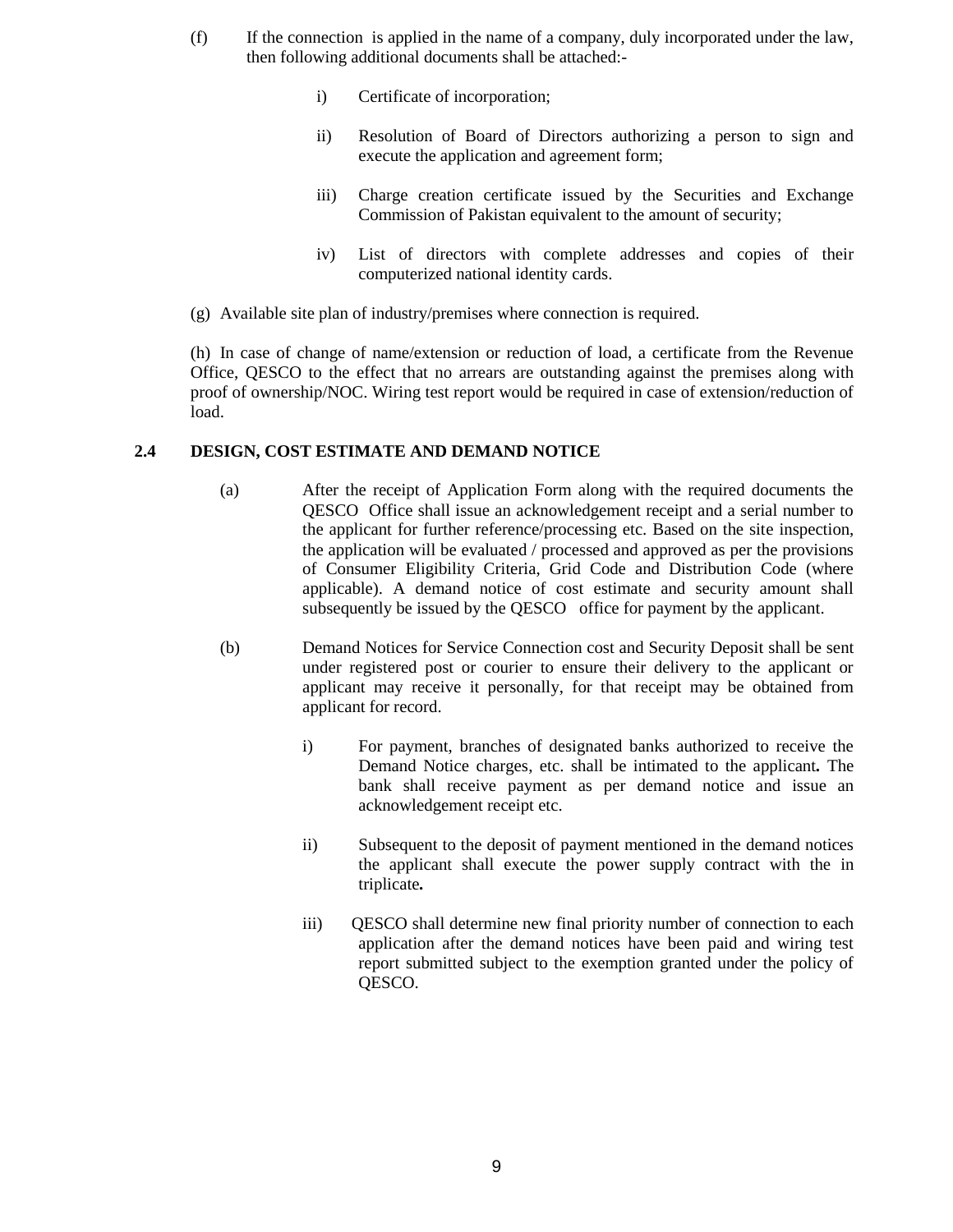(f) If the connection is applied in the name of a company, duly incorporated under the law, then following additional documents shall be attached:-

i) Certificate of incorporation;

ii) Resolution of Board of Directors authorizing a person to sign and execute the application and agreement form;

iii) Charge creation certificate issued by the Securities and Exchange Commission of Pakistan equivalent to the amount of security;

iv) List of directors with complete addresses and copies of their computerized national identity cards.

(g) Available site plan of industry/premises where connection is required.

(h) In case of change of name/extension or reduction of load, a certificate from the Revenue Office, QESCO to the effect that no arrears are outstanding against the premises along with proof of ownership/NOC. Wiring test report would be required in case of extension/reduction of load.

## 2.4 DESIGN, COST ESTIMATE AND DEMAND NOTICE

(a) After the receipt of Application Form along with the required documents the QESCO Office shall issue an acknowledgement receipt and a serial number to the applicant for further reference/processing etc. Based on the site inspection, the application will be evaluated / processed and approved as per the provisions of Consumer Eligibility Criteria, Grid Code and Distribution Code (where applicable). A demand notice of cost estimate and security amount shall subsequently be issued by the QESCO office for payment by the applicant.

(b) Demand Notices for Service Connection cost and Security Deposit shall be sent under registered post or courier to ensure their delivery to the applicant or applicant may receive it personally, for that receipt may be obtained from applicant for record.

i) For payment, branches of designated banks authorized to receive the Demand Notice charges, etc. shall be intimated to the applicant**.** The bank shall receive payment as per demand notice and issue an acknowledgement receipt etc.

ii) Subsequent to the deposit of payment mentioned in the demand notices the applicant shall execute the power supply contract with the in triplicate**.**

iii) QESCO shall determine new final priority number of connection to each application after the demand notices have been paid and wiring test report submitted subject to the exemption granted under the policy of QESCO.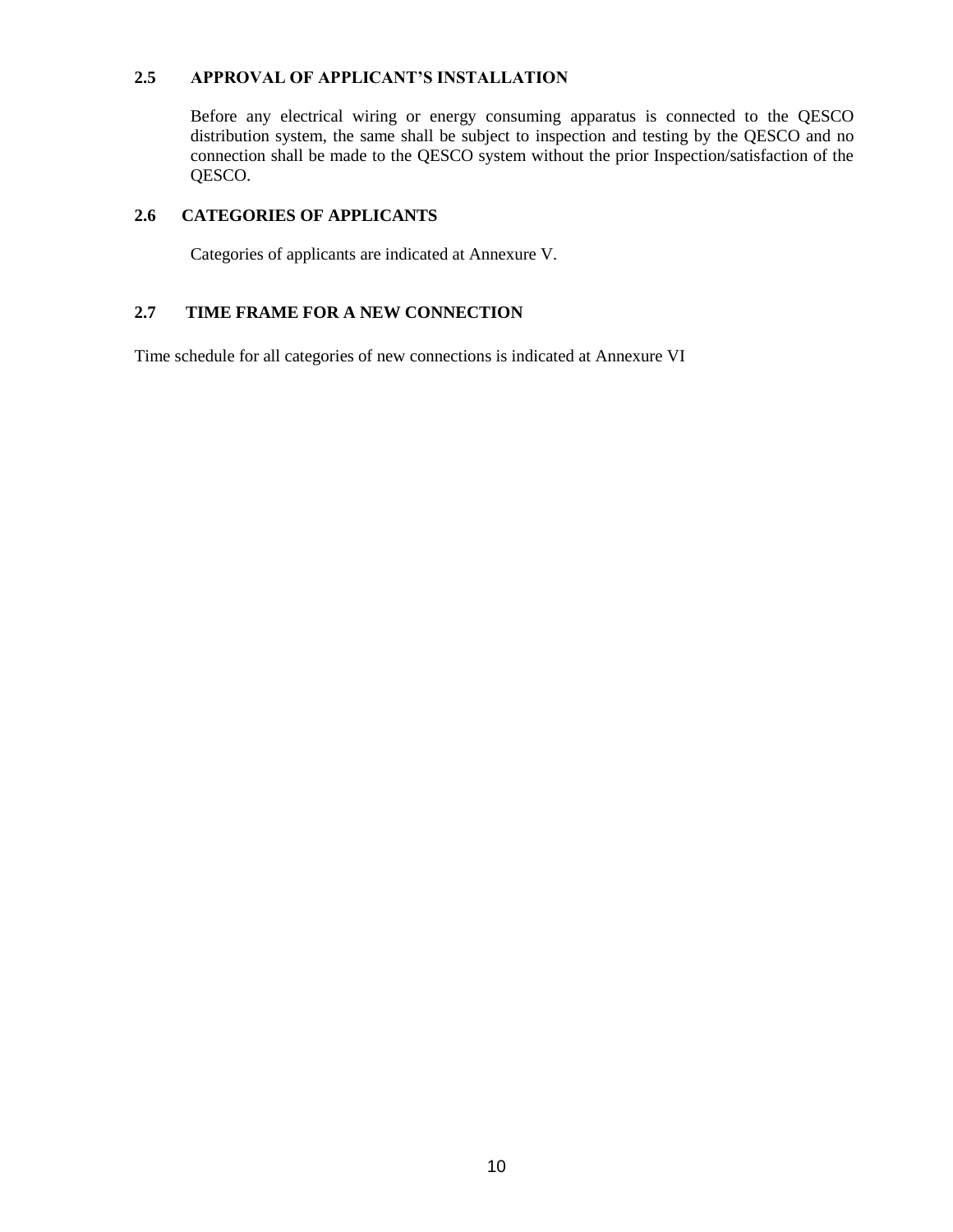### 2.5 APPROVAL OF APPLICANT'S INSTALLATION

Before any electrical wiring or energy consuming apparatus is connected to the QESCO distribution system, the same shall be subject to inspection and testing by the QESCO and no connection shall be made to the QESCO system without the prior Inspection/satisfaction of the QESCO.

### 2.6 CATEGORIES OF APPLICANTS

Categories of applicants are indicated at Annexure V.

### 2.7 TIME FRAME FOR A NEW CONNECTION

Time schedule for all categories of new connections is indicated at Annexure VI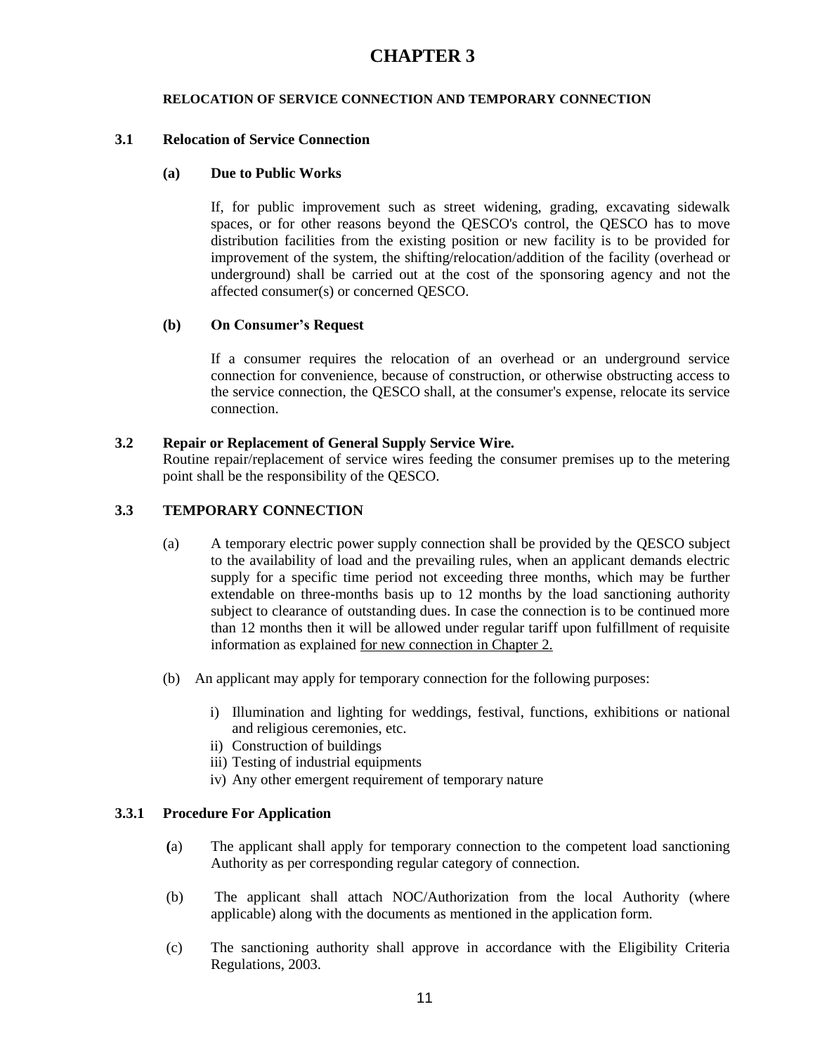# CHAPTER 3

**RELOCATION OF SERVICE CONNECTION AND TEMPORARY CONNECTION**

## 3.1 Relocation of Service Connection

### (a) Due to Public Works

If, for public improvement such as street widening, grading, excavating sidewalk spaces, or for other reasons beyond the QESCO's control, the QESCO has to move distribution facilities from the existing position or new facility is to be provided for improvement of the system, the shifting/relocation/addition of the facility (overhead or underground) shall be carried out at the cost of the sponsoring agency and not the affected consumer(s) or concerned QESCO.

### (b) On Consumer's Request

If a consumer requires the relocation of an overhead or an underground service connection for convenience, because of construction, or otherwise obstructing access to the service connection, the QESCO shall, at the consumer's expense, relocate its service connection.

## 3.2 Repair or Replacement of General Supply Service Wire.

Routine repair/replacement of service wires feeding the consumer premises up to the metering point shall be the responsibility of the QESCO.

## 3.3 TEMPORARY CONNECTION

(a) A temporary electric power supply connection shall be provided by the QESCO subject to the availability of load and the prevailing rules, when an applicant demands electric supply for a specific time period not exceeding three months, which may be further extendable on three-months basis up to 12 months by the load sanctioning authority subject to clearance of outstanding dues. In case the connection is to be continued more than 12 months then it will be allowed under regular tariff upon fulfillment of requisite information as explained <u>for new connection in Chapter 2.</u>

(b) An applicant may apply for temporary connection for the following purposes:

i) Illumination and lighting for weddings, festival, functions, exhibitions or national and religious ceremonies, etc.
ii) Construction of buildings
iii) Testing of industrial equipments
iv) Any other emergent requirement of temporary nature

### 3.3.1 Procedure For Application

(a) The applicant shall apply for temporary connection to the competent load sanctioning Authority as per corresponding regular category of connection.

(b) The applicant shall attach NOC/Authorization from the local Authority (where applicable) along with the documents as mentioned in the application form.

(c) The sanctioning authority shall approve in accordance with the Eligibility Criteria Regulations, 2003.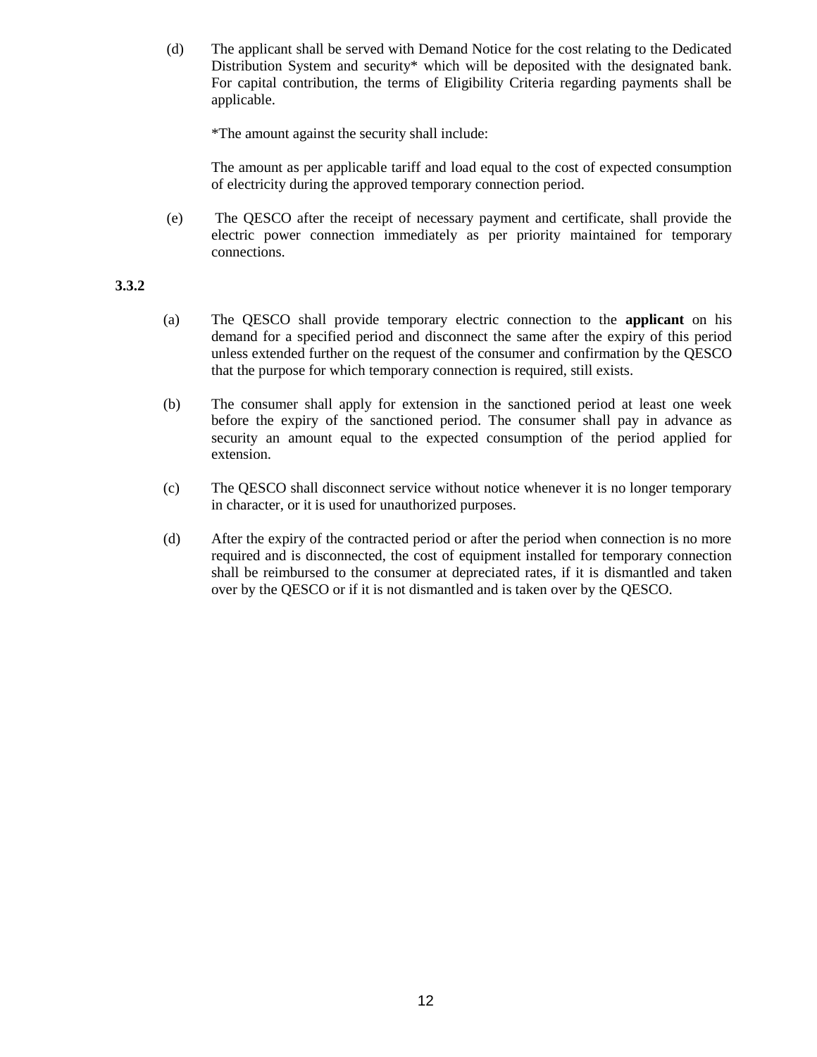(d) The applicant shall be served with Demand Notice for the cost relating to the Dedicated Distribution System and security* which will be deposited with the designated bank. For capital contribution, the terms of Eligibility Criteria regarding payments shall be applicable.

*The amount against the security shall include:

The amount as per applicable tariff and load equal to the cost of expected consumption of electricity during the approved temporary connection period.

(e) The QESCO after the receipt of necessary payment and certificate, shall provide the electric power connection immediately as per priority maintained for temporary connections.

**3.3.2**

(a) The QESCO shall provide temporary electric connection to the **applicant** on his demand for a specified period and disconnect the same after the expiry of this period unless extended further on the request of the consumer and confirmation by the QESCO that the purpose for which temporary connection is required, still exists.

(b) The consumer shall apply for extension in the sanctioned period at least one week before the expiry of the sanctioned period. The consumer shall pay in advance as security an amount equal to the expected consumption of the period applied for extension.

(c) The QESCO shall disconnect service without notice whenever it is no longer temporary in character, or it is used for unauthorized purposes.

(d) After the expiry of the contracted period or after the period when connection is no more required and is disconnected, the cost of equipment installed for temporary connection shall be reimbursed to the consumer at depreciated rates, if it is dismantled and taken over by the QESCO or if it is not dismantled and is taken over by the QESCO.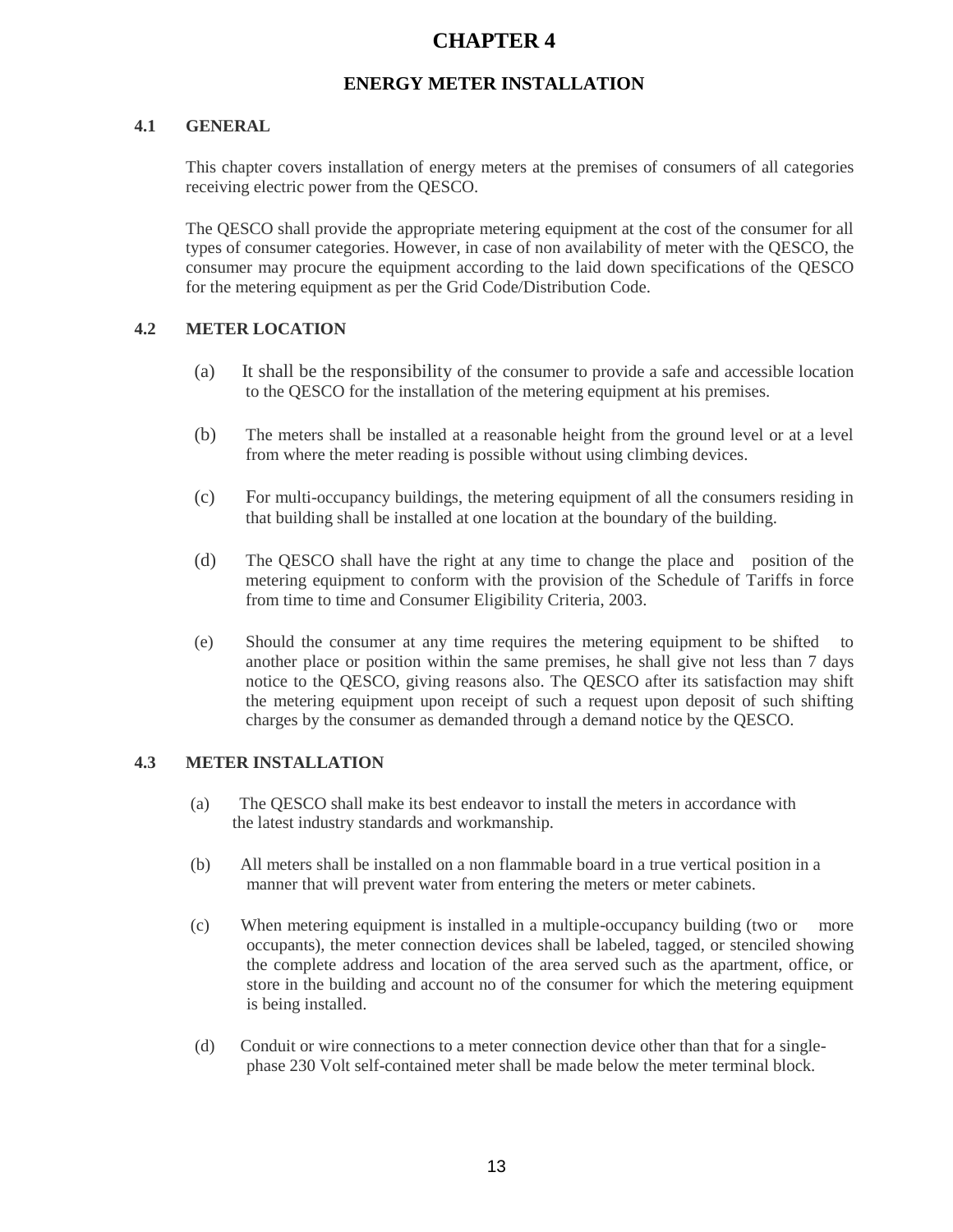# CHAPTER 4

## ENERGY METER INSTALLATION

### 4.1 GENERAL

This chapter covers installation of energy meters at the premises of consumers of all categories receiving electric power from the QESCO.

The QESCO shall provide the appropriate metering equipment at the cost of the consumer for all types of consumer categories. However, in case of non availability of meter with the QESCO, the consumer may procure the equipment according to the laid down specifications of the QESCO for the metering equipment as per the Grid Code/Distribution Code.

### 4.2 METER LOCATION

(a) It shall be the responsibility of the consumer to provide a safe and accessible location to the QESCO for the installation of the metering equipment at his premises.

(b) The meters shall be installed at a reasonable height from the ground level or at a level from where the meter reading is possible without using climbing devices.

(c) For multi-occupancy buildings, the metering equipment of all the consumers residing in that building shall be installed at one location at the boundary of the building.

(d) The QESCO shall have the right at any time to change the place and position of the metering equipment to conform with the provision of the Schedule of Tariffs in force from time to time and Consumer Eligibility Criteria, 2003.

(e) Should the consumer at any time requires the metering equipment to be shifted to another place or position within the same premises, he shall give not less than 7 days notice to the QESCO, giving reasons also. The QESCO after its satisfaction may shift the metering equipment upon receipt of such a request upon deposit of such shifting charges by the consumer as demanded through a demand notice by the QESCO.

### 4.3 METER INSTALLATION

(a) The QESCO shall make its best endeavor to install the meters in accordance with the latest industry standards and workmanship.

(b) All meters shall be installed on a non flammable board in a true vertical position in a manner that will prevent water from entering the meters or meter cabinets.

(c) When metering equipment is installed in a multiple-occupancy building (two or more occupants), the meter connection devices shall be labeled, tagged, or stenciled showing the complete address and location of the area served such as the apartment, office, or store in the building and account no of the consumer for which the metering equipment is being installed.

(d) Conduit or wire connections to a meter connection device other than that for a single-phase 230 Volt self-contained meter shall be made below the meter terminal block.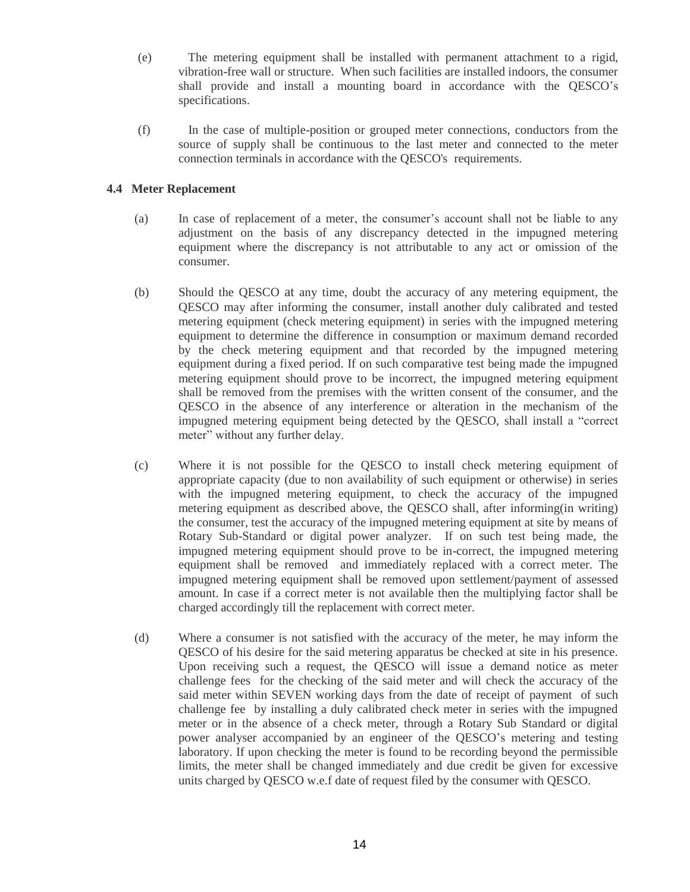(e) The metering equipment shall be installed with permanent attachment to a rigid, vibration-free wall or structure. When such facilities are installed indoors, the consumer shall provide and install a mounting board in accordance with the QESCO's specifications.

(f) In the case of multiple-position or grouped meter connections, conductors from the source of supply shall be continuous to the last meter and connected to the meter connection terminals in accordance with the QESCO's requirements.

### 4.4 Meter Replacement

(a) In case of replacement of a meter, the consumer's account shall not be liable to any adjustment on the basis of any discrepancy detected in the impugned metering equipment where the discrepancy is not attributable to any act or omission of the consumer.

(b) Should the QESCO at any time, doubt the accuracy of any metering equipment, the QESCO may after informing the consumer, install another duly calibrated and tested metering equipment (check metering equipment) in series with the impugned metering equipment to determine the difference in consumption or maximum demand recorded by the check metering equipment and that recorded by the impugned metering equipment during a fixed period. If on such comparative test being made the impugned metering equipment should prove to be incorrect, the impugned metering equipment shall be removed from the premises with the written consent of the consumer, and the QESCO in the absence of any interference or alteration in the mechanism of the impugned metering equipment being detected by the QESCO, shall install a "correct meter" without any further delay.

(c) Where it is not possible for the QESCO to install check metering equipment of appropriate capacity (due to non availability of such equipment or otherwise) in series with the impugned metering equipment, to check the accuracy of the impugned metering equipment as described above, the QESCO shall, after informing(in writing) the consumer, test the accuracy of the impugned metering equipment at site by means of Rotary Sub-Standard or digital power analyzer. If on such test being made, the impugned metering equipment should prove to be in-correct, the impugned metering equipment shall be removed and immediately replaced with a correct meter. The impugned metering equipment shall be removed upon settlement/payment of assessed amount. In case if a correct meter is not available then the multiplying factor shall be charged accordingly till the replacement with correct meter.

(d) Where a consumer is not satisfied with the accuracy of the meter, he may inform the QESCO of his desire for the said metering apparatus be checked at site in his presence. Upon receiving such a request, the QESCO will issue a demand notice as meter challenge fees for the checking of the said meter and will check the accuracy of the said meter within SEVEN working days from the date of receipt of payment of such challenge fee by installing a duly calibrated check meter in series with the impugned meter or in the absence of a check meter, through a Rotary Sub Standard or digital power analyser accompanied by an engineer of the QESCO's metering and testing laboratory. If upon checking the meter is found to be recording beyond the permissible limits, the meter shall be changed immediately and due credit be given for excessive units charged by QESCO w.e.f date of request filed by the consumer with QESCO.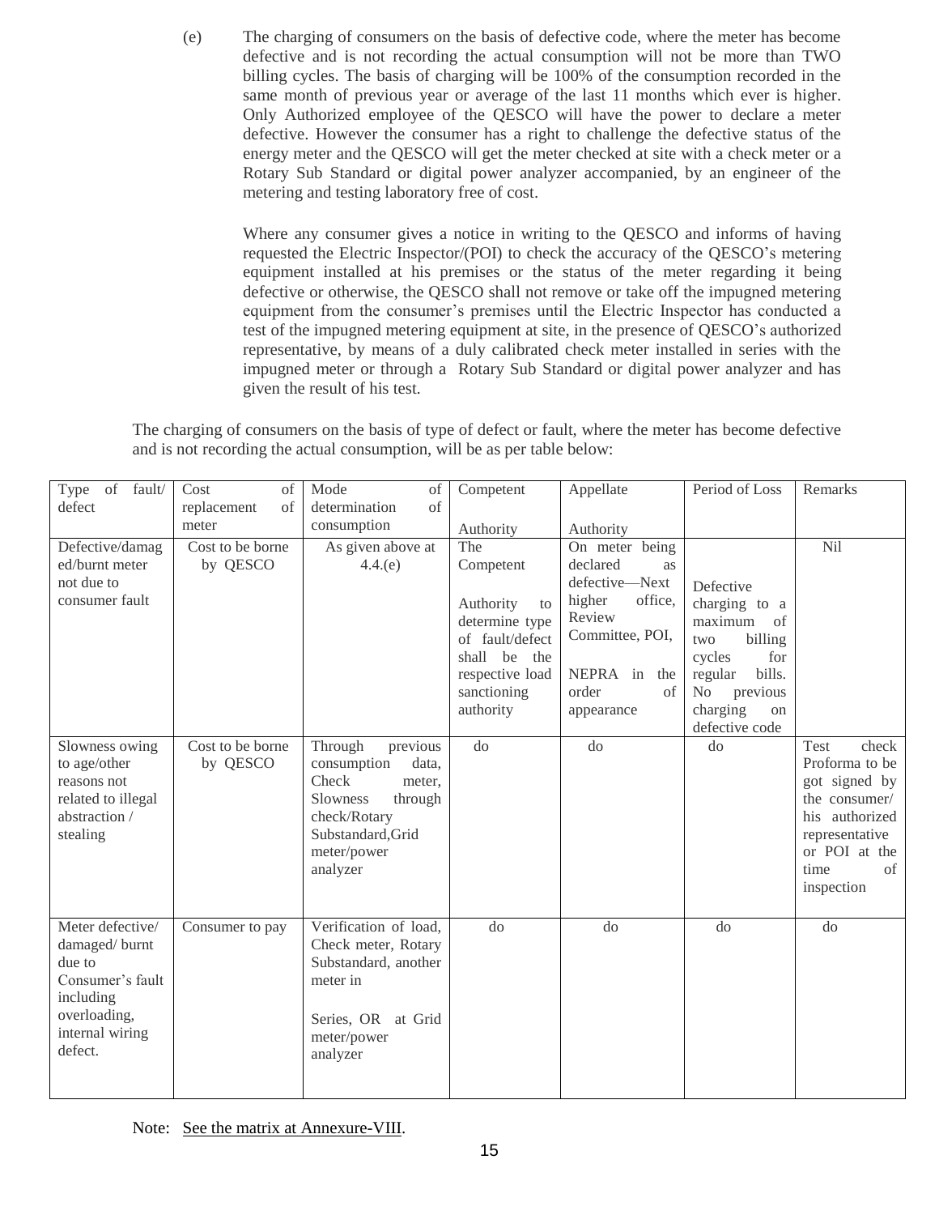(e) The charging of consumers on the basis of defective code, where the meter has become defective and is not recording the actual consumption will not be more than TWO billing cycles. The basis of charging will be 100% of the consumption recorded in the same month of previous year or average of the last 11 months which ever is higher. Only Authorized employee of the QESCO will have the power to declare a meter defective. However the consumer has a right to challenge the defective status of the energy meter and the QESCO will get the meter checked at site with a check meter or a Rotary Sub Standard or digital power analyzer accompanied, by an engineer of the metering and testing laboratory free of cost.

Where any consumer gives a notice in writing to the QESCO and informs of having requested the Electric Inspector/(POI) to check the accuracy of the QESCO's metering equipment installed at his premises or the status of the meter regarding it being defective or otherwise, the QESCO shall not remove or take off the impugned metering equipment from the consumer's premises until the Electric Inspector has conducted a test of the impugned metering equipment at site, in the presence of QESCO's authorized representative, by means of a duly calibrated check meter installed in series with the impugned meter or through a Rotary Sub Standard or digital power analyzer and has given the result of his test.

The charging of consumers on the basis of type of defect or fault, where the meter has become defective and is not recording the actual consumption, will be as per table below:

| Type of fault/ defect | Cost of replacement of meter | Mode of determination of consumption | Competent Authority | Appellate Authority | Period of Loss | Remarks |
|---|---|---|---|---|---|---|
| Defective/damaged/burnt meter not due to consumer fault | Cost to be borne by QESCO | As given above at 4.4.(e) | The Competent Authority to determine type of fault/defect shall be the respective load sanctioning authority | On meter being declared as defective—Next higher office, Review Committee, POI, NEPRA in the order of appearance | Defective charging to a maximum of two billing cycles for regular bills. No previous charging on defective code | Nil |
| Slowness owing to age/other reasons not related to illegal abstraction / stealing | Cost to be borne by QESCO | Through previous consumption data, Check meter, Slowness through check/Rotary Substandard,Grid meter/power analyzer | do | do | do | Test check Proforma to be got signed by the consumer/ his authorized representative or POI at the time of inspection |
| Meter defective/ damaged/ burnt due to Consumer's fault including overloading, internal wiring defect. | Consumer to pay | Verification of load, Check meter, Rotary Substandard, another meter in Series, OR at Grid meter/power analyzer | do | do | do | do |

Note: See the matrix at Annexure-VIII.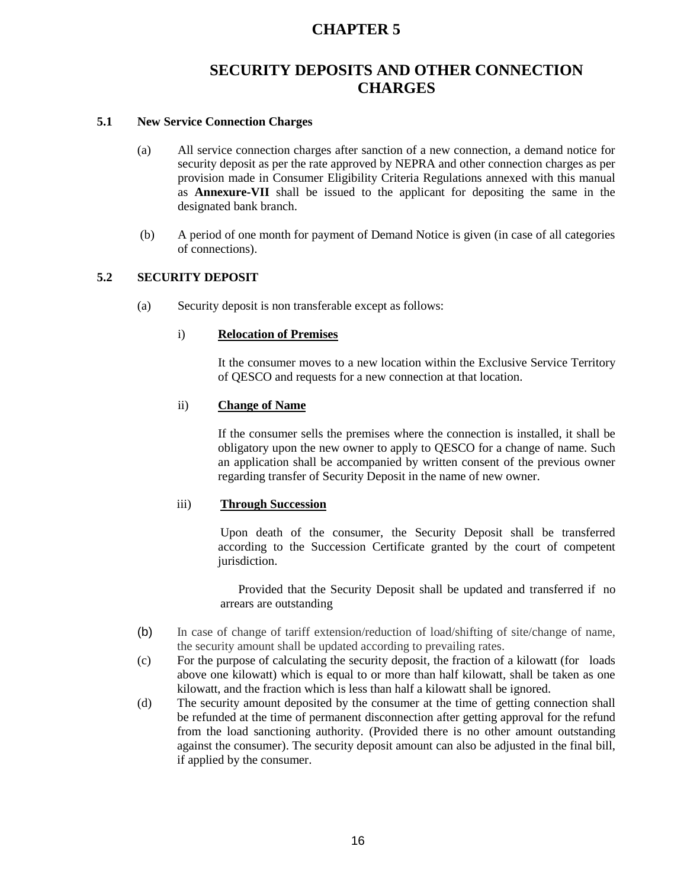# CHAPTER 5

# SECURITY DEPOSITS AND OTHER CONNECTION CHARGES

## 5.1 New Service Connection Charges

(a) All service connection charges after sanction of a new connection, a demand notice for security deposit as per the rate approved by NEPRA and other connection charges as per provision made in Consumer Eligibility Criteria Regulations annexed with this manual as **Annexure-VII** shall be issued to the applicant for depositing the same in the designated bank branch.

(b) A period of one month for payment of Demand Notice is given (in case of all categories of connections).

## 5.2 SECURITY DEPOSIT

(a) Security deposit is non transferable except as follows:

i) **Relocation of Premises**

It the consumer moves to a new location within the Exclusive Service Territory of QESCO and requests for a new connection at that location.

ii) **Change of Name**

If the consumer sells the premises where the connection is installed, it shall be obligatory upon the new owner to apply to QESCO for a change of name. Such an application shall be accompanied by written consent of the previous owner regarding transfer of Security Deposit in the name of new owner.

iii) **Through Succession**

Upon death of the consumer, the Security Deposit shall be transferred according to the Succession Certificate granted by the court of competent jurisdiction.

Provided that the Security Deposit shall be updated and transferred if no arrears are outstanding

(b) In case of change of tariff extension/reduction of load/shifting of site/change of name, the security amount shall be updated according to prevailing rates.

(c) For the purpose of calculating the security deposit, the fraction of a kilowatt (for loads above one kilowatt) which is equal to or more than half kilowatt, shall be taken as one kilowatt, and the fraction which is less than half a kilowatt shall be ignored.

(d) The security amount deposited by the consumer at the time of getting connection shall be refunded at the time of permanent disconnection after getting approval for the refund from the load sanctioning authority. (Provided there is no other amount outstanding against the consumer). The security deposit amount can also be adjusted in the final bill, if applied by the consumer.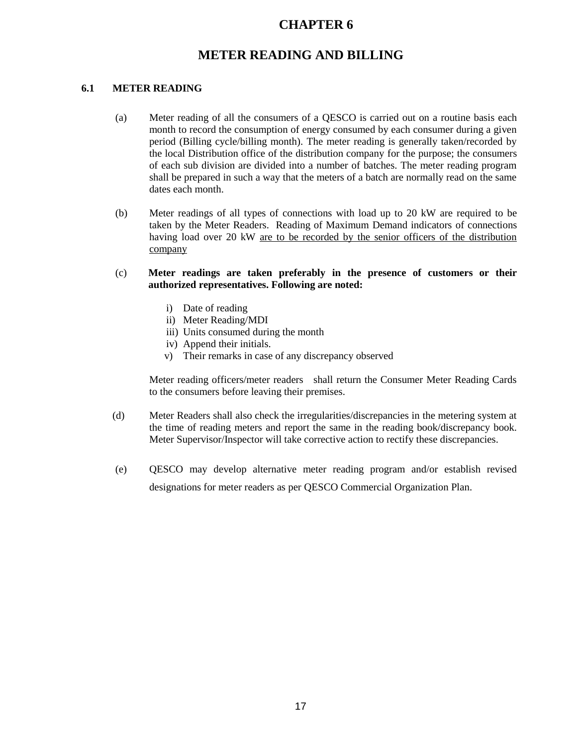# CHAPTER 6

# METER READING AND BILLING

### 6.1 METER READING

(a) Meter reading of all the consumers of a QESCO is carried out on a routine basis each month to record the consumption of energy consumed by each consumer during a given period (Billing cycle/billing month). The meter reading is generally taken/recorded by the local Distribution office of the distribution company for the purpose; the consumers of each sub division are divided into a number of batches. The meter reading program shall be prepared in such a way that the meters of a batch are normally read on the same dates each month.

(b) Meter readings of all types of connections with load up to 20 kW are required to be taken by the Meter Readers. Reading of Maximum Demand indicators of connections having load over 20 kW are to be recorded by the senior officers of the distribution company

(c) **Meter readings are taken preferably in the presence of customers or their authorized representatives. Following are noted:**

i) Date of reading
ii) Meter Reading/MDI
iii) Units consumed during the month
iv) Append their initials.
v) Their remarks in case of any discrepancy observed

Meter reading officers/meter readers shall return the Consumer Meter Reading Cards to the consumers before leaving their premises.

(d) Meter Readers shall also check the irregularities/discrepancies in the metering system at the time of reading meters and report the same in the reading book/discrepancy book. Meter Supervisor/Inspector will take corrective action to rectify these discrepancies.

(e) QESCO may develop alternative meter reading program and/or establish revised designations for meter readers as per QESCO Commercial Organization Plan.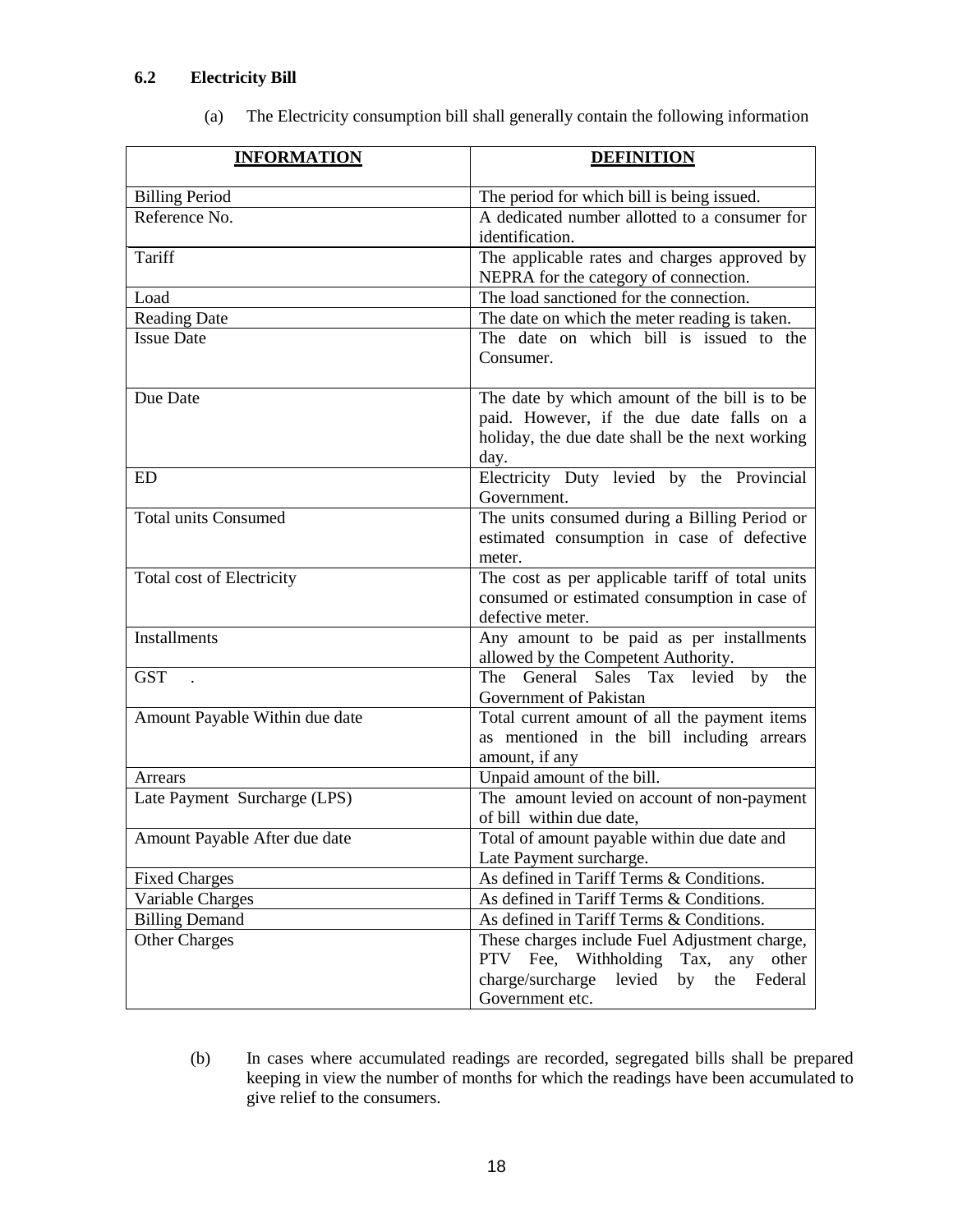## 6.2 Electricity Bill

(a) The Electricity consumption bill shall generally contain the following information

| INFORMATION | DEFINITION |
|---|---|
| Billing Period | The period for which bill is being issued. |
| Reference No. | A dedicated number allotted to a consumer for identification. |
| Tariff | The applicable rates and charges approved by NEPRA for the category of connection. |
| Load | The load sanctioned for the connection. |
| Reading Date | The date on which the meter reading is taken. |
| Issue Date | The date on which bill is issued to the Consumer. |
| Due Date | The date by which amount of the bill is to be paid. However, if the due date falls on a holiday, the due date shall be the next working day. |
| ED | Electricity Duty levied by the Provincial Government. |
| Total units Consumed | The units consumed during a Billing Period or estimated consumption in case of defective meter. |
| Total cost of Electricity | The cost as per applicable tariff of total units consumed or estimated consumption in case of defective meter. |
| Installments | Any amount to be paid as per installments allowed by the Competent Authority. |
| GST . | The General Sales Tax levied by the Government of Pakistan |
| Amount Payable Within due date | Total current amount of all the payment items as mentioned in the bill including arrears amount, if any |
| Arrears | Unpaid amount of the bill. |
| Late Payment Surcharge (LPS) | The amount levied on account of non-payment of bill within due date, |
| Amount Payable After due date | Total of amount payable within due date and Late Payment surcharge. |
| Fixed Charges | As defined in Tariff Terms & Conditions. |
| Variable Charges | As defined in Tariff Terms & Conditions. |
| Billing Demand | As defined in Tariff Terms & Conditions. |
| Other Charges | These charges include Fuel Adjustment charge, PTV Fee, Withholding Tax, any other charge/surcharge levied by the Federal Government etc. |

(b) In cases where accumulated readings are recorded, segregated bills shall be prepared keeping in view the number of months for which the readings have been accumulated to give relief to the consumers.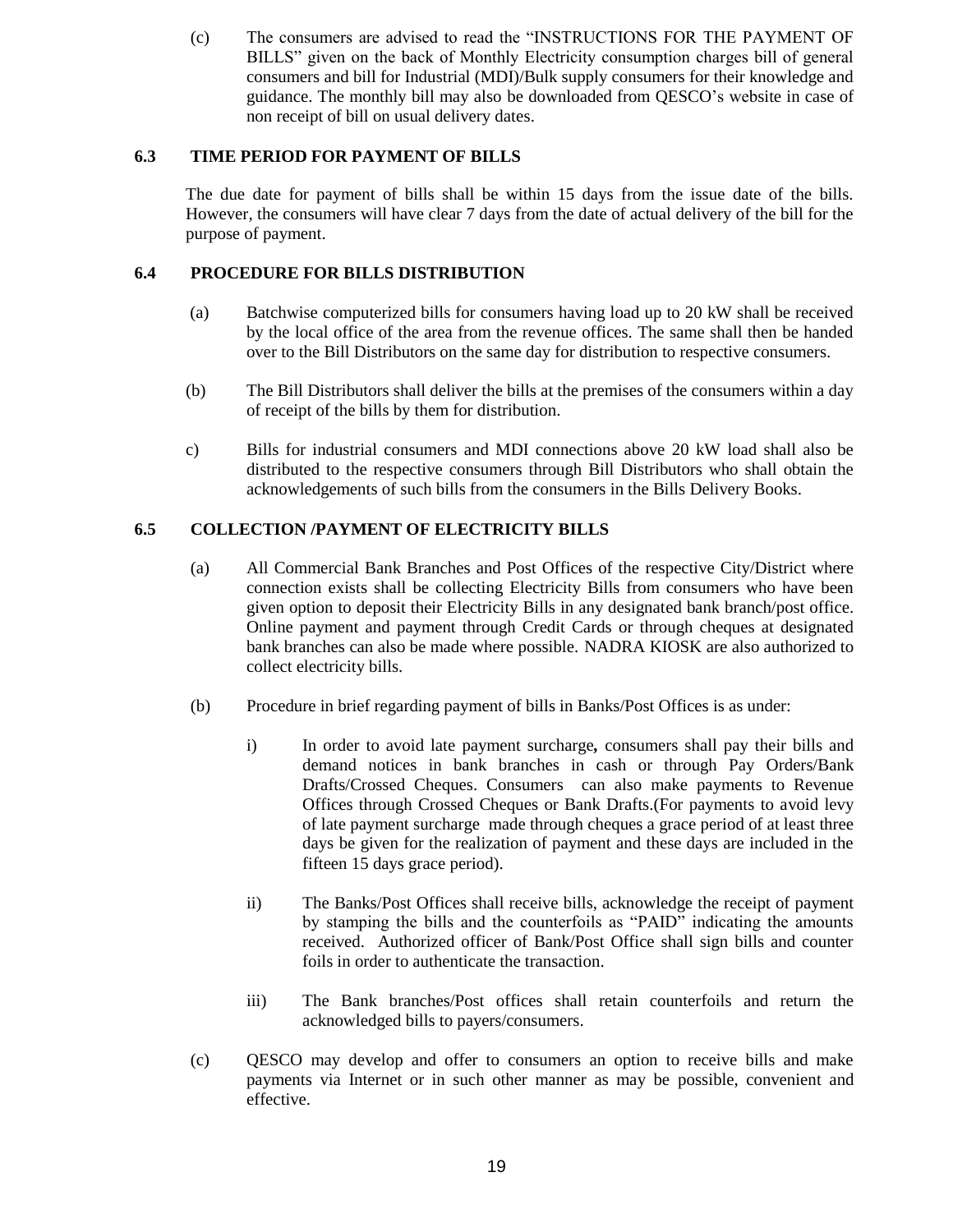(c) The consumers are advised to read the "INSTRUCTIONS FOR THE PAYMENT OF BILLS" given on the back of Monthly Electricity consumption charges bill of general consumers and bill for Industrial (MDI)/Bulk supply consumers for their knowledge and guidance. The monthly bill may also be downloaded from QESCO's website in case of non receipt of bill on usual delivery dates.

### 6.3 TIME PERIOD FOR PAYMENT OF BILLS

The due date for payment of bills shall be within 15 days from the issue date of the bills. However, the consumers will have clear 7 days from the date of actual delivery of the bill for the purpose of payment.

### 6.4 PROCEDURE FOR BILLS DISTRIBUTION

(a) Batchwise computerized bills for consumers having load up to 20 kW shall be received by the local office of the area from the revenue offices. The same shall then be handed over to the Bill Distributors on the same day for distribution to respective consumers.

(b) The Bill Distributors shall deliver the bills at the premises of the consumers within a day of receipt of the bills by them for distribution.

c) Bills for industrial consumers and MDI connections above 20 kW load shall also be distributed to the respective consumers through Bill Distributors who shall obtain the acknowledgements of such bills from the consumers in the Bills Delivery Books.

### 6.5 COLLECTION /PAYMENT OF ELECTRICITY BILLS

(a) All Commercial Bank Branches and Post Offices of the respective City/District where connection exists shall be collecting Electricity Bills from consumers who have been given option to deposit their Electricity Bills in any designated bank branch/post office. Online payment and payment through Credit Cards or through cheques at designated bank branches can also be made where possible. NADRA KIOSK are also authorized to collect electricity bills.

(b) Procedure in brief regarding payment of bills in Banks/Post Offices is as under:

i) In order to avoid late payment surcharge**,** consumers shall pay their bills and demand notices in bank branches in cash or through Pay Orders/Bank Drafts/Crossed Cheques. Consumers can also make payments to Revenue Offices through Crossed Cheques or Bank Drafts.(For payments to avoid levy of late payment surcharge made through cheques a grace period of at least three days be given for the realization of payment and these days are included in the fifteen 15 days grace period).

ii) The Banks/Post Offices shall receive bills, acknowledge the receipt of payment by stamping the bills and the counterfoils as "PAID" indicating the amounts received. Authorized officer of Bank/Post Office shall sign bills and counter foils in order to authenticate the transaction.

iii) The Bank branches/Post offices shall retain counterfoils and return the acknowledged bills to payers/consumers.

(c) QESCO may develop and offer to consumers an option to receive bills and make payments via Internet or in such other manner as may be possible, convenient and effective.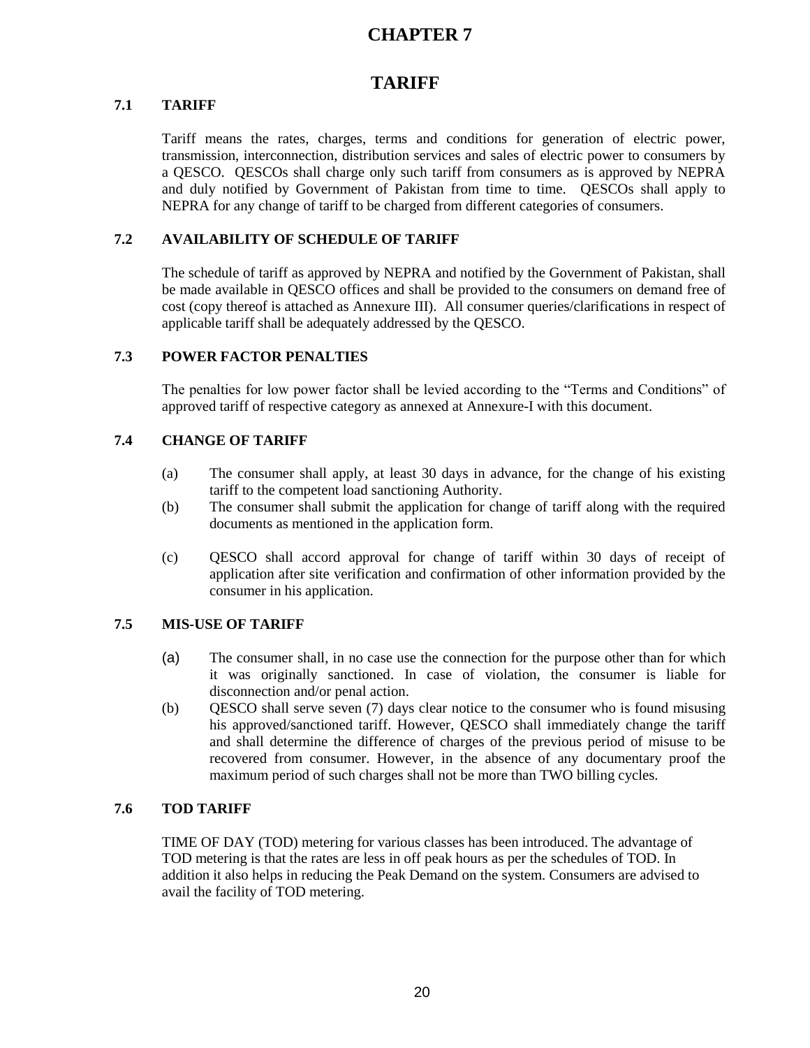# CHAPTER 7

# TARIFF

## 7.1 TARIFF

Tariff means the rates, charges, terms and conditions for generation of electric power, transmission, interconnection, distribution services and sales of electric power to consumers by a QESCO. QESCOs shall charge only such tariff from consumers as is approved by NEPRA and duly notified by Government of Pakistan from time to time. QESCOs shall apply to NEPRA for any change of tariff to be charged from different categories of consumers.

## 7.2 AVAILABILITY OF SCHEDULE OF TARIFF

The schedule of tariff as approved by NEPRA and notified by the Government of Pakistan, shall be made available in QESCO offices and shall be provided to the consumers on demand free of cost (copy thereof is attached as Annexure III). All consumer queries/clarifications in respect of applicable tariff shall be adequately addressed by the QESCO.

## 7.3 POWER FACTOR PENALTIES

The penalties for low power factor shall be levied according to the "Terms and Conditions" of approved tariff of respective category as annexed at Annexure-I with this document.

## 7.4 CHANGE OF TARIFF

(a) The consumer shall apply, at least 30 days in advance, for the change of his existing tariff to the competent load sanctioning Authority.

(b) The consumer shall submit the application for change of tariff along with the required documents as mentioned in the application form.

(c) QESCO shall accord approval for change of tariff within 30 days of receipt of application after site verification and confirmation of other information provided by the consumer in his application.

## 7.5 MIS-USE OF TARIFF

(a) The consumer shall, in no case use the connection for the purpose other than for which it was originally sanctioned. In case of violation, the consumer is liable for disconnection and/or penal action.

(b) QESCO shall serve seven (7) days clear notice to the consumer who is found misusing his approved/sanctioned tariff. However, QESCO shall immediately change the tariff and shall determine the difference of charges of the previous period of misuse to be recovered from consumer. However, in the absence of any documentary proof the maximum period of such charges shall not be more than TWO billing cycles.

## 7.6 TOD TARIFF

TIME OF DAY (TOD) metering for various classes has been introduced. The advantage of TOD metering is that the rates are less in off peak hours as per the schedules of TOD. In addition it also helps in reducing the Peak Demand on the system. Consumers are advised to avail the facility of TOD metering.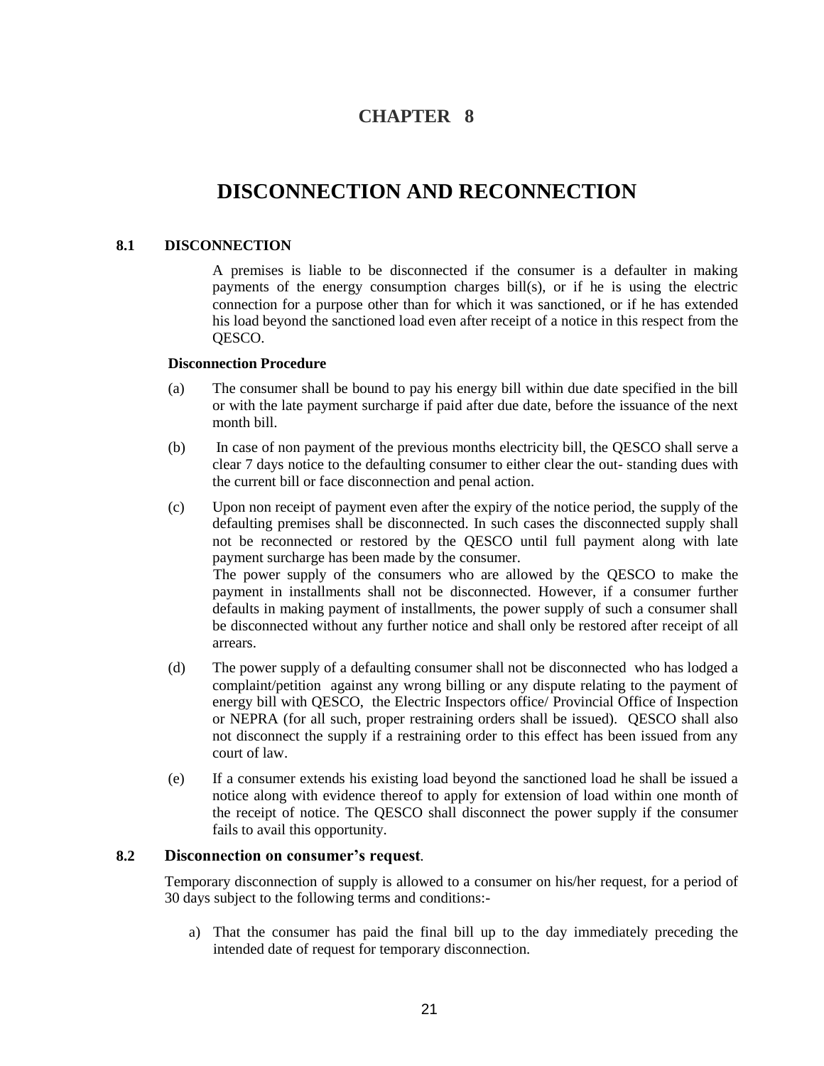# CHAPTER 8

# DISCONNECTION AND RECONNECTION

## 8.1 DISCONNECTION

A premises is liable to be disconnected if the consumer is a defaulter in making payments of the energy consumption charges bill(s), or if he is using the electric connection for a purpose other than for which it was sanctioned, or if he has extended his load beyond the sanctioned load even after receipt of a notice in this respect from the QESCO.

**Disconnection Procedure**

(a) The consumer shall be bound to pay his energy bill within due date specified in the bill or with the late payment surcharge if paid after due date, before the issuance of the next month bill.

(b) In case of non payment of the previous months electricity bill, the QESCO shall serve a clear 7 days notice to the defaulting consumer to either clear the out- standing dues with the current bill or face disconnection and penal action.

(c) Upon non receipt of payment even after the expiry of the notice period, the supply of the defaulting premises shall be disconnected. In such cases the disconnected supply shall not be reconnected or restored by the QESCO until full payment along with late payment surcharge has been made by the consumer.
The power supply of the consumers who are allowed by the QESCO to make the payment in installments shall not be disconnected. However, if a consumer further defaults in making payment of installments, the power supply of such a consumer shall be disconnected without any further notice and shall only be restored after receipt of all arrears.

(d) The power supply of a defaulting consumer shall not be disconnected who has lodged a complaint/petition against any wrong billing or any dispute relating to the payment of energy bill with QESCO, the Electric Inspectors office/ Provincial Office of Inspection or NEPRA (for all such, proper restraining orders shall be issued). QESCO shall also not disconnect the supply if a restraining order to this effect has been issued from any court of law.

(e) If a consumer extends his existing load beyond the sanctioned load he shall be issued a notice along with evidence thereof to apply for extension of load within one month of the receipt of notice. The QESCO shall disconnect the power supply if the consumer fails to avail this opportunity.

## 8.2 Disconnection on consumer's request.

Temporary disconnection of supply is allowed to a consumer on his/her request, for a period of 30 days subject to the following terms and conditions:-

a) That the consumer has paid the final bill up to the day immediately preceding the intended date of request for temporary disconnection.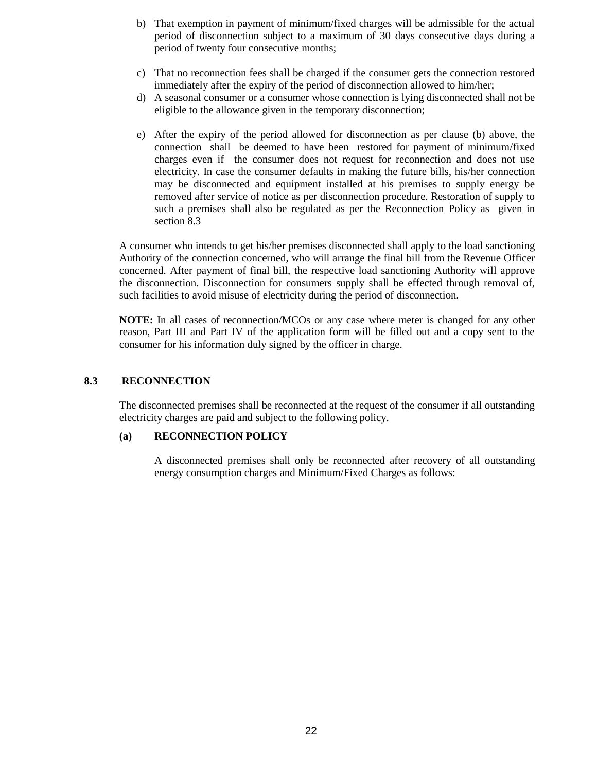b) That exemption in payment of minimum/fixed charges will be admissible for the actual period of disconnection subject to a maximum of 30 days consecutive days during a period of twenty four consecutive months;

c) That no reconnection fees shall be charged if the consumer gets the connection restored immediately after the expiry of the period of disconnection allowed to him/her;

d) A seasonal consumer or a consumer whose connection is lying disconnected shall not be eligible to the allowance given in the temporary disconnection;

e) After the expiry of the period allowed for disconnection as per clause (b) above, the connection shall be deemed to have been restored for payment of minimum/fixed charges even if the consumer does not request for reconnection and does not use electricity. In case the consumer defaults in making the future bills, his/her connection may be disconnected and equipment installed at his premises to supply energy be removed after service of notice as per disconnection procedure. Restoration of supply to such a premises shall also be regulated as per the Reconnection Policy as given in section 8.3

A consumer who intends to get his/her premises disconnected shall apply to the load sanctioning Authority of the connection concerned, who will arrange the final bill from the Revenue Officer concerned. After payment of final bill, the respective load sanctioning Authority will approve the disconnection. Disconnection for consumers supply shall be effected through removal of, such facilities to avoid misuse of electricity during the period of disconnection.

**NOTE:** In all cases of reconnection/MCOs or any case where meter is changed for any other reason, Part III and Part IV of the application form will be filled out and a copy sent to the consumer for his information duly signed by the officer in charge.

## 8.3 RECONNECTION

The disconnected premises shall be reconnected at the request of the consumer if all outstanding electricity charges are paid and subject to the following policy.

### (a) RECONNECTION POLICY

A disconnected premises shall only be reconnected after recovery of all outstanding energy consumption charges and Minimum/Fixed Charges as follows: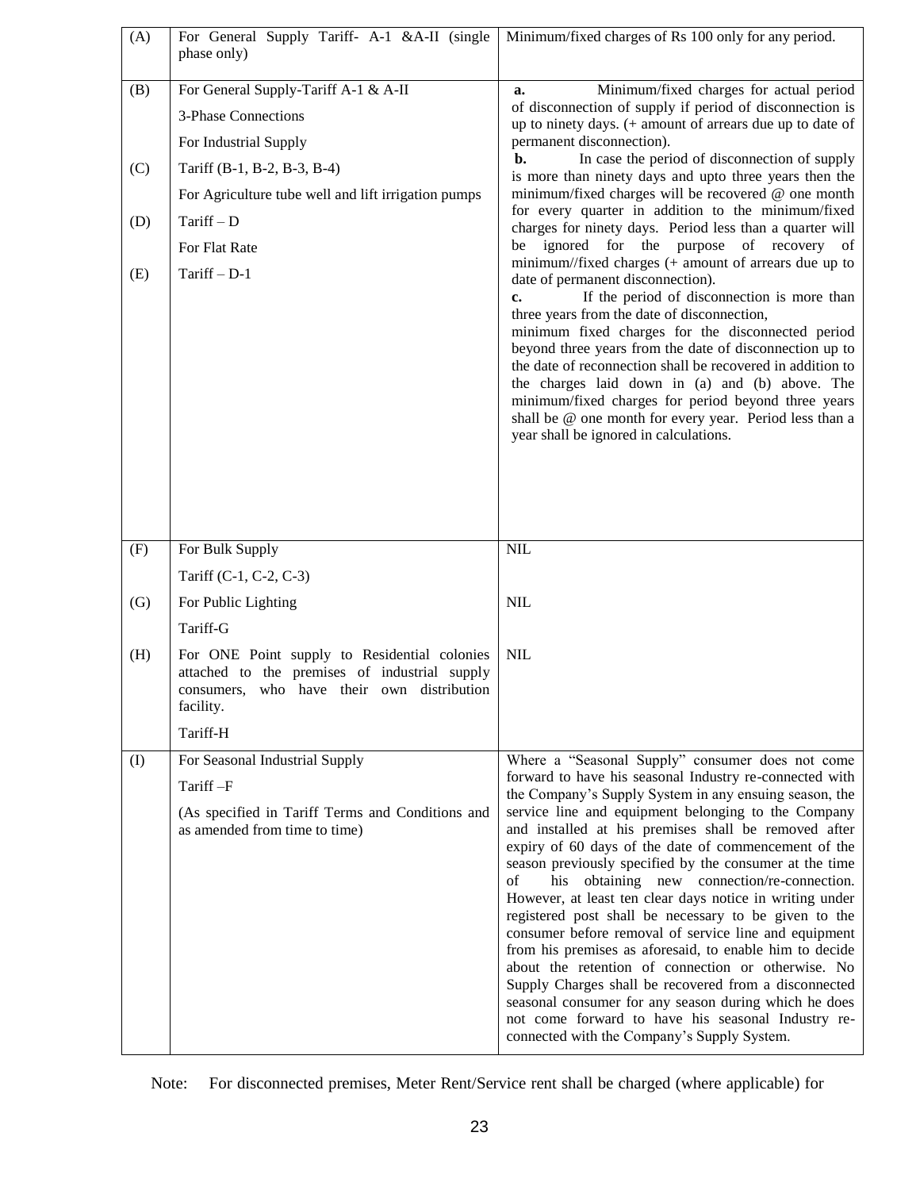| | | |
|---|---|---|
| (A) | For General Supply Tariff- A-1 &A-II (single phase only) | Minimum/fixed charges of Rs 100 only for any period. |
| (B)<br><br><br>(C)<br><br>(D)<br><br>(E) | For General Supply-Tariff A-1 & A-II<br>3-Phase Connections<br>For Industrial Supply<br>Tariff (B-1, B-2, B-3, B-4)<br>For Agriculture tube well and lift irrigation pumps<br>Tariff – D<br>For Flat Rate<br>Tariff – D-1 | **a.** Minimum/fixed charges for actual period of disconnection of supply if period of disconnection is up to ninety days. (+ amount of arrears due up to date of permanent disconnection).<br>**b.** In case the period of disconnection of supply is more than ninety days and upto three years then the minimum/fixed charges will be recovered @ one month for every quarter in addition to the minimum/fixed charges for ninety days. Period less than a quarter will be ignored for the purpose of recovery of minimum//fixed charges (+ amount of arrears due up to date of permanent disconnection).<br>**c.** If the period of disconnection is more than three years from the date of disconnection,<br>minimum fixed charges for the disconnected period beyond three years from the date of disconnection up to the date of reconnection shall be recovered in addition to the charges laid down in (a) and (b) above. The minimum/fixed charges for period beyond three years shall be @ one month for every year. Period less than a year shall be ignored in calculations. |
| (F)<br><br>(G)<br><br>(H) | For Bulk Supply<br>Tariff (C-1, C-2, C-3)<br>For Public Lighting<br>Tariff-G<br>For ONE Point supply to Residential colonies attached to the premises of industrial supply consumers, who have their own distribution facility.<br>Tariff-H | NIL<br><br>NIL<br><br>NIL |
| (I) | For Seasonal Industrial Supply<br>Tariff –F<br>(As specified in Tariff Terms and Conditions and as amended from time to time) | Where a "Seasonal Supply" consumer does not come forward to have his seasonal Industry re-connected with the Company's Supply System in any ensuing season, the service line and equipment belonging to the Company and installed at his premises shall be removed after expiry of 60 days of the date of commencement of the season previously specified by the consumer at the time of his obtaining new connection/re-connection. However, at least ten clear days notice in writing under registered post shall be necessary to be given to the consumer before removal of service line and equipment from his premises as aforesaid, to enable him to decide about the retention of connection or otherwise. No Supply Charges shall be recovered from a disconnected seasonal consumer for any season during which he does not come forward to have his seasonal Industry re-connected with the Company's Supply System. |

Note: For disconnected premises, Meter Rent/Service rent shall be charged (where applicable) for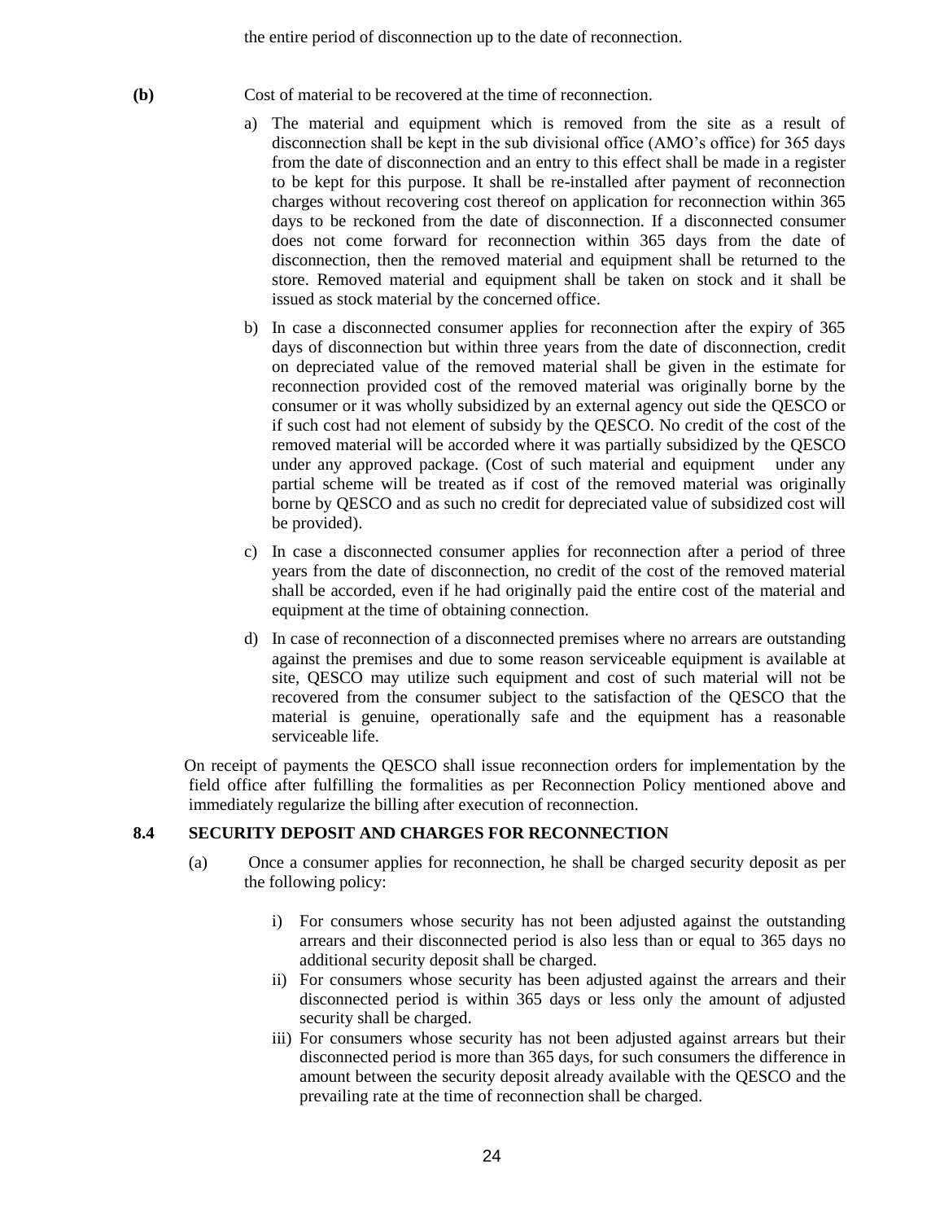the entire period of disconnection up to the date of reconnection.

**(b)** Cost of material to be recovered at the time of reconnection.

a) The material and equipment which is removed from the site as a result of disconnection shall be kept in the sub divisional office (AMO's office) for 365 days from the date of disconnection and an entry to this effect shall be made in a register to be kept for this purpose. It shall be re-installed after payment of reconnection charges without recovering cost thereof on application for reconnection within 365 days to be reckoned from the date of disconnection. If a disconnected consumer does not come forward for reconnection within 365 days from the date of disconnection, then the removed material and equipment shall be returned to the store. Removed material and equipment shall be taken on stock and it shall be issued as stock material by the concerned office.

b) In case a disconnected consumer applies for reconnection after the expiry of 365 days of disconnection but within three years from the date of disconnection, credit on depreciated value of the removed material shall be given in the estimate for reconnection provided cost of the removed material was originally borne by the consumer or it was wholly subsidized by an external agency out side the QESCO or if such cost had not element of subsidy by the QESCO. No credit of the cost of the removed material will be accorded where it was partially subsidized by the QESCO under any approved package. (Cost of such material and equipment under any partial scheme will be treated as if cost of the removed material was originally borne by QESCO and as such no credit for depreciated value of subsidized cost will be provided).

c) In case a disconnected consumer applies for reconnection after a period of three years from the date of disconnection, no credit of the cost of the removed material shall be accorded, even if he had originally paid the entire cost of the material and equipment at the time of obtaining connection.

d) In case of reconnection of a disconnected premises where no arrears are outstanding against the premises and due to some reason serviceable equipment is available at site, QESCO may utilize such equipment and cost of such material will not be recovered from the consumer subject to the satisfaction of the QESCO that the material is genuine, operationally safe and the equipment has a reasonable serviceable life.

On receipt of payments the QESCO shall issue reconnection orders for implementation by the field office after fulfilling the formalities as per Reconnection Policy mentioned above and immediately regularize the billing after execution of reconnection.

### 8.4 SECURITY DEPOSIT AND CHARGES FOR RECONNECTION

(a) Once a consumer applies for reconnection, he shall be charged security deposit as per the following policy:

i) For consumers whose security has not been adjusted against the outstanding arrears and their disconnected period is also less than or equal to 365 days no additional security deposit shall be charged.

ii) For consumers whose security has been adjusted against the arrears and their disconnected period is within 365 days or less only the amount of adjusted security shall be charged.

iii) For consumers whose security has not been adjusted against arrears but their disconnected period is more than 365 days, for such consumers the difference in amount between the security deposit already available with the QESCO and the prevailing rate at the time of reconnection shall be charged.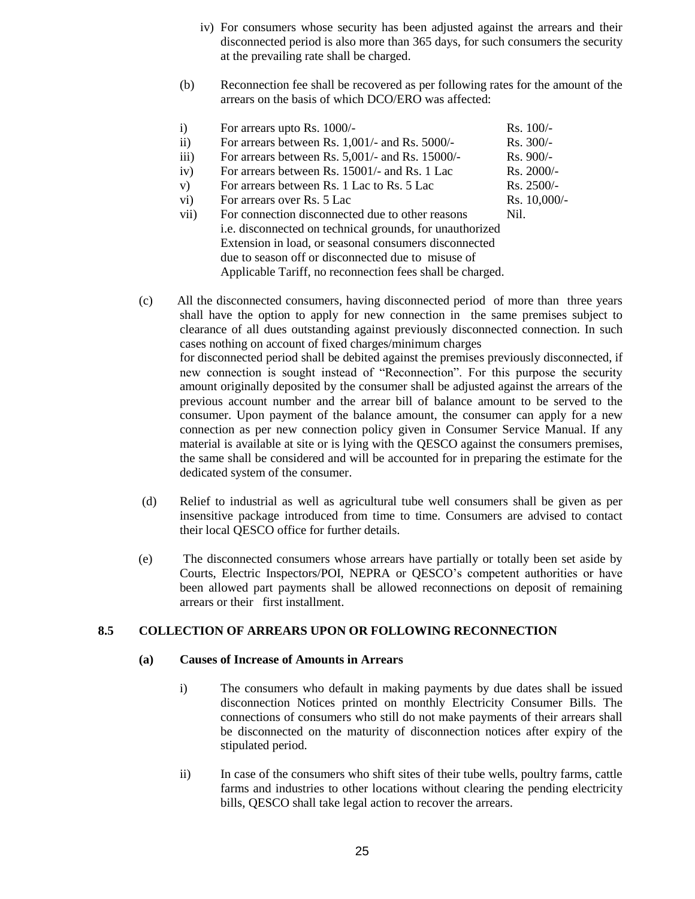iv) For consumers whose security has been adjusted against the arrears and their disconnected period is also more than 365 days, for such consumers the security at the prevailing rate shall be charged.

(b) Reconnection fee shall be recovered as per following rates for the amount of the arrears on the basis of which DCO/ERO was affected:

| | | |
|---|---|---|
| i) | For arrears upto Rs. 1000/- | Rs. 100/- |
| ii) | For arrears between Rs. 1,001/- and Rs. 5000/- | Rs. 300/- |
| iii) | For arrears between Rs. 5,001/- and Rs. 15000/- | Rs. 900/- |
| iv) | For arrears between Rs. 15001/- and Rs. 1 Lac | Rs. 2000/- |
| v) | For arrears between Rs. 1 Lac to Rs. 5 Lac | Rs. 2500/- |
| vi) | For arrears over Rs. 5 Lac | Rs. 10,000/- |
| vii) | For connection disconnected due to other reasons i.e. disconnected on technical grounds, for unauthorized Extension in load, or seasonal consumers disconnected due to season off or disconnected due to misuse of Applicable Tariff, no reconnection fees shall be charged. | Nil. |

(c) All the disconnected consumers, having disconnected period of more than three years shall have the option to apply for new connection in the same premises subject to clearance of all dues outstanding against previously disconnected connection. In such cases nothing on account of fixed charges/minimum charges for disconnected period shall be debited against the premises previously disconnected, if new connection is sought instead of "Reconnection". For this purpose the security amount originally deposited by the consumer shall be adjusted against the arrears of the previous account number and the arrear bill of balance amount to be served to the consumer. Upon payment of the balance amount, the consumer can apply for a new connection as per new connection policy given in Consumer Service Manual. If any material is available at site or is lying with the QESCO against the consumers premises, the same shall be considered and will be accounted for in preparing the estimate for the dedicated system of the consumer.

(d) Relief to industrial as well as agricultural tube well consumers shall be given as per insensitive package introduced from time to time. Consumers are advised to contact their local QESCO office for further details.

(e) The disconnected consumers whose arrears have partially or totally been set aside by Courts, Electric Inspectors/POI, NEPRA or QESCO's competent authorities or have been allowed part payments shall be allowed reconnections on deposit of remaining arrears or their first installment.

## 8.5 COLLECTION OF ARREARS UPON OR FOLLOWING RECONNECTION

### (a) Causes of Increase of Amounts in Arrears

i) The consumers who default in making payments by due dates shall be issued disconnection Notices printed on monthly Electricity Consumer Bills. The connections of consumers who still do not make payments of their arrears shall be disconnected on the maturity of disconnection notices after expiry of the stipulated period.

ii) In case of the consumers who shift sites of their tube wells, poultry farms, cattle farms and industries to other locations without clearing the pending electricity bills, QESCO shall take legal action to recover the arrears.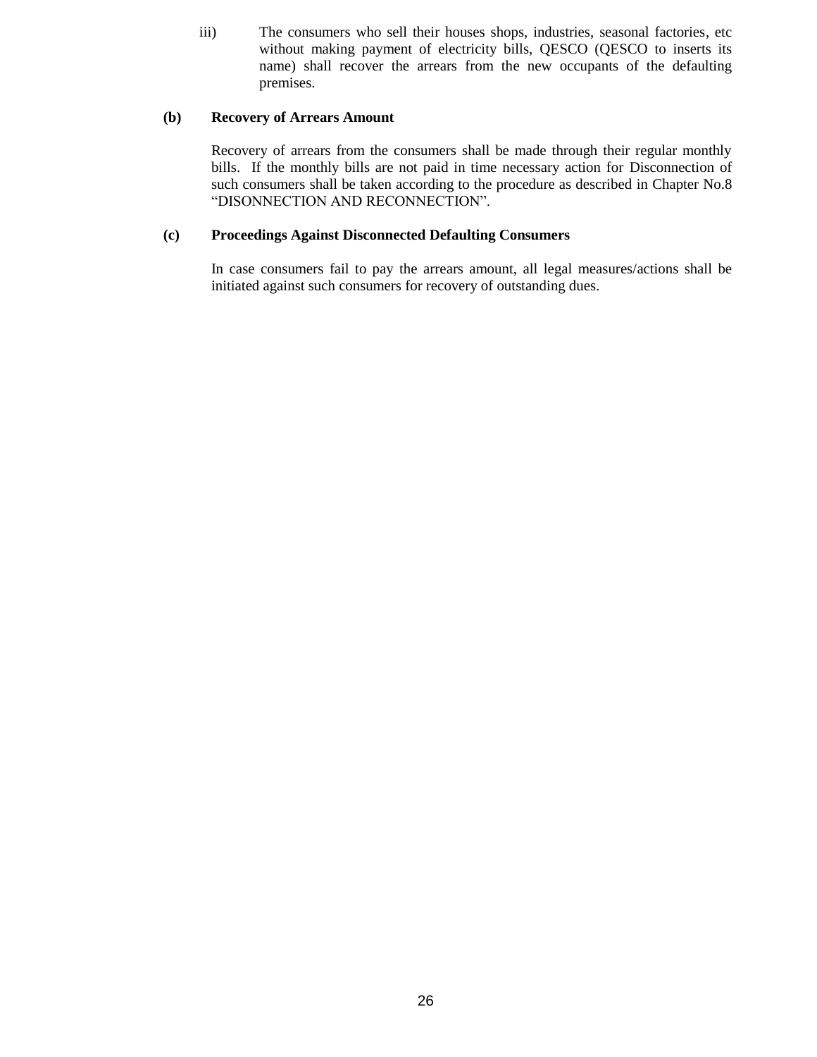iii) The consumers who sell their houses shops, industries, seasonal factories, etc without making payment of electricity bills, QESCO (QESCO to inserts its name) shall recover the arrears from the new occupants of the defaulting premises.

**(b) Recovery of Arrears Amount**

Recovery of arrears from the consumers shall be made through their regular monthly bills. If the monthly bills are not paid in time necessary action for Disconnection of such consumers shall be taken according to the procedure as described in Chapter No.8 "DISONNECTION AND RECONNECTION".

**(c) Proceedings Against Disconnected Defaulting Consumers**

In case consumers fail to pay the arrears amount, all legal measures/actions shall be initiated against such consumers for recovery of outstanding dues.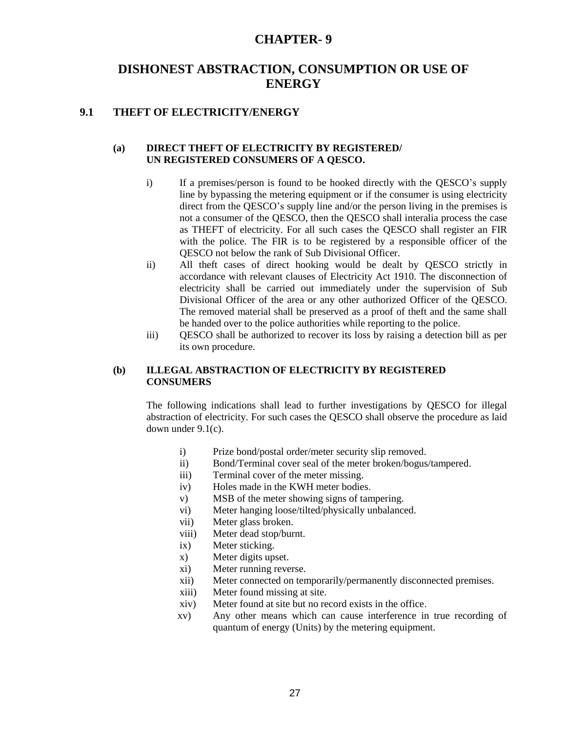# CHAPTER- 9

# DISHONEST ABSTRACTION, CONSUMPTION OR USE OF ENERGY

## 9.1 THEFT OF ELECTRICITY/ENERGY

### (a) DIRECT THEFT OF ELECTRICITY BY REGISTERED/ UN REGISTERED CONSUMERS OF A QESCO.

i) If a premises/person is found to be hooked directly with the QESCO's supply line by bypassing the metering equipment or if the consumer is using electricity direct from the QESCO's supply line and/or the person living in the premises is not a consumer of the QESCO, then the QESCO shall interalia process the case as THEFT of electricity. For all such cases the QESCO shall register an FIR with the police. The FIR is to be registered by a responsible officer of the QESCO not below the rank of Sub Divisional Officer.

ii) All theft cases of direct hooking would be dealt by QESCO strictly in accordance with relevant clauses of Electricity Act 1910. The disconnection of electricity shall be carried out immediately under the supervision of Sub Divisional Officer of the area or any other authorized Officer of the QESCO. The removed material shall be preserved as a proof of theft and the same shall be handed over to the police authorities while reporting to the police.

iii) QESCO shall be authorized to recover its loss by raising a detection bill as per its own procedure.

### (b) ILLEGAL ABSTRACTION OF ELECTRICITY BY REGISTERED CONSUMERS

The following indications shall lead to further investigations by QESCO for illegal abstraction of electricity. For such cases the QESCO shall observe the procedure as laid down under 9.1(c).

i) Prize bond/postal order/meter security slip removed.
ii) Bond/Terminal cover seal of the meter broken/bogus/tampered.
iii) Terminal cover of the meter missing.
iv) Holes made in the KWH meter bodies.
v) MSB of the meter showing signs of tampering.
vi) Meter hanging loose/tilted/physically unbalanced.
vii) Meter glass broken.
viii) Meter dead stop/burnt.
ix) Meter sticking.
x) Meter digits upset.
xi) Meter running reverse.
xii) Meter connected on temporarily/permanently disconnected premises.
xiii) Meter found missing at site.
xiv) Meter found at site but no record exists in the office.
xv) Any other means which can cause interference in true recording of quantum of energy (Units) by the metering equipment.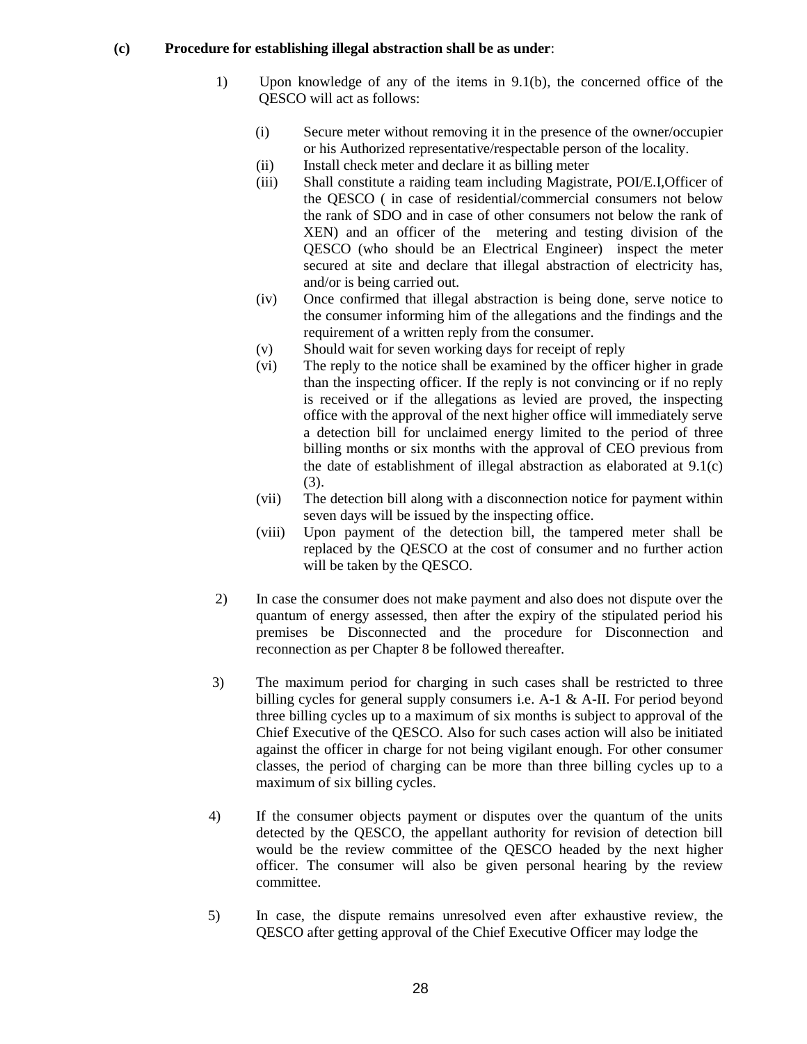**(c) Procedure for establishing illegal abstraction shall be as under**:

1) Upon knowledge of any of the items in 9.1(b), the concerned office of the QESCO will act as follows:

   (i) Secure meter without removing it in the presence of the owner/occupier or his Authorized representative/respectable person of the locality.

   (ii) Install check meter and declare it as billing meter

   (iii) Shall constitute a raiding team including Magistrate, POI/E.I,Officer of the QESCO ( in case of residential/commercial consumers not below the rank of SDO and in case of other consumers not below the rank of XEN) and an officer of the metering and testing division of the QESCO (who should be an Electrical Engineer) inspect the meter secured at site and declare that illegal abstraction of electricity has, and/or is being carried out.

   (iv) Once confirmed that illegal abstraction is being done, serve notice to the consumer informing him of the allegations and the findings and the requirement of a written reply from the consumer.

   (v) Should wait for seven working days for receipt of reply

   (vi) The reply to the notice shall be examined by the officer higher in grade than the inspecting officer. If the reply is not convincing or if no reply is received or if the allegations as levied are proved, the inspecting office with the approval of the next higher office will immediately serve a detection bill for unclaimed energy limited to the period of three billing months or six months with the approval of CEO previous from the date of establishment of illegal abstraction as elaborated at 9.1(c) (3).

   (vii) The detection bill along with a disconnection notice for payment within seven days will be issued by the inspecting office.

   (viii) Upon payment of the detection bill, the tampered meter shall be replaced by the QESCO at the cost of consumer and no further action will be taken by the QESCO.

2) In case the consumer does not make payment and also does not dispute over the quantum of energy assessed, then after the expiry of the stipulated period his premises be Disconnected and the procedure for Disconnection and reconnection as per Chapter 8 be followed thereafter.

3) The maximum period for charging in such cases shall be restricted to three billing cycles for general supply consumers i.e. A-1 & A-II. For period beyond three billing cycles up to a maximum of six months is subject to approval of the Chief Executive of the QESCO. Also for such cases action will also be initiated against the officer in charge for not being vigilant enough. For other consumer classes, the period of charging can be more than three billing cycles up to a maximum of six billing cycles.

4) If the consumer objects payment or disputes over the quantum of the units detected by the QESCO, the appellant authority for revision of detection bill would be the review committee of the QESCO headed by the next higher officer. The consumer will also be given personal hearing by the review committee.

5) In case, the dispute remains unresolved even after exhaustive review, the QESCO after getting approval of the Chief Executive Officer may lodge the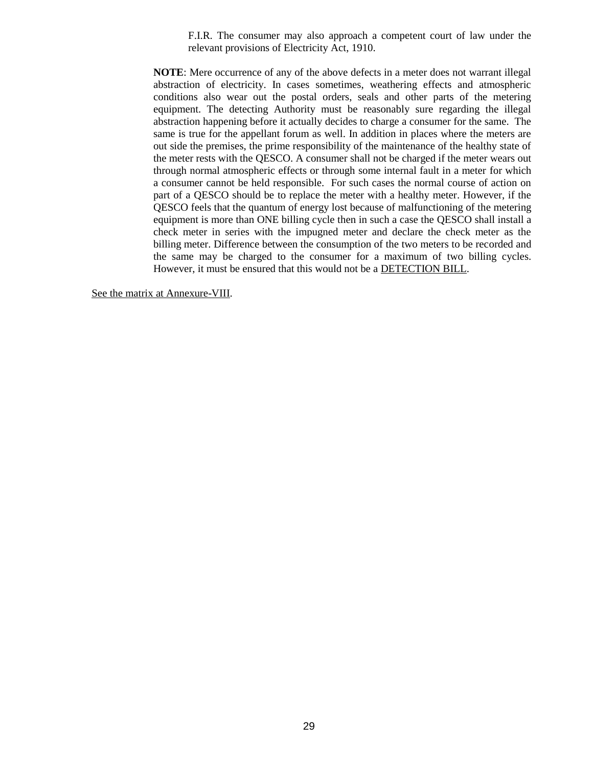F.I.R. The consumer may also approach a competent court of law under the relevant provisions of Electricity Act, 1910.

**NOTE**: Mere occurrence of any of the above defects in a meter does not warrant illegal abstraction of electricity. In cases sometimes, weathering effects and atmospheric conditions also wear out the postal orders, seals and other parts of the metering equipment. The detecting Authority must be reasonably sure regarding the illegal abstraction happening before it actually decides to charge a consumer for the same. The same is true for the appellant forum as well. In addition in places where the meters are out side the premises, the prime responsibility of the maintenance of the healthy state of the meter rests with the QESCO. A consumer shall not be charged if the meter wears out through normal atmospheric effects or through some internal fault in a meter for which a consumer cannot be held responsible. For such cases the normal course of action on part of a QESCO should be to replace the meter with a healthy meter. However, if the QESCO feels that the quantum of energy lost because of malfunctioning of the metering equipment is more than ONE billing cycle then in such a case the QESCO shall install a check meter in series with the impugned meter and declare the check meter as the billing meter. Difference between the consumption of the two meters to be recorded and the same may be charged to the consumer for a maximum of two billing cycles. However, it must be ensured that this would not be a <u>DETECTION BILL</u>.

<u>See the matrix at Annexure-VIII</u>.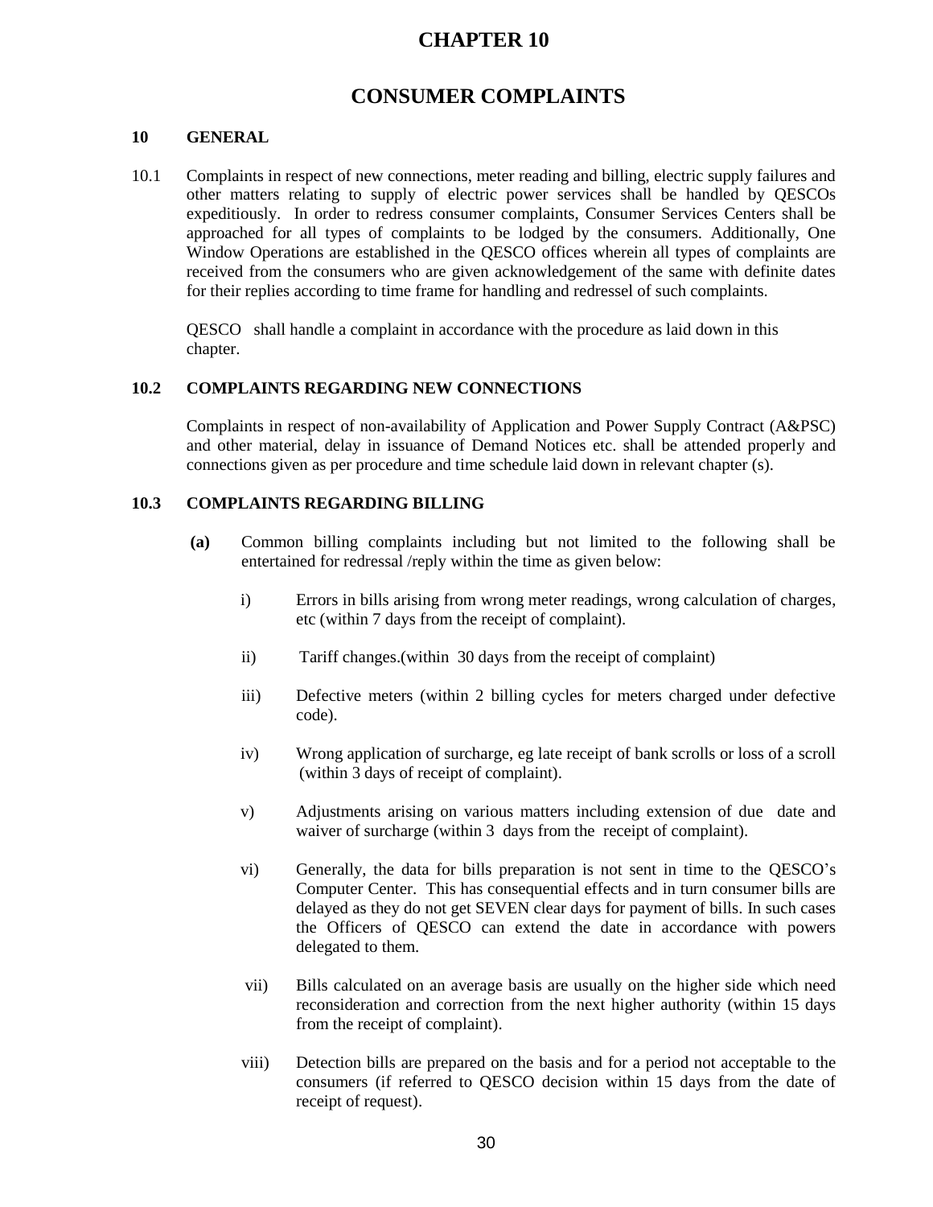# CHAPTER 10

# CONSUMER COMPLAINTS

## 10 GENERAL

10.1 Complaints in respect of new connections, meter reading and billing, electric supply failures and other matters relating to supply of electric power services shall be handled by QESCOs expeditiously. In order to redress consumer complaints, Consumer Services Centers shall be approached for all types of complaints to be lodged by the consumers. Additionally, One Window Operations are established in the QESCO offices wherein all types of complaints are received from the consumers who are given acknowledgement of the same with definite dates for their replies according to time frame for handling and redressel of such complaints.

QESCO shall handle a complaint in accordance with the procedure as laid down in this chapter.

## 10.2 COMPLAINTS REGARDING NEW CONNECTIONS

Complaints in respect of non-availability of Application and Power Supply Contract (A&PSC) and other material, delay in issuance of Demand Notices etc. shall be attended properly and connections given as per procedure and time schedule laid down in relevant chapter (s).

## 10.3 COMPLAINTS REGARDING BILLING

**(a)** Common billing complaints including but not limited to the following shall be entertained for redressal /reply within the time as given below:

i) Errors in bills arising from wrong meter readings, wrong calculation of charges, etc (within 7 days from the receipt of complaint).

ii) Tariff changes.(within 30 days from the receipt of complaint)

iii) Defective meters (within 2 billing cycles for meters charged under defective code).

iv) Wrong application of surcharge, eg late receipt of bank scrolls or loss of a scroll (within 3 days of receipt of complaint).

v) Adjustments arising on various matters including extension of due date and waiver of surcharge (within 3 days from the receipt of complaint).

vi) Generally, the data for bills preparation is not sent in time to the QESCO's Computer Center. This has consequential effects and in turn consumer bills are delayed as they do not get SEVEN clear days for payment of bills. In such cases the Officers of QESCO can extend the date in accordance with powers delegated to them.

vii) Bills calculated on an average basis are usually on the higher side which need reconsideration and correction from the next higher authority (within 15 days from the receipt of complaint).

viii) Detection bills are prepared on the basis and for a period not acceptable to the consumers (if referred to QESCO decision within 15 days from the date of receipt of request).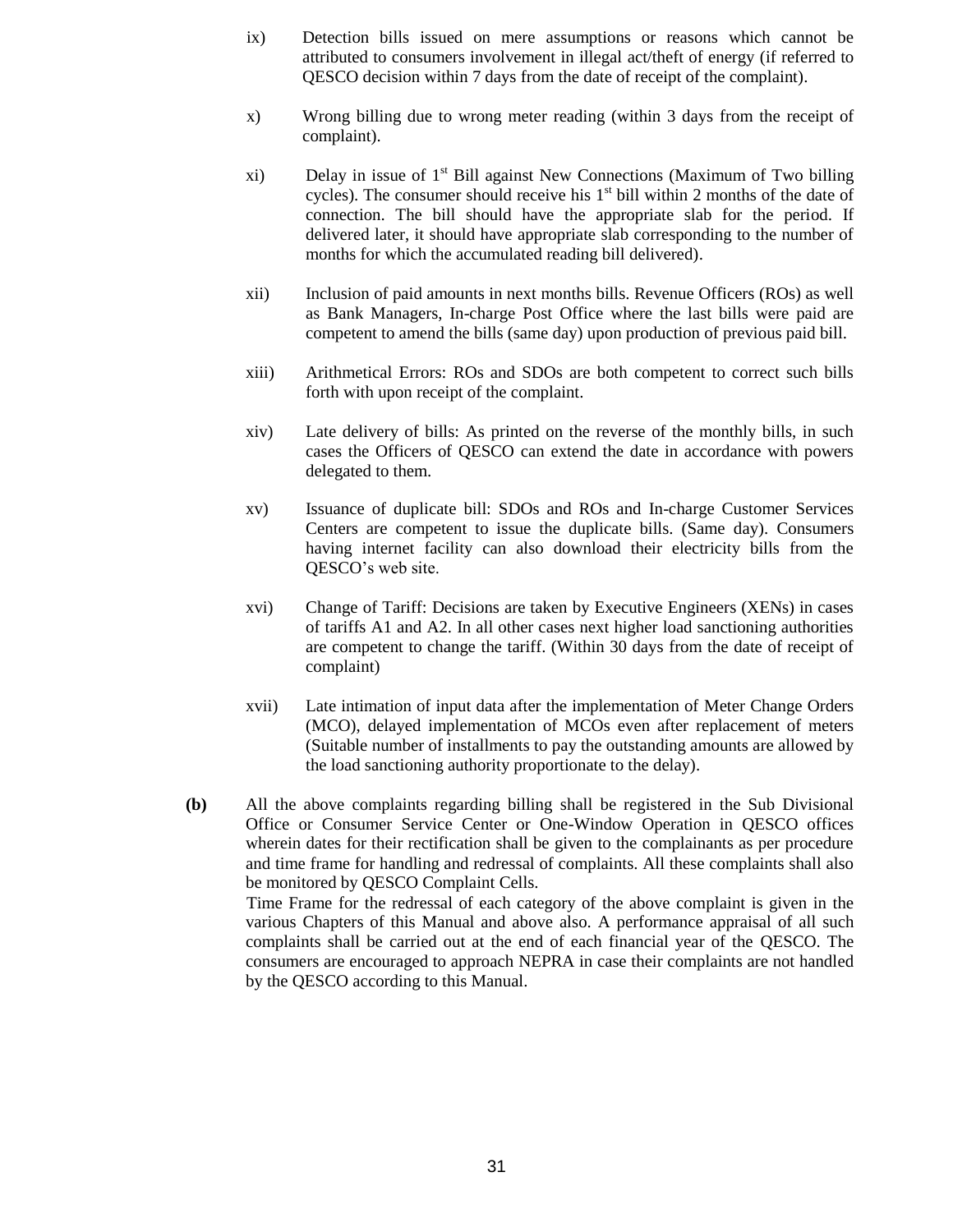ix) Detection bills issued on mere assumptions or reasons which cannot be attributed to consumers involvement in illegal act/theft of energy (if referred to QESCO decision within 7 days from the date of receipt of the complaint).

x) Wrong billing due to wrong meter reading (within 3 days from the receipt of complaint).

xi) Delay in issue of 1st Bill against New Connections (Maximum of Two billing cycles). The consumer should receive his 1st bill within 2 months of the date of connection. The bill should have the appropriate slab for the period. If delivered later, it should have appropriate slab corresponding to the number of months for which the accumulated reading bill delivered).

xii) Inclusion of paid amounts in next months bills. Revenue Officers (ROs) as well as Bank Managers, In-charge Post Office where the last bills were paid are competent to amend the bills (same day) upon production of previous paid bill.

xiii) Arithmetical Errors: ROs and SDOs are both competent to correct such bills forth with upon receipt of the complaint.

xiv) Late delivery of bills: As printed on the reverse of the monthly bills, in such cases the Officers of QESCO can extend the date in accordance with powers delegated to them.

xv) Issuance of duplicate bill: SDOs and ROs and In-charge Customer Services Centers are competent to issue the duplicate bills. (Same day). Consumers having internet facility can also download their electricity bills from the QESCO's web site.

xvi) Change of Tariff: Decisions are taken by Executive Engineers (XENs) in cases of tariffs A1 and A2. In all other cases next higher load sanctioning authorities are competent to change the tariff. (Within 30 days from the date of receipt of complaint)

xvii) Late intimation of input data after the implementation of Meter Change Orders (MCO), delayed implementation of MCOs even after replacement of meters (Suitable number of installments to pay the outstanding amounts are allowed by the load sanctioning authority proportionate to the delay).

**(b)** All the above complaints regarding billing shall be registered in the Sub Divisional Office or Consumer Service Center or One-Window Operation in QESCO offices wherein dates for their rectification shall be given to the complainants as per procedure and time frame for handling and redressal of complaints. All these complaints shall also be monitored by QESCO Complaint Cells.

Time Frame for the redressal of each category of the above complaint is given in the various Chapters of this Manual and above also. A performance appraisal of all such complaints shall be carried out at the end of each financial year of the QESCO. The consumers are encouraged to approach NEPRA in case their complaints are not handled by the QESCO according to this Manual.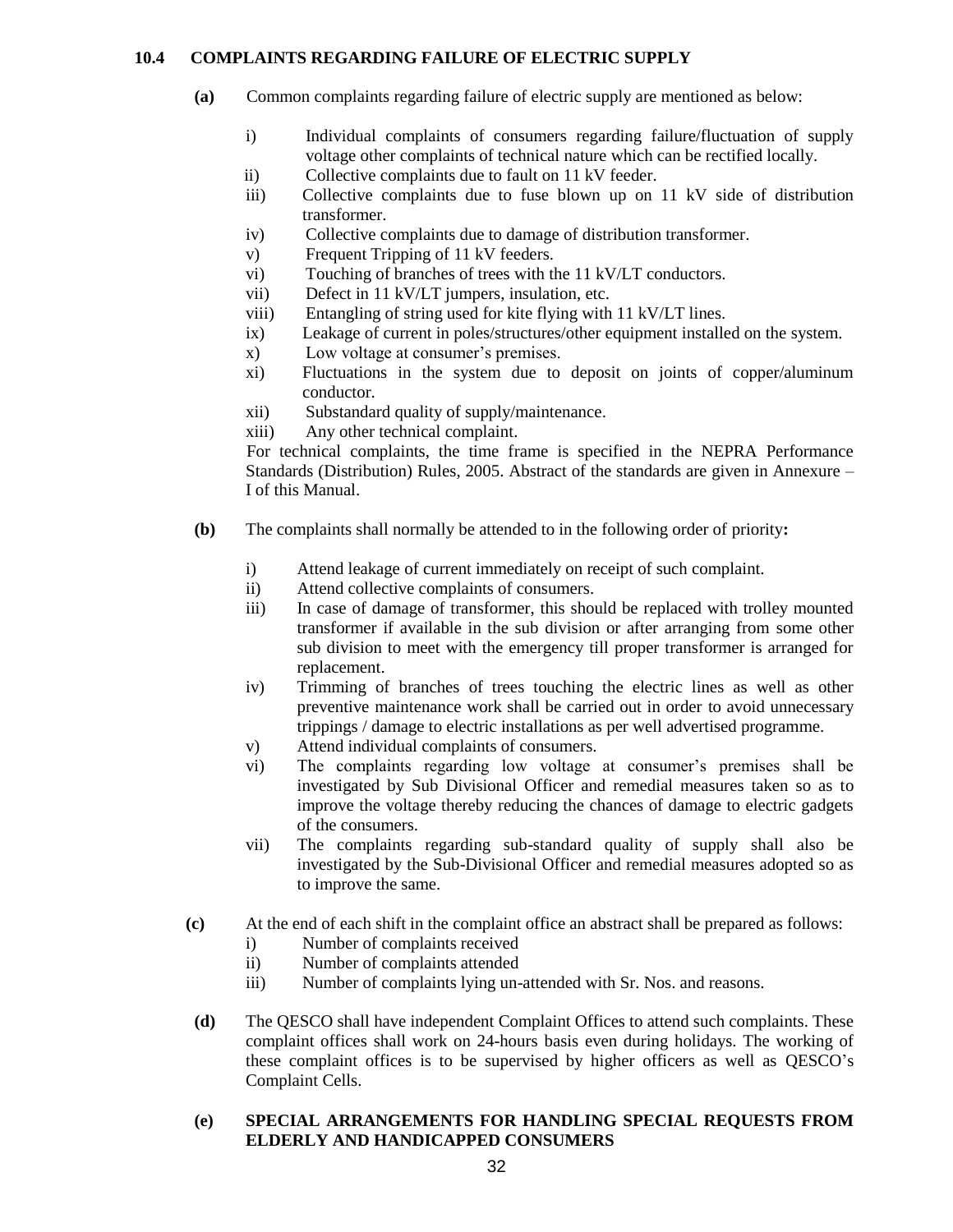### 10.4 COMPLAINTS REGARDING FAILURE OF ELECTRIC SUPPLY

**(a)** Common complaints regarding failure of electric supply are mentioned as below:

i) Individual complaints of consumers regarding failure/fluctuation of supply voltage other complaints of technical nature which can be rectified locally.
ii) Collective complaints due to fault on 11 kV feeder.
iii) Collective complaints due to fuse blown up on 11 kV side of distribution transformer.
iv) Collective complaints due to damage of distribution transformer.
v) Frequent Tripping of 11 kV feeders.
vi) Touching of branches of trees with the 11 kV/LT conductors.
vii) Defect in 11 kV/LT jumpers, insulation, etc.
viii) Entangling of string used for kite flying with 11 kV/LT lines.
ix) Leakage of current in poles/structures/other equipment installed on the system.
x) Low voltage at consumer's premises.
xi) Fluctuations in the system due to deposit on joints of copper/aluminum conductor.
xii) Substandard quality of supply/maintenance.
xiii) Any other technical complaint.

For technical complaints, the time frame is specified in the NEPRA Performance Standards (Distribution) Rules, 2005. Abstract of the standards are given in Annexure – I of this Manual.

**(b)** The complaints shall normally be attended to in the following order of priority**:**

i) Attend leakage of current immediately on receipt of such complaint.
ii) Attend collective complaints of consumers.
iii) In case of damage of transformer, this should be replaced with trolley mounted transformer if available in the sub division or after arranging from some other sub division to meet with the emergency till proper transformer is arranged for replacement.
iv) Trimming of branches of trees touching the electric lines as well as other preventive maintenance work shall be carried out in order to avoid unnecessary trippings / damage to electric installations as per well advertised programme.
v) Attend individual complaints of consumers.
vi) The complaints regarding low voltage at consumer's premises shall be investigated by Sub Divisional Officer and remedial measures taken so as to improve the voltage thereby reducing the chances of damage to electric gadgets of the consumers.
vii) The complaints regarding sub-standard quality of supply shall also be investigated by the Sub-Divisional Officer and remedial measures adopted so as to improve the same.

**(c)** At the end of each shift in the complaint office an abstract shall be prepared as follows:

i) Number of complaints received
ii) Number of complaints attended
iii) Number of complaints lying un-attended with Sr. Nos. and reasons.

**(d)** The QESCO shall have independent Complaint Offices to attend such complaints. These complaint offices shall work on 24-hours basis even during holidays. The working of these complaint offices is to be supervised by higher officers as well as QESCO's Complaint Cells.

**(e) SPECIAL ARRANGEMENTS FOR HANDLING SPECIAL REQUESTS FROM ELDERLY AND HANDICAPPED CONSUMERS**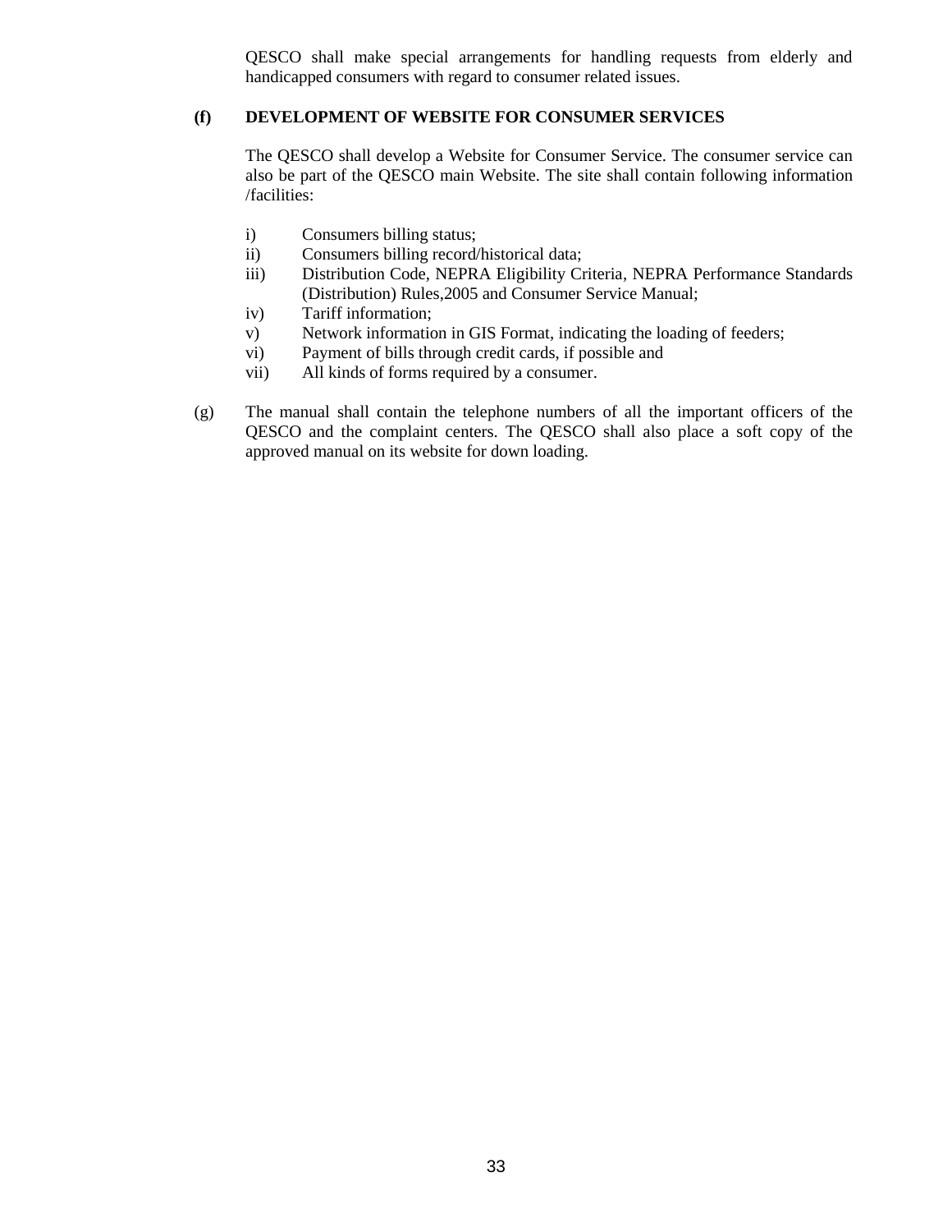QESCO shall make special arrangements for handling requests from elderly and handicapped consumers with regard to consumer related issues.

**(f) DEVELOPMENT OF WEBSITE FOR CONSUMER SERVICES**

The QESCO shall develop a Website for Consumer Service. The consumer service can also be part of the QESCO main Website. The site shall contain following information /facilities:

i) Consumers billing status;

ii) Consumers billing record/historical data;

iii) Distribution Code, NEPRA Eligibility Criteria, NEPRA Performance Standards (Distribution) Rules,2005 and Consumer Service Manual;

iv) Tariff information;

v) Network information in GIS Format, indicating the loading of feeders;

vi) Payment of bills through credit cards, if possible and

vii) All kinds of forms required by a consumer.

(g) The manual shall contain the telephone numbers of all the important officers of the QESCO and the complaint centers. The QESCO shall also place a soft copy of the approved manual on its website for down loading.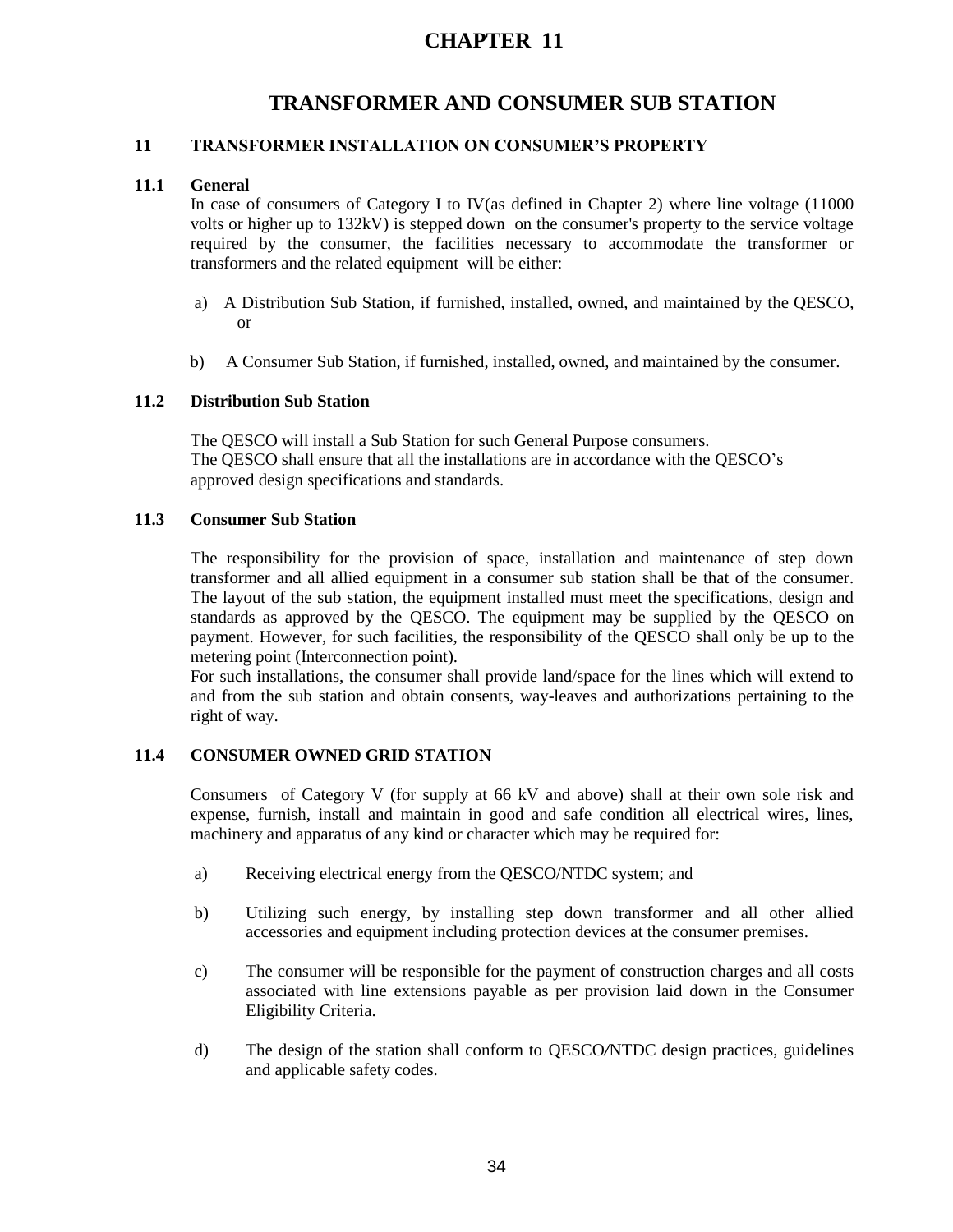# CHAPTER 11

## TRANSFORMER AND CONSUMER SUB STATION

### 11 TRANSFORMER INSTALLATION ON CONSUMER'S PROPERTY

#### 11.1 General

In case of consumers of Category I to IV(as defined in Chapter 2) where line voltage (11000 volts or higher up to 132kV) is stepped down on the consumer's property to the service voltage required by the consumer, the facilities necessary to accommodate the transformer or transformers and the related equipment will be either:

a) A Distribution Sub Station, if furnished, installed, owned, and maintained by the QESCO, or

b) A Consumer Sub Station, if furnished, installed, owned, and maintained by the consumer.

#### 11.2 Distribution Sub Station

The QESCO will install a Sub Station for such General Purpose consumers.
The QESCO shall ensure that all the installations are in accordance with the QESCO's approved design specifications and standards.

#### 11.3 Consumer Sub Station

The responsibility for the provision of space, installation and maintenance of step down transformer and all allied equipment in a consumer sub station shall be that of the consumer. The layout of the sub station, the equipment installed must meet the specifications, design and standards as approved by the QESCO. The equipment may be supplied by the QESCO on payment. However, for such facilities, the responsibility of the QESCO shall only be up to the metering point (Interconnection point).
For such installations, the consumer shall provide land/space for the lines which will extend to and from the sub station and obtain consents, way-leaves and authorizations pertaining to the right of way.

#### 11.4 CONSUMER OWNED GRID STATION

Consumers of Category V (for supply at 66 kV and above) shall at their own sole risk and expense, furnish, install and maintain in good and safe condition all electrical wires, lines, machinery and apparatus of any kind or character which may be required for:

a) Receiving electrical energy from the QESCO/NTDC system; and

b) Utilizing such energy, by installing step down transformer and all other allied accessories and equipment including protection devices at the consumer premises.

c) The consumer will be responsible for the payment of construction charges and all costs associated with line extensions payable as per provision laid down in the Consumer Eligibility Criteria.

d) The design of the station shall conform to QESCO/NTDC design practices, guidelines and applicable safety codes.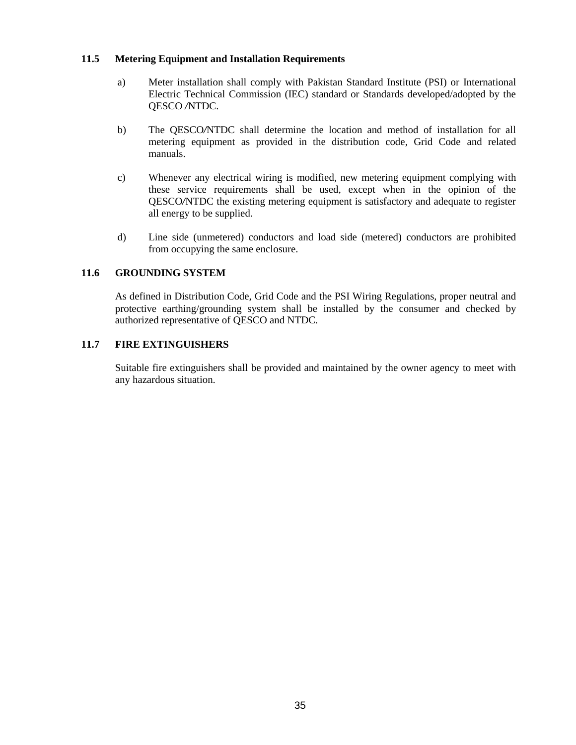### 11.5 Metering Equipment and Installation Requirements

a) Meter installation shall comply with Pakistan Standard Institute (PSI) or International Electric Technical Commission (IEC) standard or Standards developed/adopted by the QESCO /NTDC.

b) The QESCO/NTDC shall determine the location and method of installation for all metering equipment as provided in the distribution code, Grid Code and related manuals.

c) Whenever any electrical wiring is modified, new metering equipment complying with these service requirements shall be used, except when in the opinion of the QESCO/NTDC the existing metering equipment is satisfactory and adequate to register all energy to be supplied.

d) Line side (unmetered) conductors and load side (metered) conductors are prohibited from occupying the same enclosure.

### 11.6 GROUNDING SYSTEM

As defined in Distribution Code, Grid Code and the PSI Wiring Regulations, proper neutral and protective earthing/grounding system shall be installed by the consumer and checked by authorized representative of QESCO and NTDC.

### 11.7 FIRE EXTINGUISHERS

Suitable fire extinguishers shall be provided and maintained by the owner agency to meet with any hazardous situation.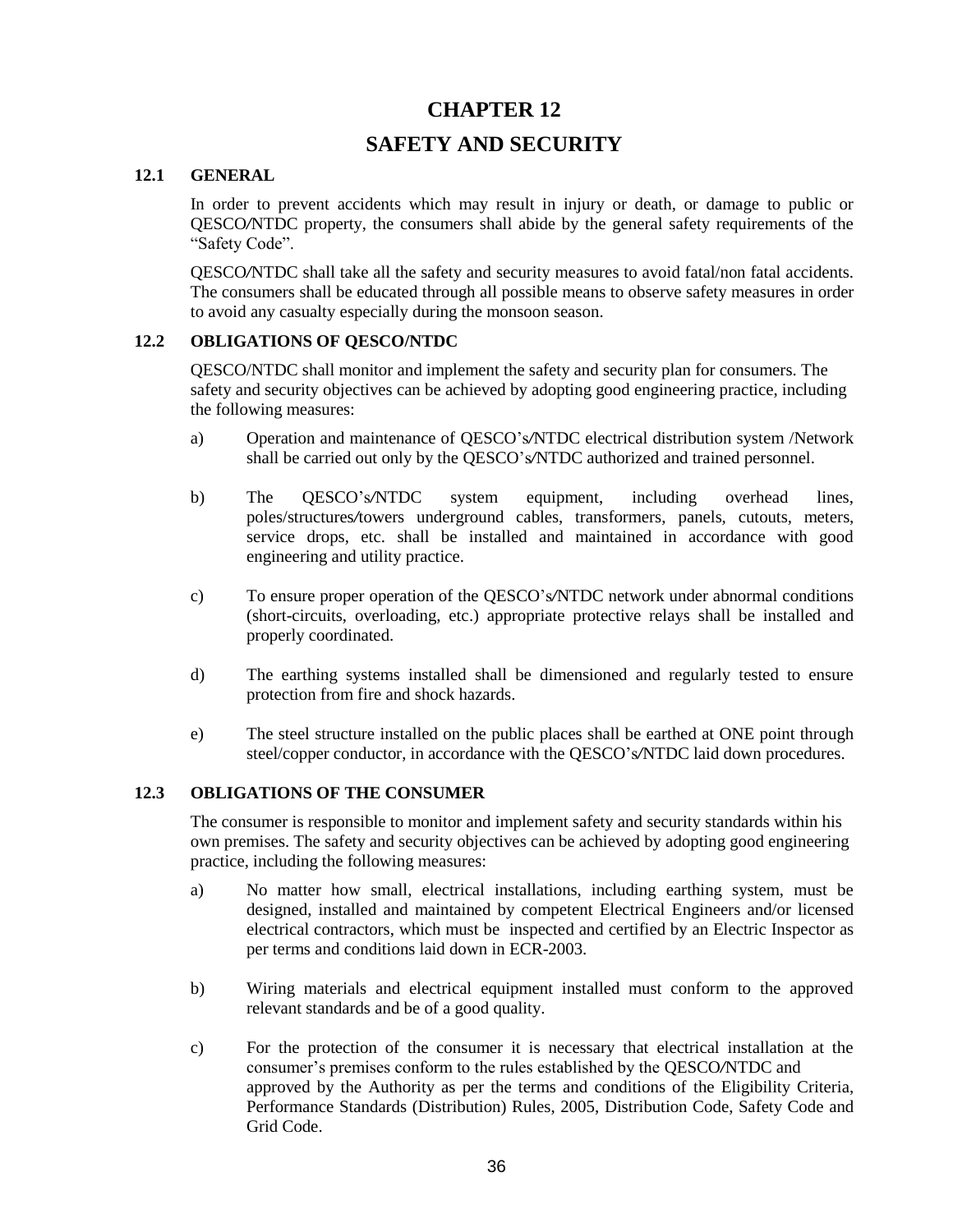# CHAPTER 12

# SAFETY AND SECURITY

## 12.1 GENERAL

In order to prevent accidents which may result in injury or death, or damage to public or QESCO/NTDC property, the consumers shall abide by the general safety requirements of the "Safety Code".

QESCO/NTDC shall take all the safety and security measures to avoid fatal/non fatal accidents. The consumers shall be educated through all possible means to observe safety measures in order to avoid any casualty especially during the monsoon season.

## 12.2 OBLIGATIONS OF QESCO/NTDC

QESCO/NTDC shall monitor and implement the safety and security plan for consumers. The safety and security objectives can be achieved by adopting good engineering practice, including the following measures:

a) Operation and maintenance of QESCO's/NTDC electrical distribution system /Network shall be carried out only by the QESCO's/NTDC authorized and trained personnel.

b) The QESCO's/NTDC system equipment, including overhead lines, poles/structures/towers underground cables, transformers, panels, cutouts, meters, service drops, etc. shall be installed and maintained in accordance with good engineering and utility practice.

c) To ensure proper operation of the QESCO's/NTDC network under abnormal conditions (short-circuits, overloading, etc.) appropriate protective relays shall be installed and properly coordinated.

d) The earthing systems installed shall be dimensioned and regularly tested to ensure protection from fire and shock hazards.

e) The steel structure installed on the public places shall be earthed at ONE point through steel/copper conductor, in accordance with the QESCO's/NTDC laid down procedures.

## 12.3 OBLIGATIONS OF THE CONSUMER

The consumer is responsible to monitor and implement safety and security standards within his own premises. The safety and security objectives can be achieved by adopting good engineering practice, including the following measures:

a) No matter how small, electrical installations, including earthing system, must be designed, installed and maintained by competent Electrical Engineers and/or licensed electrical contractors, which must be inspected and certified by an Electric Inspector as per terms and conditions laid down in ECR-2003.

b) Wiring materials and electrical equipment installed must conform to the approved relevant standards and be of a good quality.

c) For the protection of the consumer it is necessary that electrical installation at the consumer's premises conform to the rules established by the QESCO/NTDC and approved by the Authority as per the terms and conditions of the Eligibility Criteria, Performance Standards (Distribution) Rules, 2005, Distribution Code, Safety Code and Grid Code.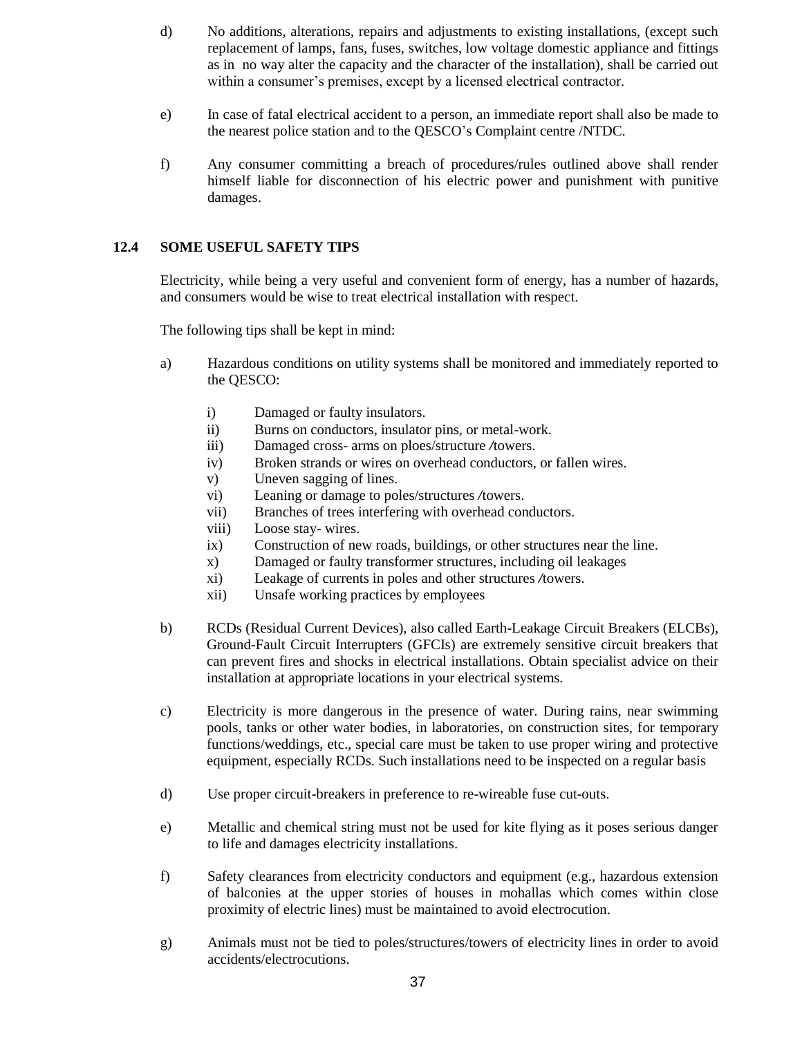d) No additions, alterations, repairs and adjustments to existing installations, (except such replacement of lamps, fans, fuses, switches, low voltage domestic appliance and fittings as in no way alter the capacity and the character of the installation), shall be carried out within a consumer's premises, except by a licensed electrical contractor.

e) In case of fatal electrical accident to a person, an immediate report shall also be made to the nearest police station and to the QESCO's Complaint centre /NTDC.

f) Any consumer committing a breach of procedures/rules outlined above shall render himself liable for disconnection of his electric power and punishment with punitive damages.

## 12.4 SOME USEFUL SAFETY TIPS

Electricity, while being a very useful and convenient form of energy, has a number of hazards, and consumers would be wise to treat electrical installation with respect.

The following tips shall be kept in mind:

a) Hazardous conditions on utility systems shall be monitored and immediately reported to the QESCO:

   i) Damaged or faulty insulators.
   ii) Burns on conductors, insulator pins, or metal-work.
   iii) Damaged cross- arms on ploes/structure /towers.
   iv) Broken strands or wires on overhead conductors, or fallen wires.
   v) Uneven sagging of lines.
   vi) Leaning or damage to poles/structures /towers.
   vii) Branches of trees interfering with overhead conductors.
   viii) Loose stay- wires.
   ix) Construction of new roads, buildings, or other structures near the line.
   x) Damaged or faulty transformer structures, including oil leakages
   xi) Leakage of currents in poles and other structures /towers.
   xii) Unsafe working practices by employees

b) RCDs (Residual Current Devices), also called Earth-Leakage Circuit Breakers (ELCBs), Ground-Fault Circuit Interrupters (GFCIs) are extremely sensitive circuit breakers that can prevent fires and shocks in electrical installations. Obtain specialist advice on their installation at appropriate locations in your electrical systems.

c) Electricity is more dangerous in the presence of water. During rains, near swimming pools, tanks or other water bodies, in laboratories, on construction sites, for temporary functions/weddings, etc., special care must be taken to use proper wiring and protective equipment, especially RCDs. Such installations need to be inspected on a regular basis

d) Use proper circuit-breakers in preference to re-wireable fuse cut-outs.

e) Metallic and chemical string must not be used for kite flying as it poses serious danger to life and damages electricity installations.

f) Safety clearances from electricity conductors and equipment (e.g., hazardous extension of balconies at the upper stories of houses in mohallas which comes within close proximity of electric lines) must be maintained to avoid electrocution.

g) Animals must not be tied to poles/structures/towers of electricity lines in order to avoid accidents/electrocutions.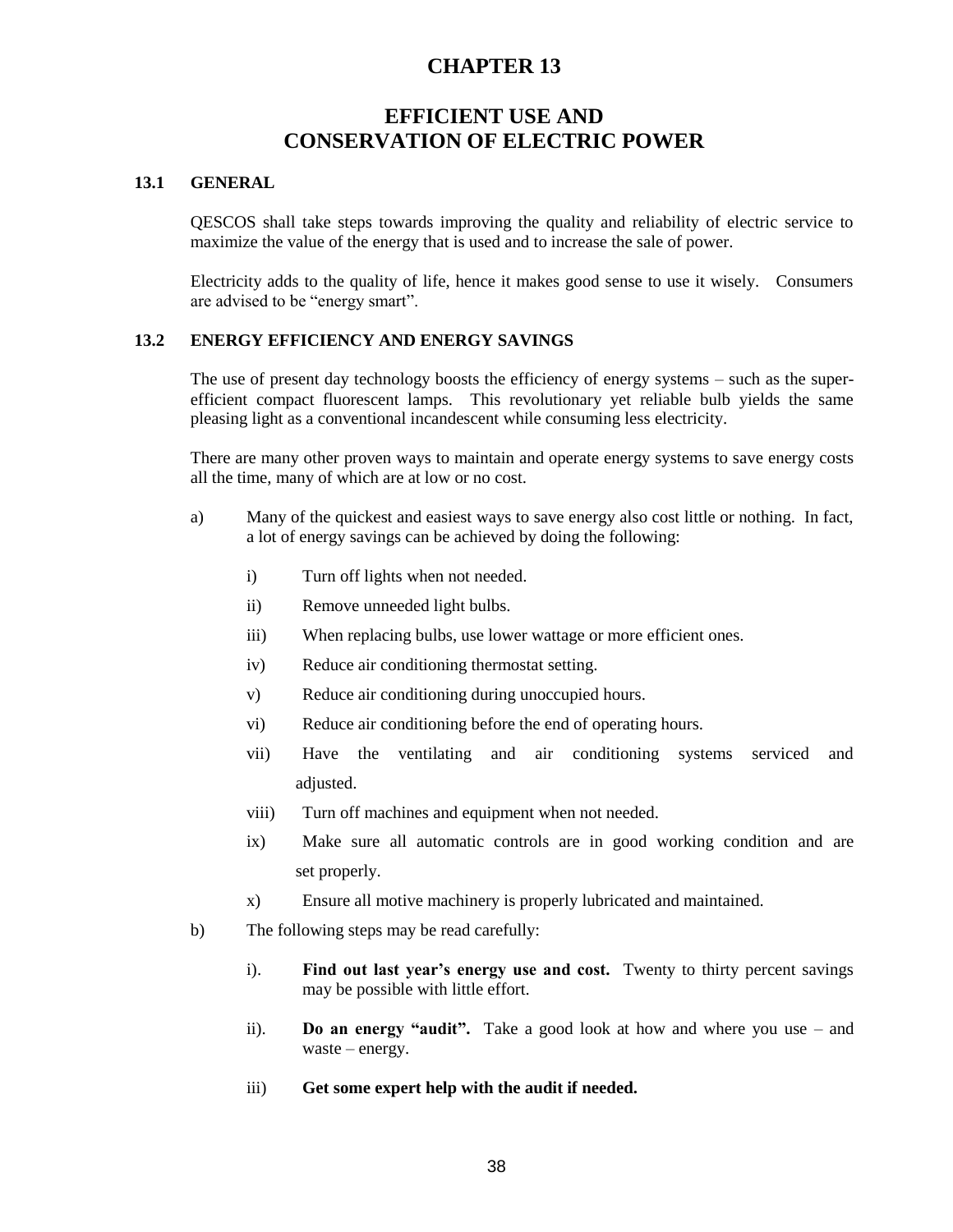# CHAPTER 13

# EFFICIENT USE AND CONSERVATION OF ELECTRIC POWER

## 13.1 GENERAL

QESCOS shall take steps towards improving the quality and reliability of electric service to maximize the value of the energy that is used and to increase the sale of power.

Electricity adds to the quality of life, hence it makes good sense to use it wisely. Consumers are advised to be “energy smart”.

## 13.2 ENERGY EFFICIENCY AND ENERGY SAVINGS

The use of present day technology boosts the efficiency of energy systems – such as the super-efficient compact fluorescent lamps. This revolutionary yet reliable bulb yields the same pleasing light as a conventional incandescent while consuming less electricity.

There are many other proven ways to maintain and operate energy systems to save energy costs all the time, many of which are at low or no cost.

a) Many of the quickest and easiest ways to save energy also cost little or nothing. In fact, a lot of energy savings can be achieved by doing the following:

   i) Turn off lights when not needed.

   ii) Remove unneeded light bulbs.

   iii) When replacing bulbs, use lower wattage or more efficient ones.

   iv) Reduce air conditioning thermostat setting.

   v) Reduce air conditioning during unoccupied hours.

   vi) Reduce air conditioning before the end of operating hours.

   vii) Have the ventilating and air conditioning systems serviced and adjusted.

   viii) Turn off machines and equipment when not needed.

   ix) Make sure all automatic controls are in good working condition and are set properly.

   x) Ensure all motive machinery is properly lubricated and maintained.

b) The following steps may be read carefully:

   i). **Find out last year’s energy use and cost.** Twenty to thirty percent savings may be possible with little effort.

   ii). **Do an energy “audit”.** Take a good look at how and where you use – and waste – energy.

   iii) **Get some expert help with the audit if needed.**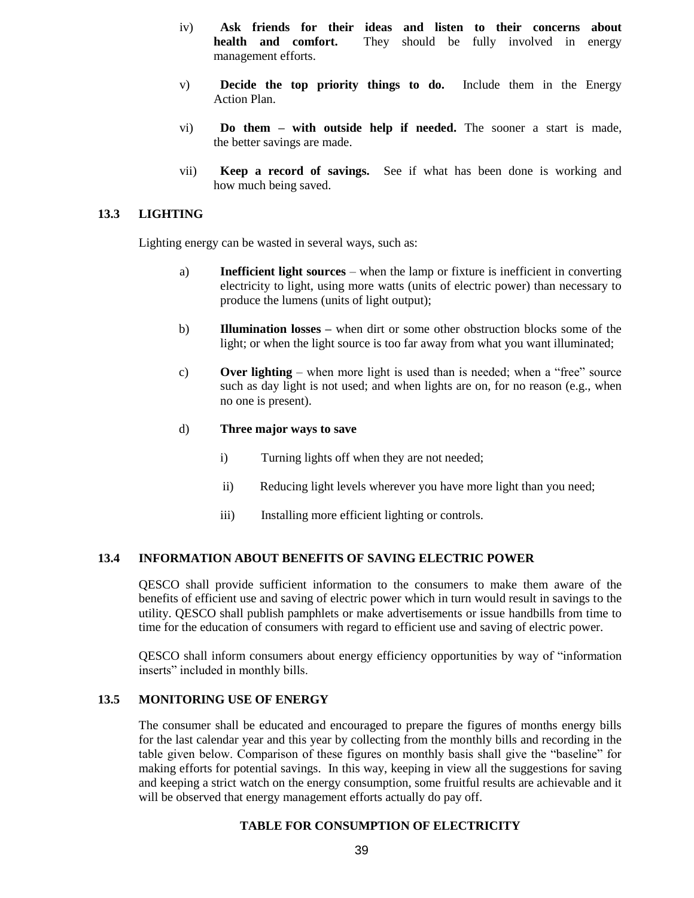iv) **Ask friends for their ideas and listen to their concerns about health and comfort.** They should be fully involved in energy management efforts.

v) **Decide the top priority things to do.** Include them in the Energy Action Plan.

vi) **Do them – with outside help if needed.** The sooner a start is made, the better savings are made.

vii) **Keep a record of savings.** See if what has been done is working and how much being saved.

## 13.3 LIGHTING

Lighting energy can be wasted in several ways, such as:

a) **Inefficient light sources** – when the lamp or fixture is inefficient in converting electricity to light, using more watts (units of electric power) than necessary to produce the lumens (units of light output);

b) **Illumination losses –** when dirt or some other obstruction blocks some of the light; or when the light source is too far away from what you want illuminated;

c) **Over lighting** – when more light is used than is needed; when a "free" source such as day light is not used; and when lights are on, for no reason (e.g., when no one is present).

d) **Three major ways to save**

   i) Turning lights off when they are not needed;

   ii) Reducing light levels wherever you have more light than you need;

   iii) Installing more efficient lighting or controls.

## 13.4 INFORMATION ABOUT BENEFITS OF SAVING ELECTRIC POWER

QESCO shall provide sufficient information to the consumers to make them aware of the benefits of efficient use and saving of electric power which in turn would result in savings to the utility. QESCO shall publish pamphlets or make advertisements or issue handbills from time to time for the education of consumers with regard to efficient use and saving of electric power.

QESCO shall inform consumers about energy efficiency opportunities by way of "information inserts" included in monthly bills.

## 13.5 MONITORING USE OF ENERGY

The consumer shall be educated and encouraged to prepare the figures of months energy bills for the last calendar year and this year by collecting from the monthly bills and recording in the table given below. Comparison of these figures on monthly basis shall give the "baseline" for making efforts for potential savings. In this way, keeping in view all the suggestions for saving and keeping a strict watch on the energy consumption, some fruitful results are achievable and it will be observed that energy management efforts actually do pay off.

**TABLE FOR CONSUMPTION OF ELECTRICITY**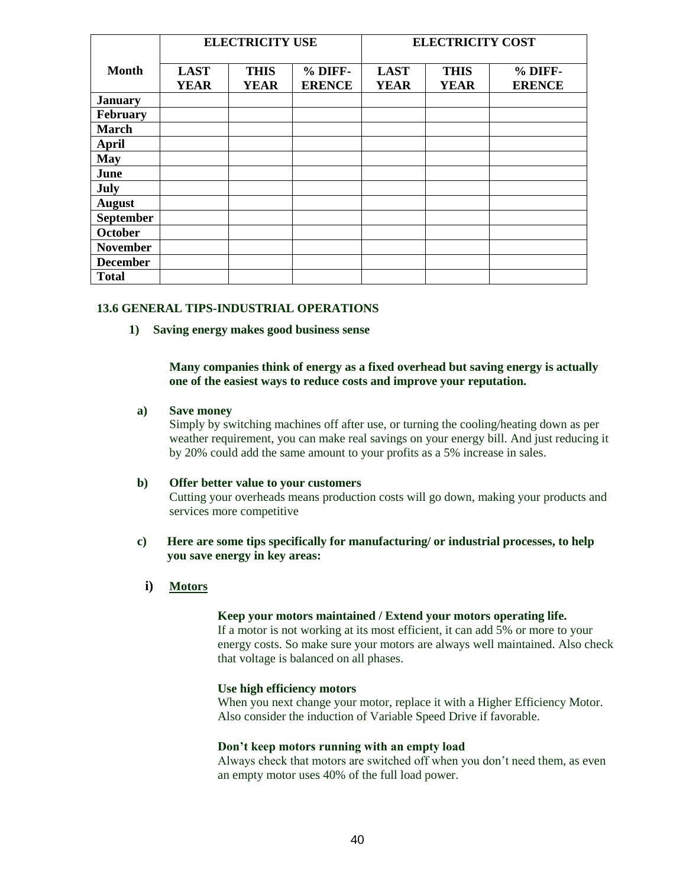| Month | ELECTRICITY USE | | | ELECTRICITY COST | | |
|---|---|---|---|---|---|---|
| | LAST YEAR | THIS YEAR | % DIFF-ERENCE | LAST YEAR | THIS YEAR | % DIFF-ERENCE |
| January | | | | | | |
| February | | | | | | |
| March | | | | | | |
| April | | | | | | |
| May | | | | | | |
| June | | | | | | |
| July | | | | | | |
| August | | | | | | |
| September | | | | | | |
| October | | | | | | |
| November | | | | | | |
| December | | | | | | |
| Total | | | | | | |

## 13.6 GENERAL TIPS-INDUSTRIAL OPERATIONS

**1) Saving energy makes good business sense**

**Many companies think of energy as a fixed overhead but saving energy is actually one of the easiest ways to reduce costs and improve your reputation.**

**a) Save money**

Simply by switching machines off after use, or turning the cooling/heating down as per weather requirement, you can make real savings on your energy bill. And just reducing it by 20% could add the same amount to your profits as a 5% increase in sales.

**b) Offer better value to your customers**

Cutting your overheads means production costs will go down, making your products and services more competitive

**c) Here are some tips specifically for manufacturing/ or industrial processes, to help you save energy in key areas:**

**i) <u>Motors</u>**

**Keep your motors maintained / Extend your motors operating life.**

If a motor is not working at its most efficient, it can add 5% or more to your energy costs. So make sure your motors are always well maintained. Also check that voltage is balanced on all phases.

**Use high efficiency motors**

When you next change your motor, replace it with a Higher Efficiency Motor. Also consider the induction of Variable Speed Drive if favorable.

**Don't keep motors running with an empty load**

Always check that motors are switched off when you don't need them, as even an empty motor uses 40% of the full load power.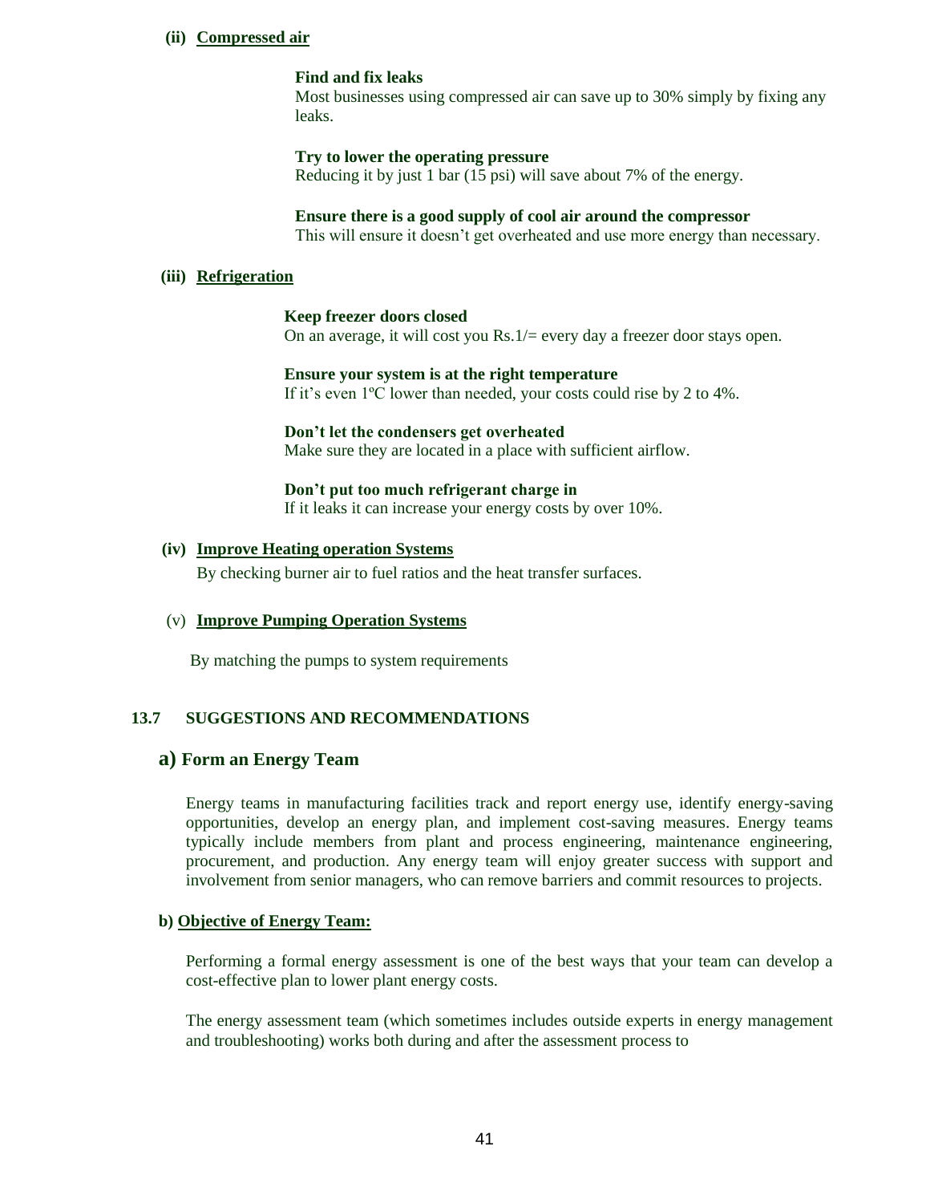**(ii) <u>Compressed air</u>**

**Find and fix leaks**
Most businesses using compressed air can save up to 30% simply by fixing any leaks.

**Try to lower the operating pressure**
Reducing it by just 1 bar (15 psi) will save about 7% of the energy.

**Ensure there is a good supply of cool air around the compressor**
This will ensure it doesn't get overheated and use more energy than necessary.

**(iii) <u>Refrigeration</u>**

**Keep freezer doors closed**
On an average, it will cost you Rs.1/= every day a freezer door stays open.

**Ensure your system is at the right temperature**
If it's even 1ºC lower than needed, your costs could rise by 2 to 4%.

**Don't let the condensers get overheated**
Make sure they are located in a place with sufficient airflow.

**Don't put too much refrigerant charge in**
If it leaks it can increase your energy costs by over 10%.

**(iv) <u>Improve Heating operation Systems</u>**

By checking burner air to fuel ratios and the heat transfer surfaces.

(v) **<u>Improve Pumping Operation Systems</u>**

By matching the pumps to system requirements

## 13.7 SUGGESTIONS AND RECOMMENDATIONS

### a) Form an Energy Team

Energy teams in manufacturing facilities track and report energy use, identify energy-saving opportunities, develop an energy plan, and implement cost-saving measures. Energy teams typically include members from plant and process engineering, maintenance engineering, procurement, and production. Any energy team will enjoy greater success with support and involvement from senior managers, who can remove barriers and commit resources to projects.

**b) <u>Objective of Energy Team:</u>**

Performing a formal energy assessment is one of the best ways that your team can develop a cost-effective plan to lower plant energy costs.

The energy assessment team (which sometimes includes outside experts in energy management and troubleshooting) works both during and after the assessment process to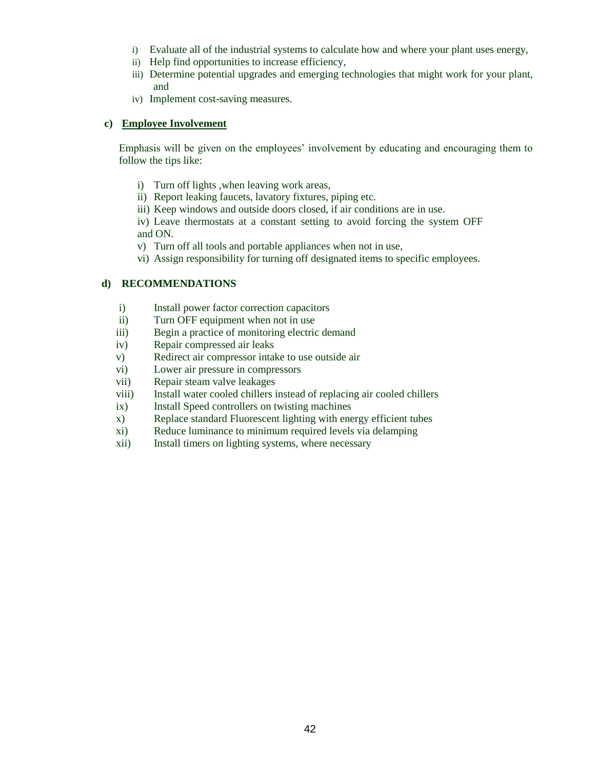i) Evaluate all of the industrial systems to calculate how and where your plant uses energy,
ii) Help find opportunities to increase efficiency,
iii) Determine potential upgrades and emerging technologies that might work for your plant, and
iv) Implement cost-saving measures.

**c) <u>Employee Involvement</u>**

Emphasis will be given on the employees' involvement by educating and encouraging them to follow the tips like:

i) Turn off lights ,when leaving work areas,
ii) Report leaking faucets, lavatory fixtures, piping etc.
iii) Keep windows and outside doors closed, if air conditions are in use.
iv) Leave thermostats at a constant setting to avoid forcing the system OFF and ON.
v) Turn off all tools and portable appliances when not in use,
vi) Assign responsibility for turning off designated items to specific employees.

**d) RECOMMENDATIONS**

i) Install power factor correction capacitors
ii) Turn OFF equipment when not in use
iii) Begin a practice of monitoring electric demand
iv) Repair compressed air leaks
v) Redirect air compressor intake to use outside air
vi) Lower air pressure in compressors
vii) Repair steam valve leakages
viii) Install water cooled chillers instead of replacing air cooled chillers
ix) Install Speed controllers on twisting machines
x) Replace standard Fluorescent lighting with energy efficient tubes
xi) Reduce luminance to minimum required levels via delamping
xii) Install timers on lighting systems, where necessary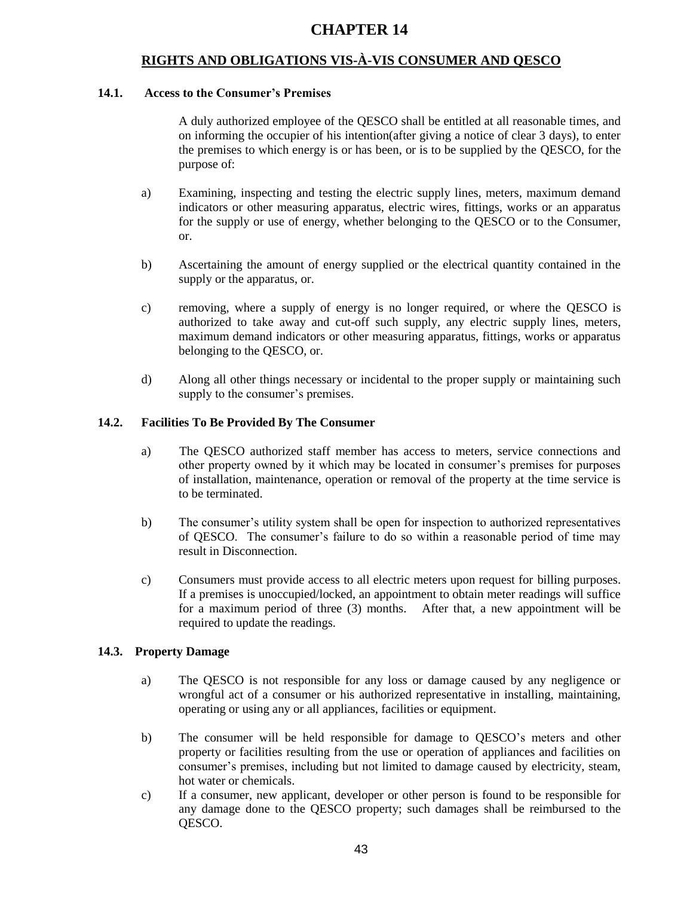# CHAPTER 14

## RIGHTS AND OBLIGATIONS VIS-À-VIS CONSUMER AND QESCO

### 14.1. Access to the Consumer's Premises

A duly authorized employee of the QESCO shall be entitled at all reasonable times, and on informing the occupier of his intention(after giving a notice of clear 3 days), to enter the premises to which energy is or has been, or is to be supplied by the QESCO, for the purpose of:

a) Examining, inspecting and testing the electric supply lines, meters, maximum demand indicators or other measuring apparatus, electric wires, fittings, works or an apparatus for the supply or use of energy, whether belonging to the QESCO or to the Consumer, or.

b) Ascertaining the amount of energy supplied or the electrical quantity contained in the supply or the apparatus, or.

c) removing, where a supply of energy is no longer required, or where the QESCO is authorized to take away and cut-off such supply, any electric supply lines, meters, maximum demand indicators or other measuring apparatus, fittings, works or apparatus belonging to the QESCO, or.

d) Along all other things necessary or incidental to the proper supply or maintaining such supply to the consumer's premises.

### 14.2. Facilities To Be Provided By The Consumer

a) The QESCO authorized staff member has access to meters, service connections and other property owned by it which may be located in consumer's premises for purposes of installation, maintenance, operation or removal of the property at the time service is to be terminated.

b) The consumer's utility system shall be open for inspection to authorized representatives of QESCO. The consumer's failure to do so within a reasonable period of time may result in Disconnection.

c) Consumers must provide access to all electric meters upon request for billing purposes. If a premises is unoccupied/locked, an appointment to obtain meter readings will suffice for a maximum period of three (3) months. After that, a new appointment will be required to update the readings.

### 14.3. Property Damage

a) The QESCO is not responsible for any loss or damage caused by any negligence or wrongful act of a consumer or his authorized representative in installing, maintaining, operating or using any or all appliances, facilities or equipment.

b) The consumer will be held responsible for damage to QESCO's meters and other property or facilities resulting from the use or operation of appliances and facilities on consumer's premises, including but not limited to damage caused by electricity, steam, hot water or chemicals.

c) If a consumer, new applicant, developer or other person is found to be responsible for any damage done to the QESCO property; such damages shall be reimbursed to the QESCO.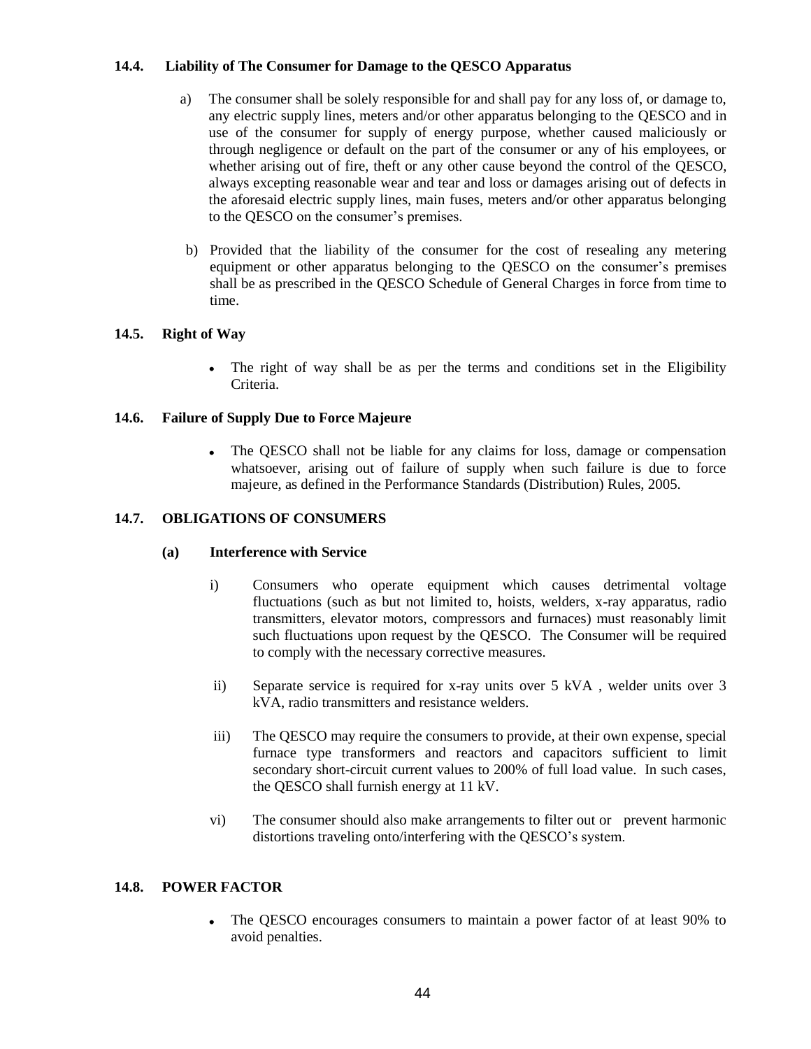### 14.4. Liability of The Consumer for Damage to the QESCO Apparatus

a) The consumer shall be solely responsible for and shall pay for any loss of, or damage to, any electric supply lines, meters and/or other apparatus belonging to the QESCO and in use of the consumer for supply of energy purpose, whether caused maliciously or through negligence or default on the part of the consumer or any of his employees, or whether arising out of fire, theft or any other cause beyond the control of the QESCO, always excepting reasonable wear and tear and loss or damages arising out of defects in the aforesaid electric supply lines, main fuses, meters and/or other apparatus belonging to the QESCO on the consumer's premises.

b) Provided that the liability of the consumer for the cost of resealing any metering equipment or other apparatus belonging to the QESCO on the consumer's premises shall be as prescribed in the QESCO Schedule of General Charges in force from time to time.

### 14.5. Right of Way

- The right of way shall be as per the terms and conditions set in the Eligibility Criteria.

### 14.6. Failure of Supply Due to Force Majeure

- The QESCO shall not be liable for any claims for loss, damage or compensation whatsoever, arising out of failure of supply when such failure is due to force majeure, as defined in the Performance Standards (Distribution) Rules, 2005.

### 14.7. OBLIGATIONS OF CONSUMERS

#### (a) Interference with Service

i) Consumers who operate equipment which causes detrimental voltage fluctuations (such as but not limited to, hoists, welders, x-ray apparatus, radio transmitters, elevator motors, compressors and furnaces) must reasonably limit such fluctuations upon request by the QESCO. The Consumer will be required to comply with the necessary corrective measures.

ii) Separate service is required for x-ray units over 5 kVA , welder units over 3 kVA, radio transmitters and resistance welders.

iii) The QESCO may require the consumers to provide, at their own expense, special furnace type transformers and reactors and capacitors sufficient to limit secondary short-circuit current values to 200% of full load value. In such cases, the QESCO shall furnish energy at 11 kV.

vi) The consumer should also make arrangements to filter out or prevent harmonic distortions traveling onto/interfering with the QESCO's system.

### 14.8. POWER FACTOR

- The QESCO encourages consumers to maintain a power factor of at least 90% to avoid penalties.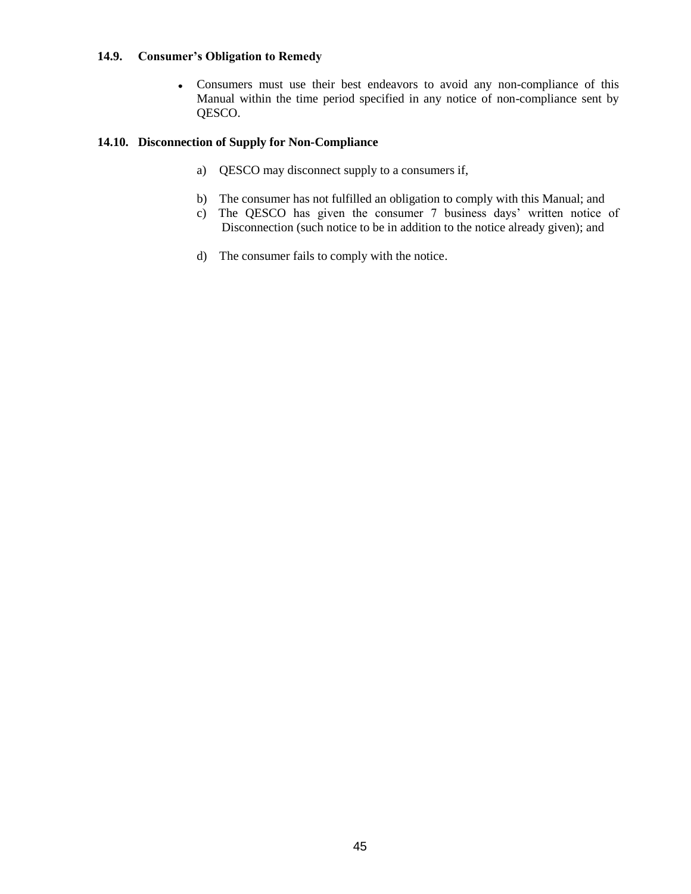### 14.9. Consumer's Obligation to Remedy

- Consumers must use their best endeavors to avoid any non-compliance of this Manual within the time period specified in any notice of non-compliance sent by QESCO.

### 14.10. Disconnection of Supply for Non-Compliance

a) QESCO may disconnect supply to a consumers if,

b) The consumer has not fulfilled an obligation to comply with this Manual; and

c) The QESCO has given the consumer 7 business days' written notice of Disconnection (such notice to be in addition to the notice already given); and

d) The consumer fails to comply with the notice.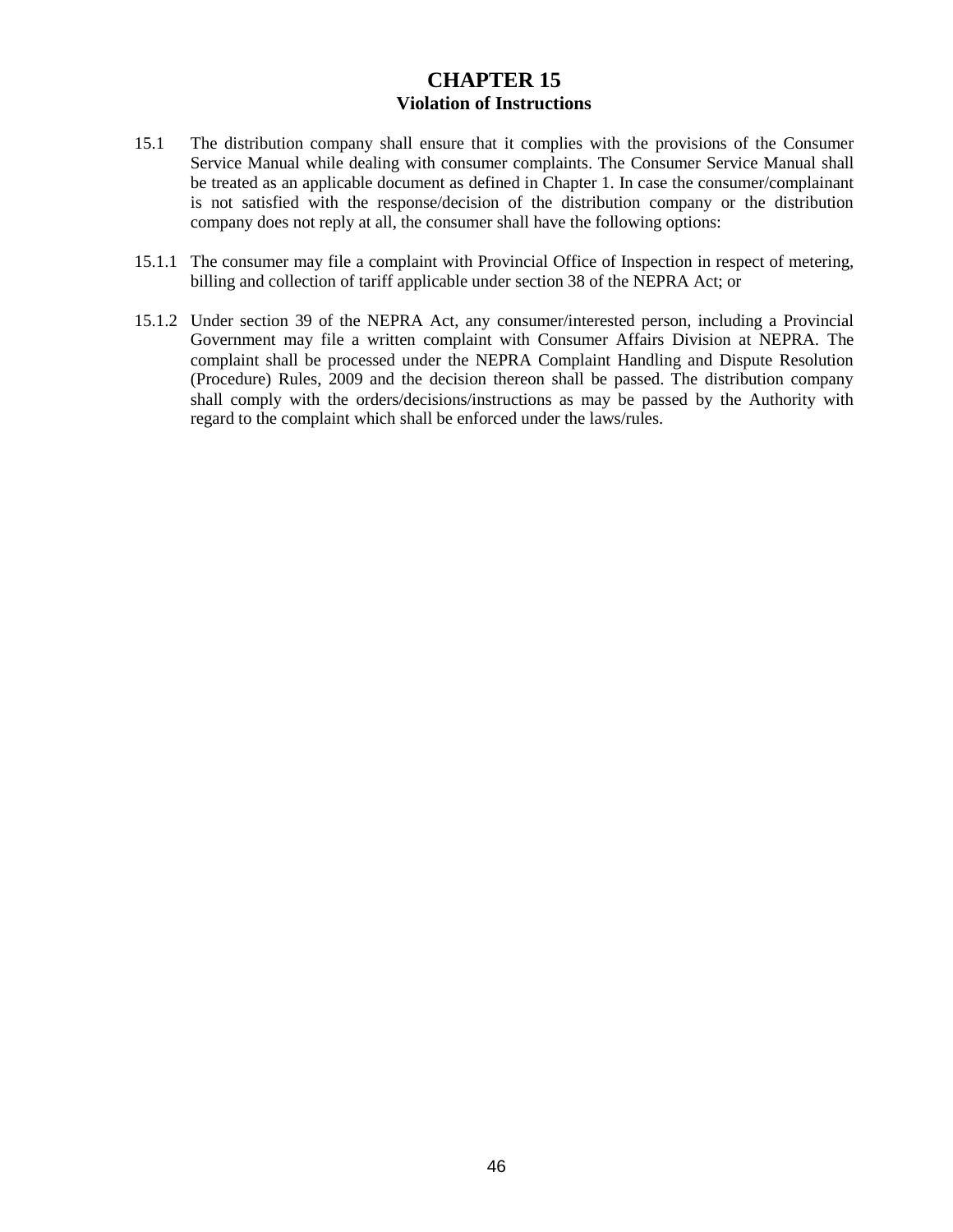# CHAPTER 15
## Violation of Instructions

15.1 The distribution company shall ensure that it complies with the provisions of the Consumer Service Manual while dealing with consumer complaints. The Consumer Service Manual shall be treated as an applicable document as defined in Chapter 1. In case the consumer/complainant is not satisfied with the response/decision of the distribution company or the distribution company does not reply at all, the consumer shall have the following options:

15.1.1 The consumer may file a complaint with Provincial Office of Inspection in respect of metering, billing and collection of tariff applicable under section 38 of the NEPRA Act; or

15.1.2 Under section 39 of the NEPRA Act, any consumer/interested person, including a Provincial Government may file a written complaint with Consumer Affairs Division at NEPRA. The complaint shall be processed under the NEPRA Complaint Handling and Dispute Resolution (Procedure) Rules, 2009 and the decision thereon shall be passed. The distribution company shall comply with the orders/decisions/instructions as may be passed by the Authority with regard to the complaint which shall be enforced under the laws/rules.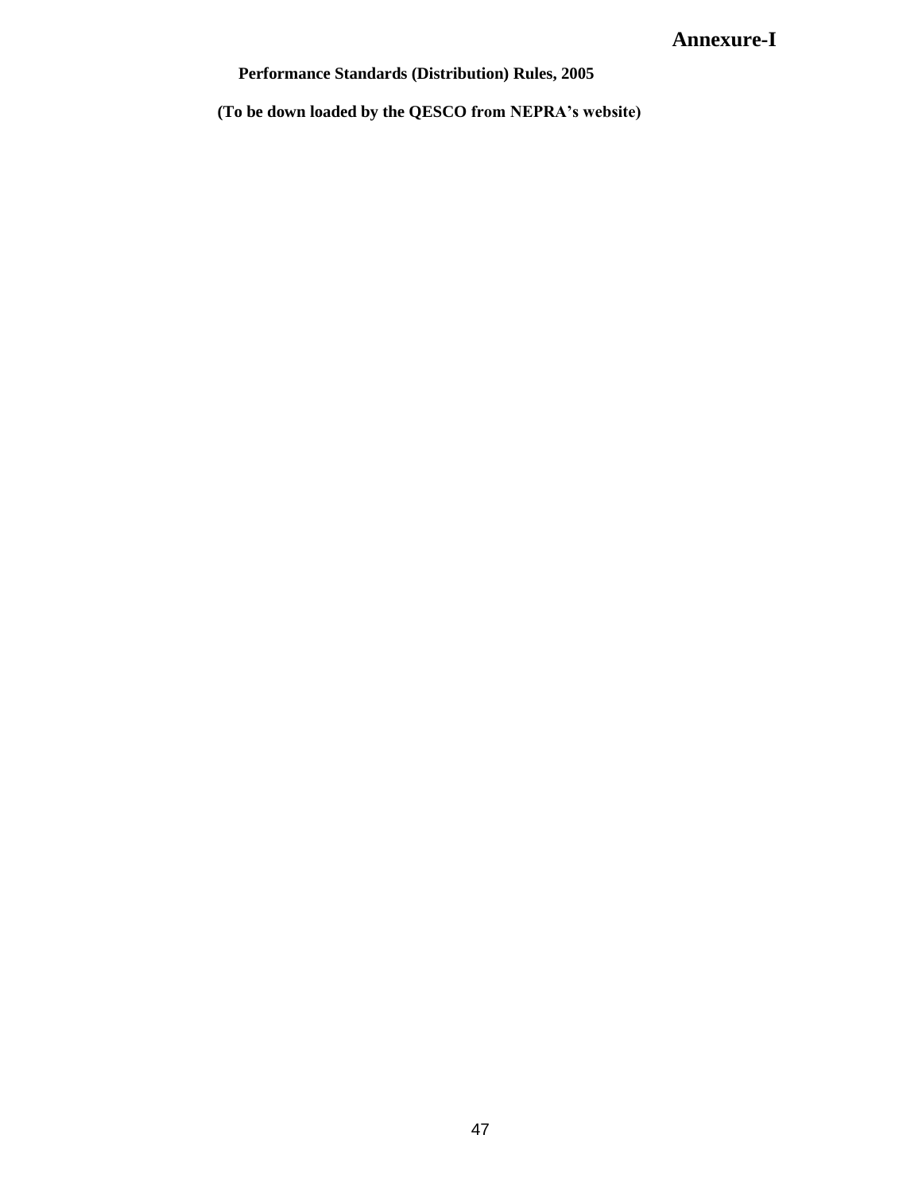# Annexure-I

**Performance Standards (Distribution) Rules, 2005**

**(To be down loaded by the QESCO from NEPRA's website)**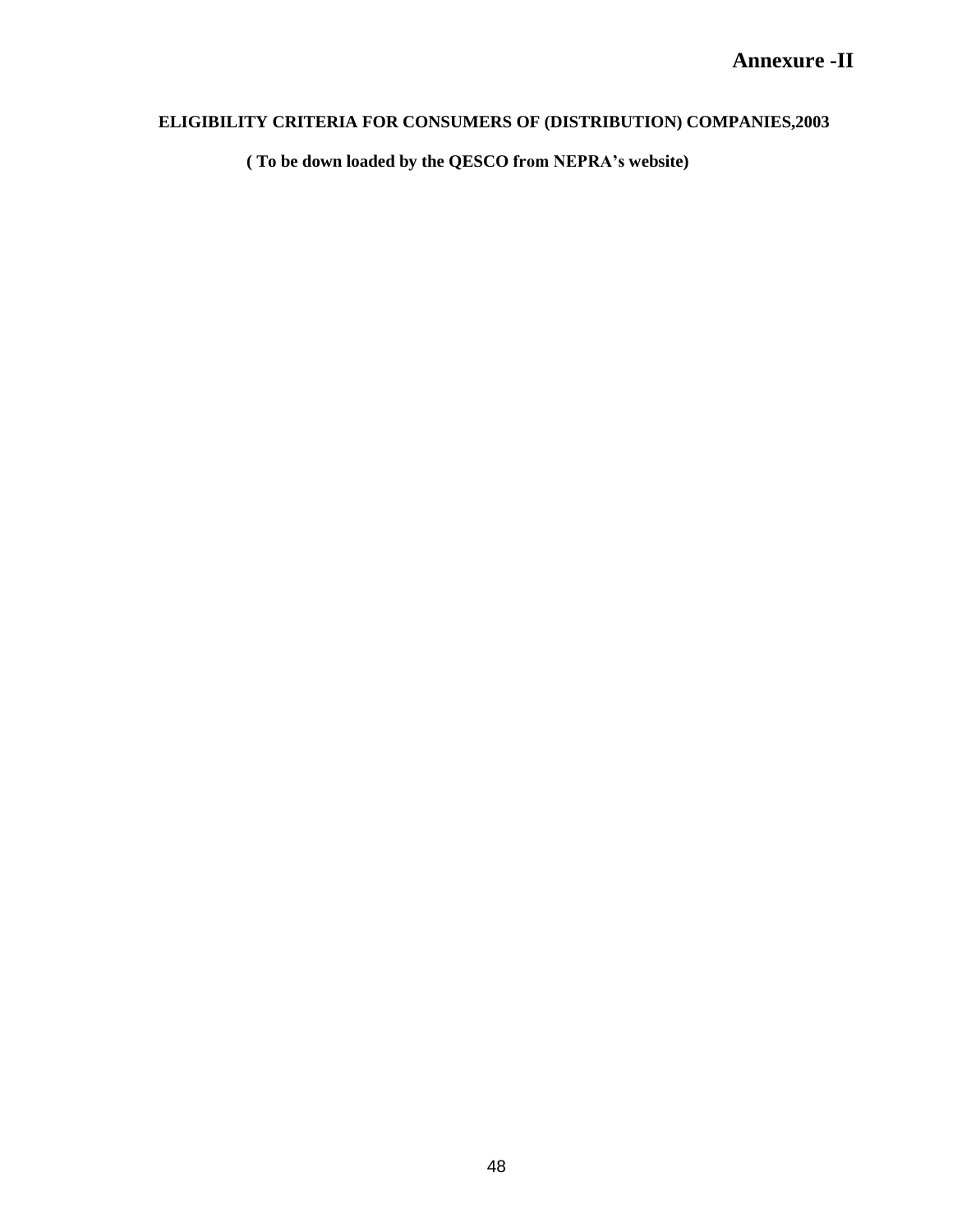# Annexure -II

**ELIGIBILITY CRITERIA FOR CONSUMERS OF (DISTRIBUTION) COMPANIES,2003**

**( To be down loaded by the QESCO from NEPRA's website)**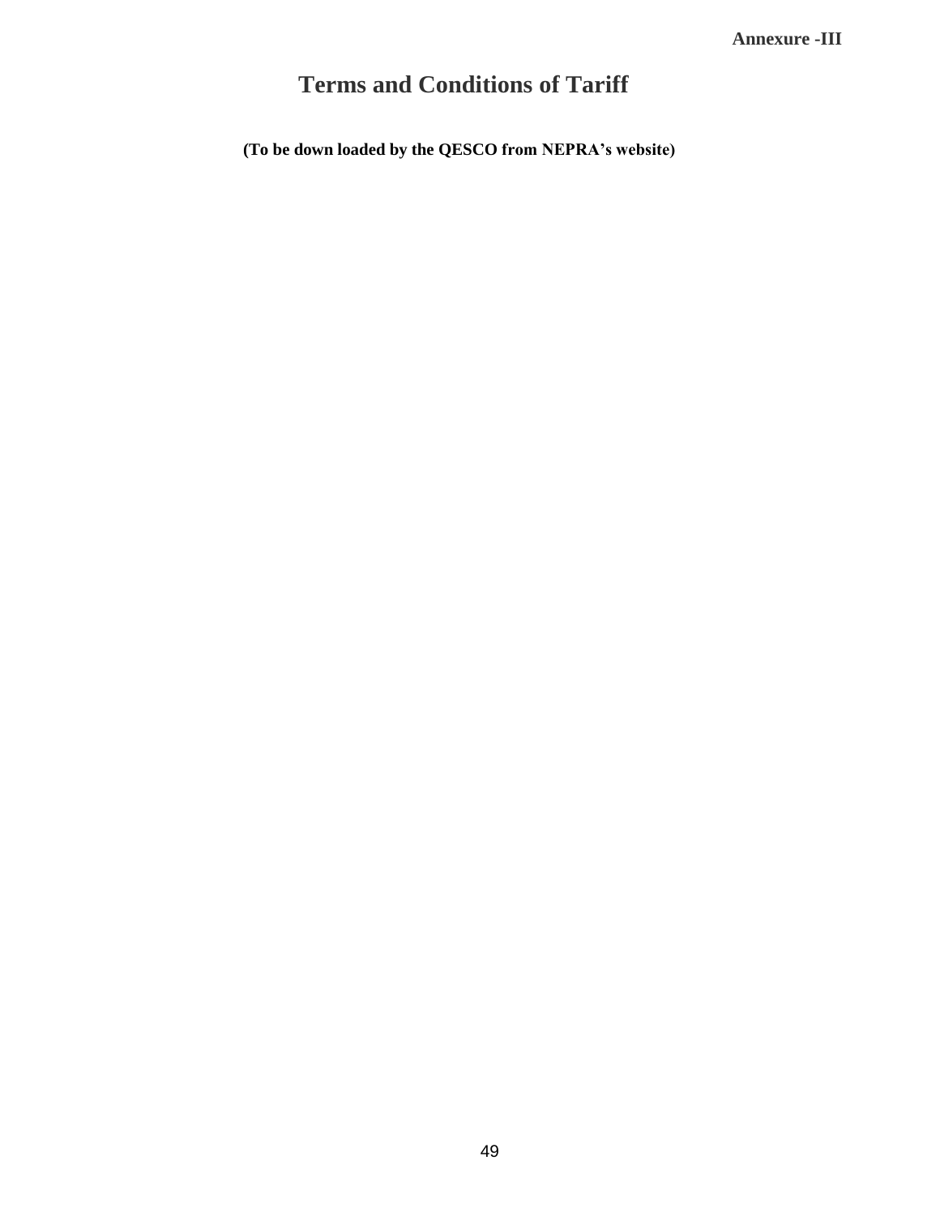**Annexure -III**

# Terms and Conditions of Tariff

**(To be down loaded by the QESCO from NEPRA's website)**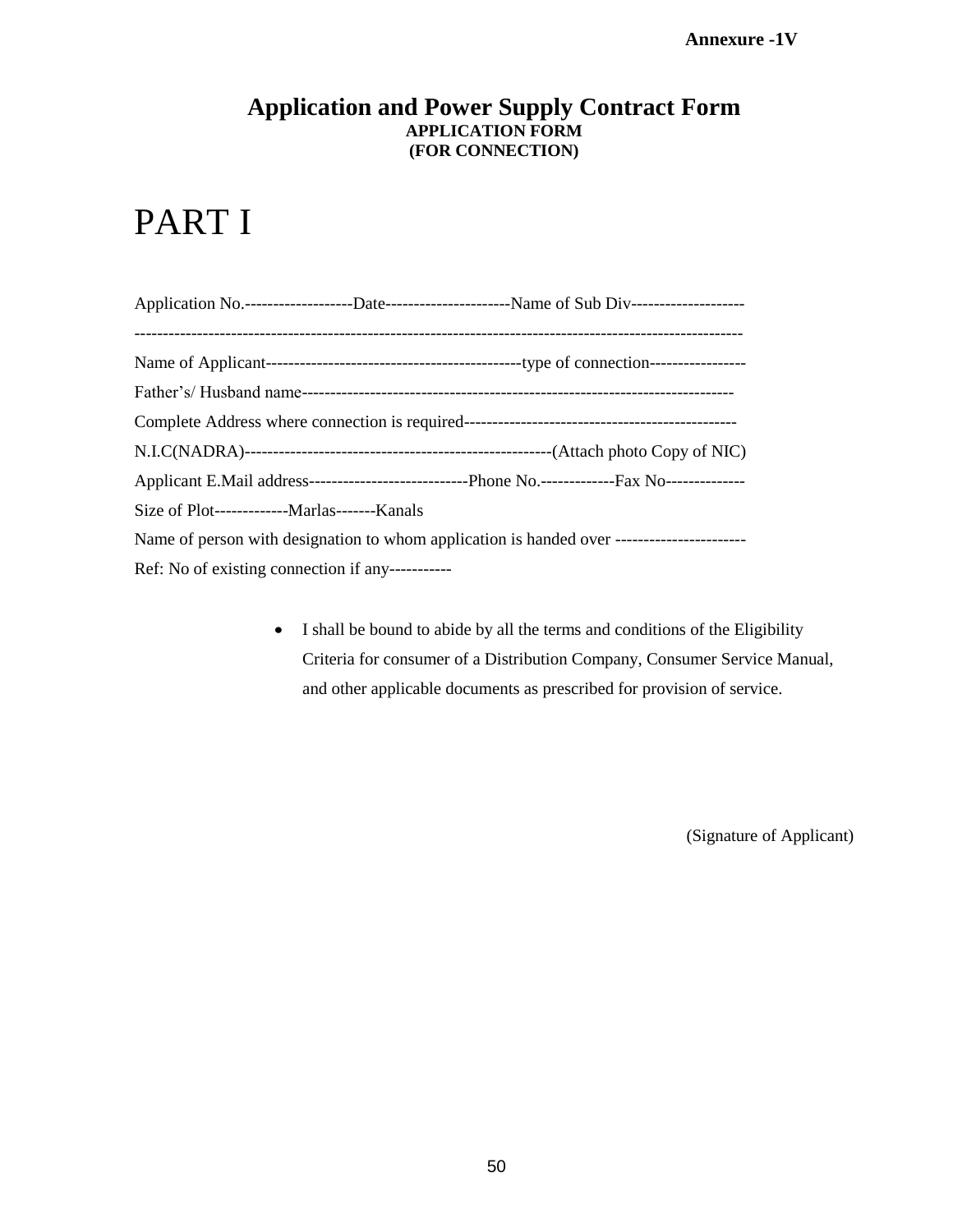**Annexure -1V**

# Application and Power Supply Contract Form

**APPLICATION FORM**
**(FOR CONNECTION)**

# PART I

Application No.-------------------Date----------------------Name of Sub Div--------------------

-----------------------------------------------------------------------------------------------------------

Name of Applicant---------------------------------------------type of connection-----------------

Father's/ Husband name-----------------------------------------------------------------------------

Complete Address where connection is required------------------------------------------------

N.I.C(NADRA)------------------------------------------------------(Attach photo Copy of NIC)

Applicant E.Mail address----------------------------Phone No.-------------Fax No--------------

Size of Plot-------------Marlas-------Kanals

Name of person with designation to whom application is handed over -----------------------

Ref: No of existing connection if any-----------

- I shall be bound to abide by all the terms and conditions of the Eligibility Criteria for consumer of a Distribution Company, Consumer Service Manual, and other applicable documents as prescribed for provision of service.

(Signature of Applicant)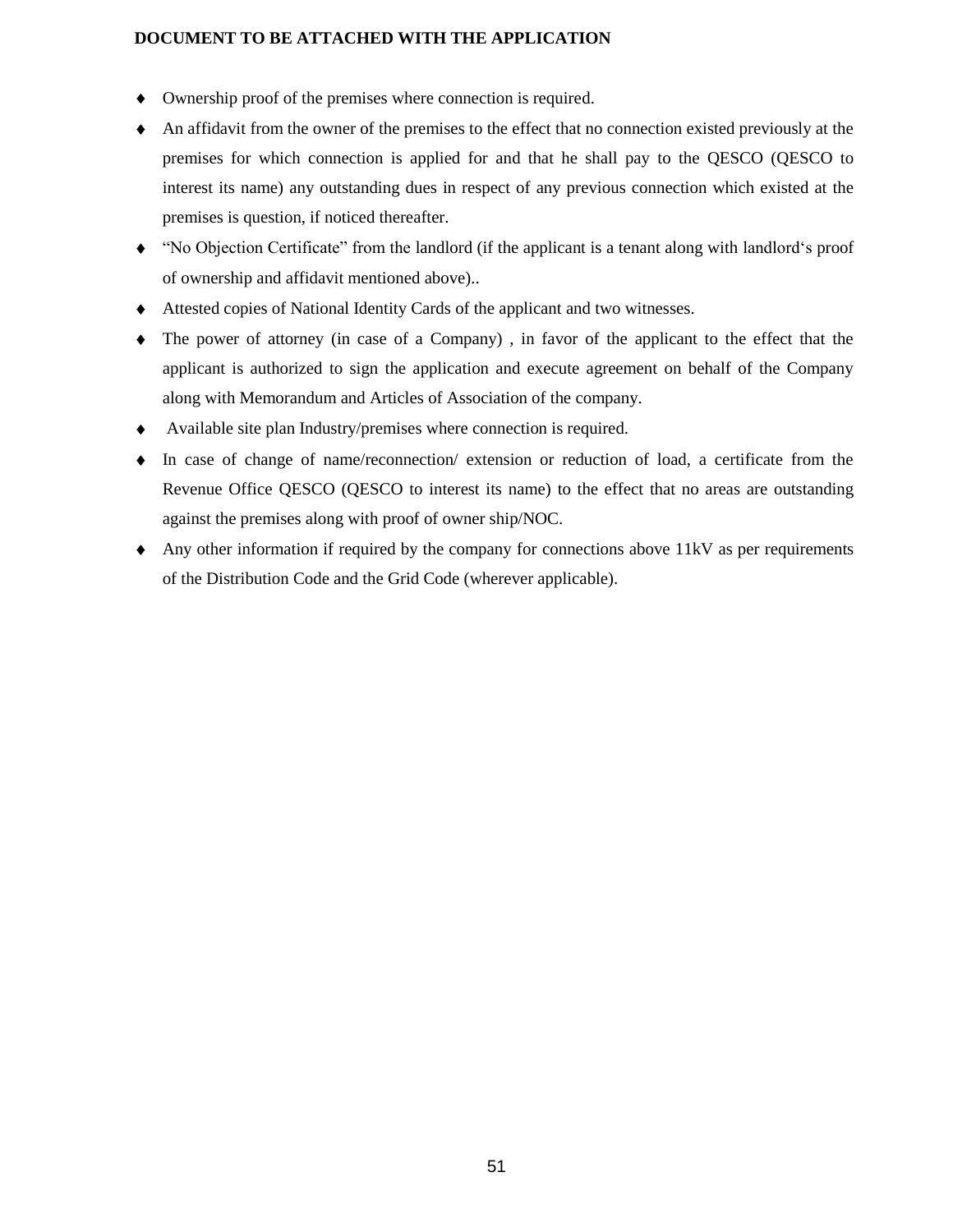**DOCUMENT TO BE ATTACHED WITH THE APPLICATION**

- Ownership proof of the premises where connection is required.
- An affidavit from the owner of the premises to the effect that no connection existed previously at the premises for which connection is applied for and that he shall pay to the QESCO (QESCO to interest its name) any outstanding dues in respect of any previous connection which existed at the premises is question, if noticed thereafter.
- "No Objection Certificate" from the landlord (if the applicant is a tenant along with landlord's proof of ownership and affidavit mentioned above)..
- Attested copies of National Identity Cards of the applicant and two witnesses.
- The power of attorney (in case of a Company) , in favor of the applicant to the effect that the applicant is authorized to sign the application and execute agreement on behalf of the Company along with Memorandum and Articles of Association of the company.
- Available site plan Industry/premises where connection is required.
- In case of change of name/reconnection/ extension or reduction of load, a certificate from the Revenue Office QESCO (QESCO to interest its name) to the effect that no areas are outstanding against the premises along with proof of owner ship/NOC.
- Any other information if required by the company for connections above 11kV as per requirements of the Distribution Code and the Grid Code (wherever applicable).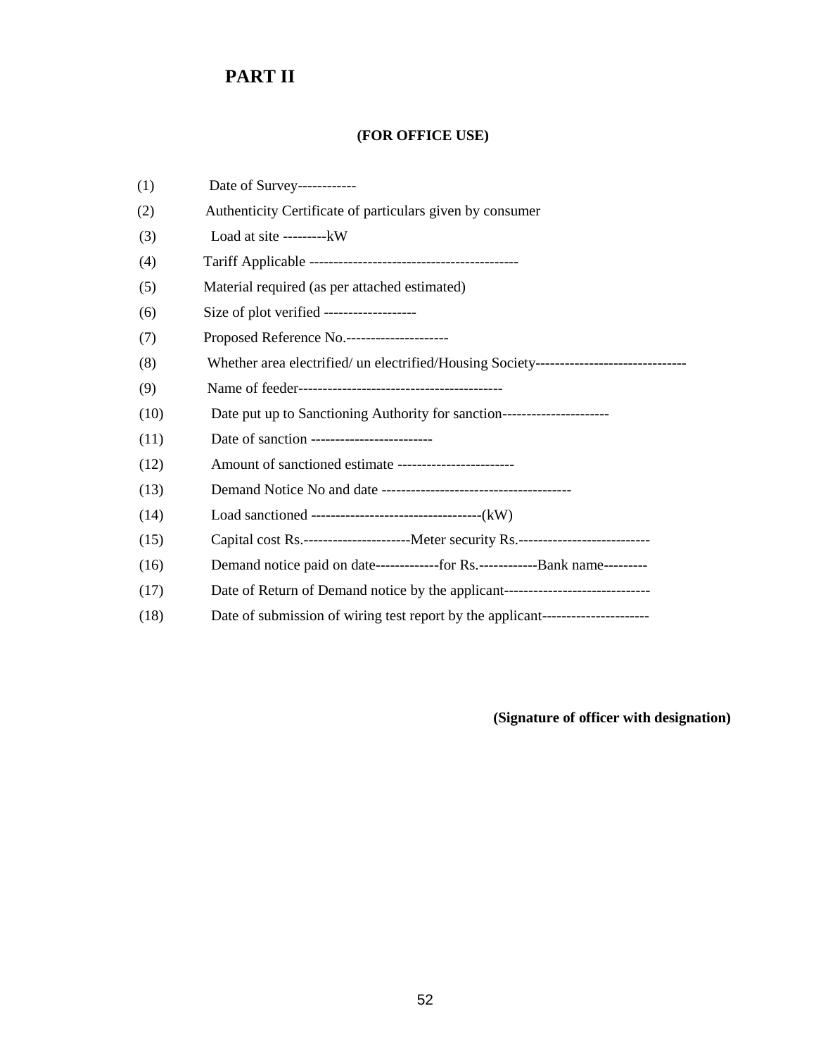## PART II

**(FOR OFFICE USE)**

(1) Date of Survey------------

(2) Authenticity Certificate of particulars given by consumer

(3) Load at site ---------kW

(4) Tariff Applicable -------------------------------------------

(5) Material required (as per attached estimated)

(6) Size of plot verified -------------------

(7) Proposed Reference No.---------------------

(8) Whether area electrified/ un electrified/Housing Society-------------------------------

(9) Name of feeder------------------------------------------

(10) Date put up to Sanctioning Authority for sanction----------------------

(11) Date of sanction -------------------------

(12) Amount of sanctioned estimate ------------------------

(13) Demand Notice No and date ---------------------------------------

(14) Load sanctioned -----------------------------------(kW)

(15) Capital cost Rs.----------------------Meter security Rs.---------------------------

(16) Demand notice paid on date-------------for Rs.------------Bank name---------

(17) Date of Return of Demand notice by the applicant------------------------------

(18) Date of submission of wiring test report by the applicant----------------------

**(Signature of officer with designation)**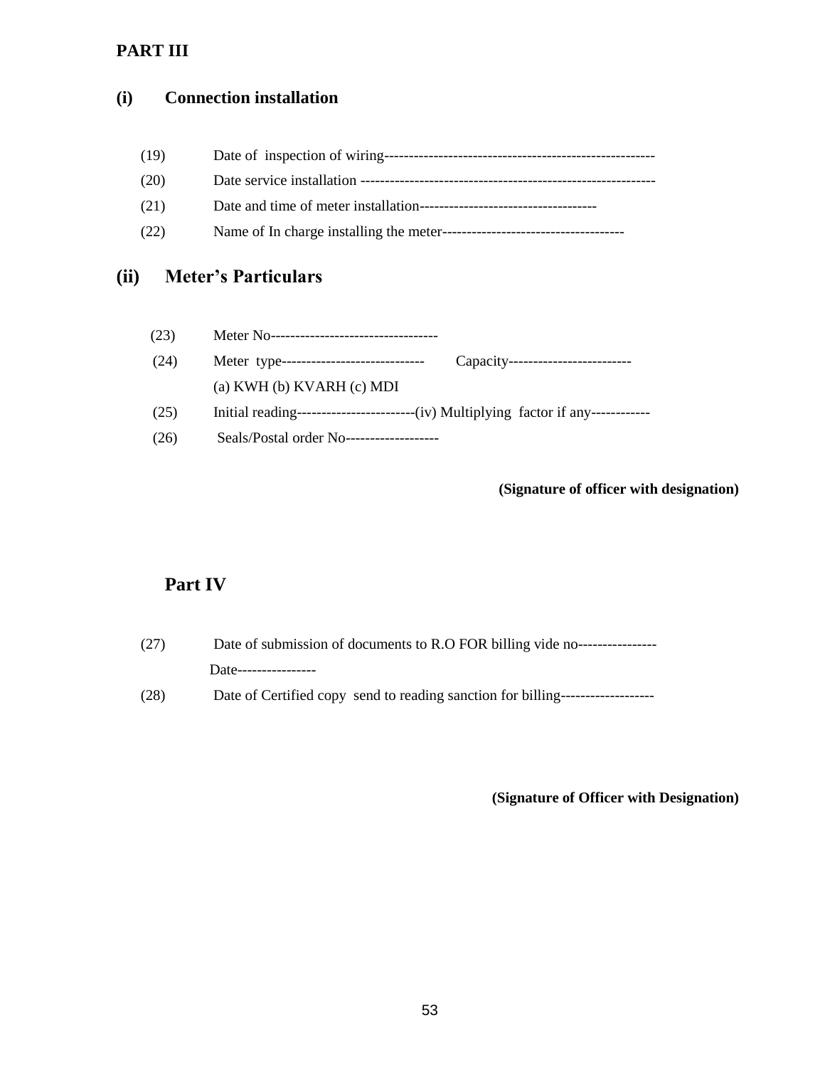## PART III

### (i) Connection installation

(19) Date of inspection of wiring-------------------------------------------------------

(20) Date service installation ------------------------------------------------------------

(21) Date and time of meter installation------------------------------------

(22) Name of In charge installing the meter-------------------------------------

### (ii) Meter's Particulars

(23) Meter No----------------------------------

(24) Meter type----------------------------- Capacity-------------------------

(a) KWH (b) KVARH (c) MDI

(25) Initial reading------------------------(iv) Multiplying factor if any------------

(26) Seals/Postal order No-------------------

**(Signature of officer with designation)**

## Part IV

(27) Date of submission of documents to R.O FOR billing vide no----------------

Date----------------

(28) Date of Certified copy send to reading sanction for billing-------------------

**(Signature of Officer with Designation)**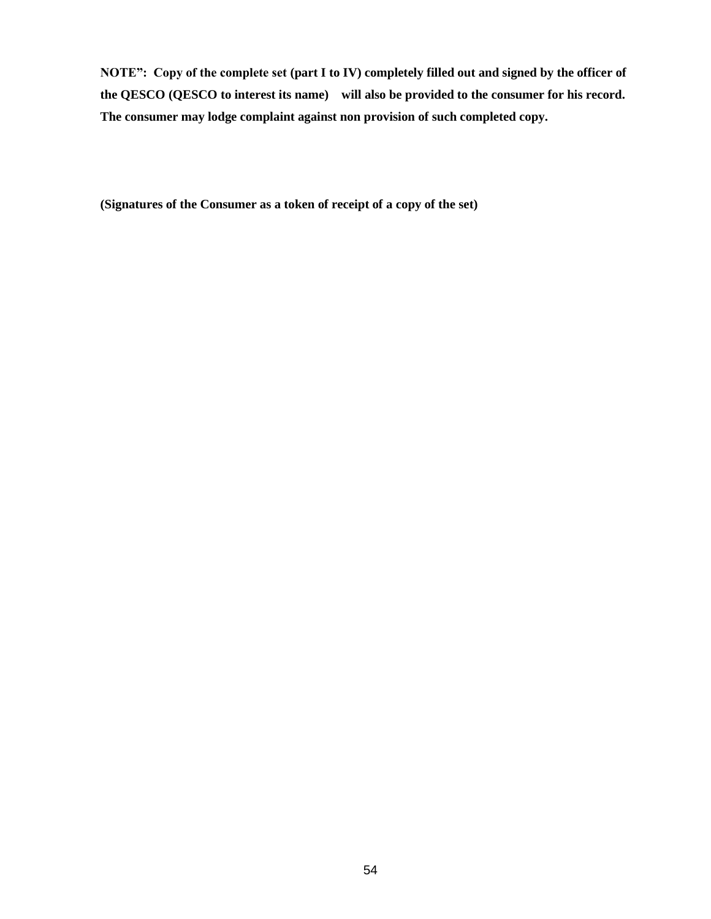**NOTE": Copy of the complete set (part I to IV) completely filled out and signed by the officer of the QESCO (QESCO to interest its name) will also be provided to the consumer for his record. The consumer may lodge complaint against non provision of such completed copy.**

**(Signatures of the Consumer as a token of receipt of a copy of the set)**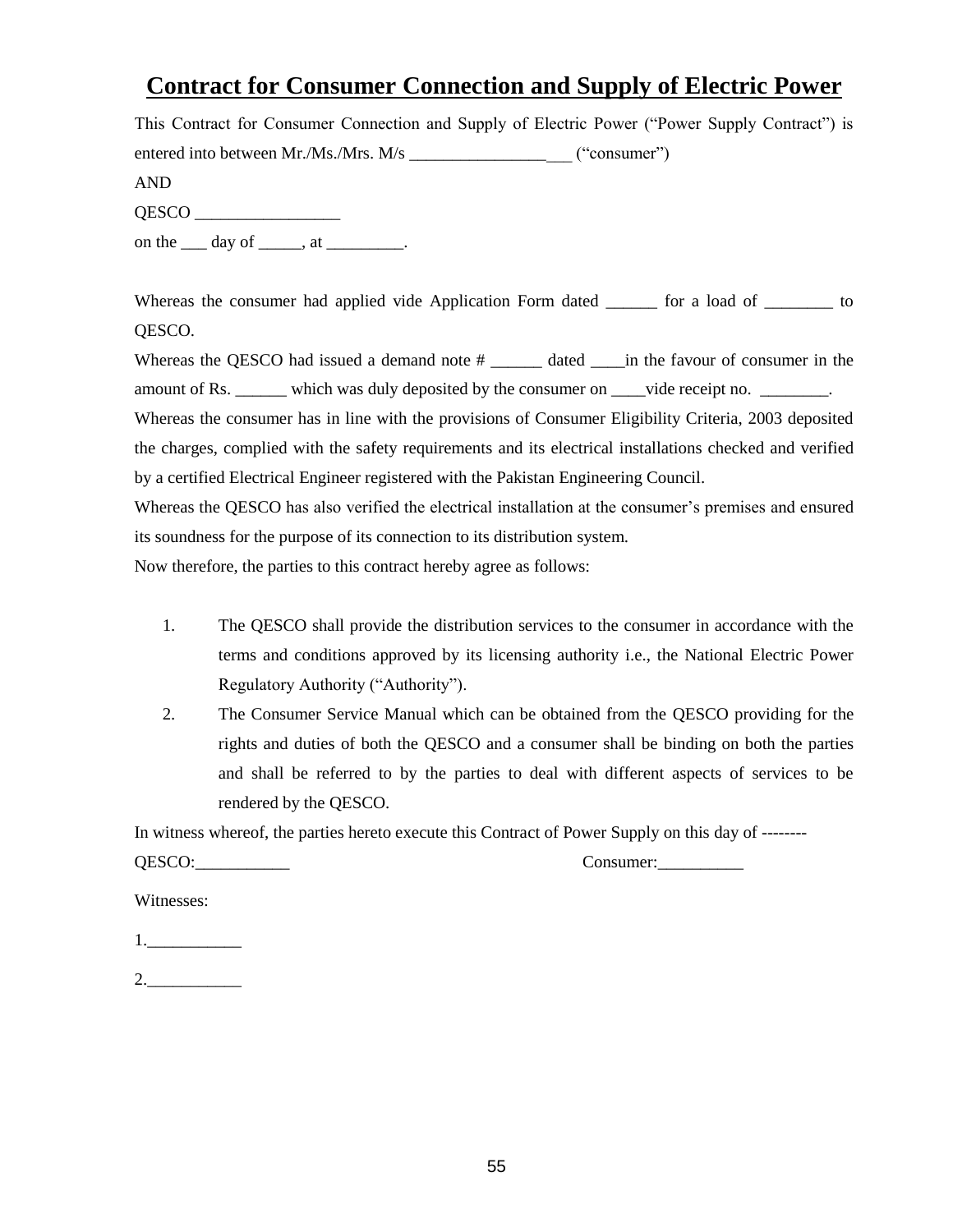# Contract for Consumer Connection and Supply of Electric Power

This Contract for Consumer Connection and Supply of Electric Power ("Power Supply Contract") is entered into between Mr./Ms./Mrs. M/s ___________________ ("consumer")

AND

QESCO _________________

on the ___ day of _____, at _________.

Whereas the consumer had applied vide Application Form dated ______ for a load of ________ to QESCO.

Whereas the QESCO had issued a demand note # ______ dated ____in the favour of consumer in the amount of Rs. ______ which was duly deposited by the consumer on ____vide receipt no. ________.

Whereas the consumer has in line with the provisions of Consumer Eligibility Criteria, 2003 deposited the charges, complied with the safety requirements and its electrical installations checked and verified by a certified Electrical Engineer registered with the Pakistan Engineering Council.

Whereas the QESCO has also verified the electrical installation at the consumer's premises and ensured its soundness for the purpose of its connection to its distribution system.

Now therefore, the parties to this contract hereby agree as follows:

1. The QESCO shall provide the distribution services to the consumer in accordance with the terms and conditions approved by its licensing authority i.e., the National Electric Power Regulatory Authority ("Authority").
2. The Consumer Service Manual which can be obtained from the QESCO providing for the rights and duties of both the QESCO and a consumer shall be binding on both the parties and shall be referred to by the parties to deal with different aspects of services to be rendered by the QESCO.

In witness whereof, the parties hereto execute this Contract of Power Supply on this day of --------

QESCO:___________ Consumer:__________

Witnesses:

1.___________

2.___________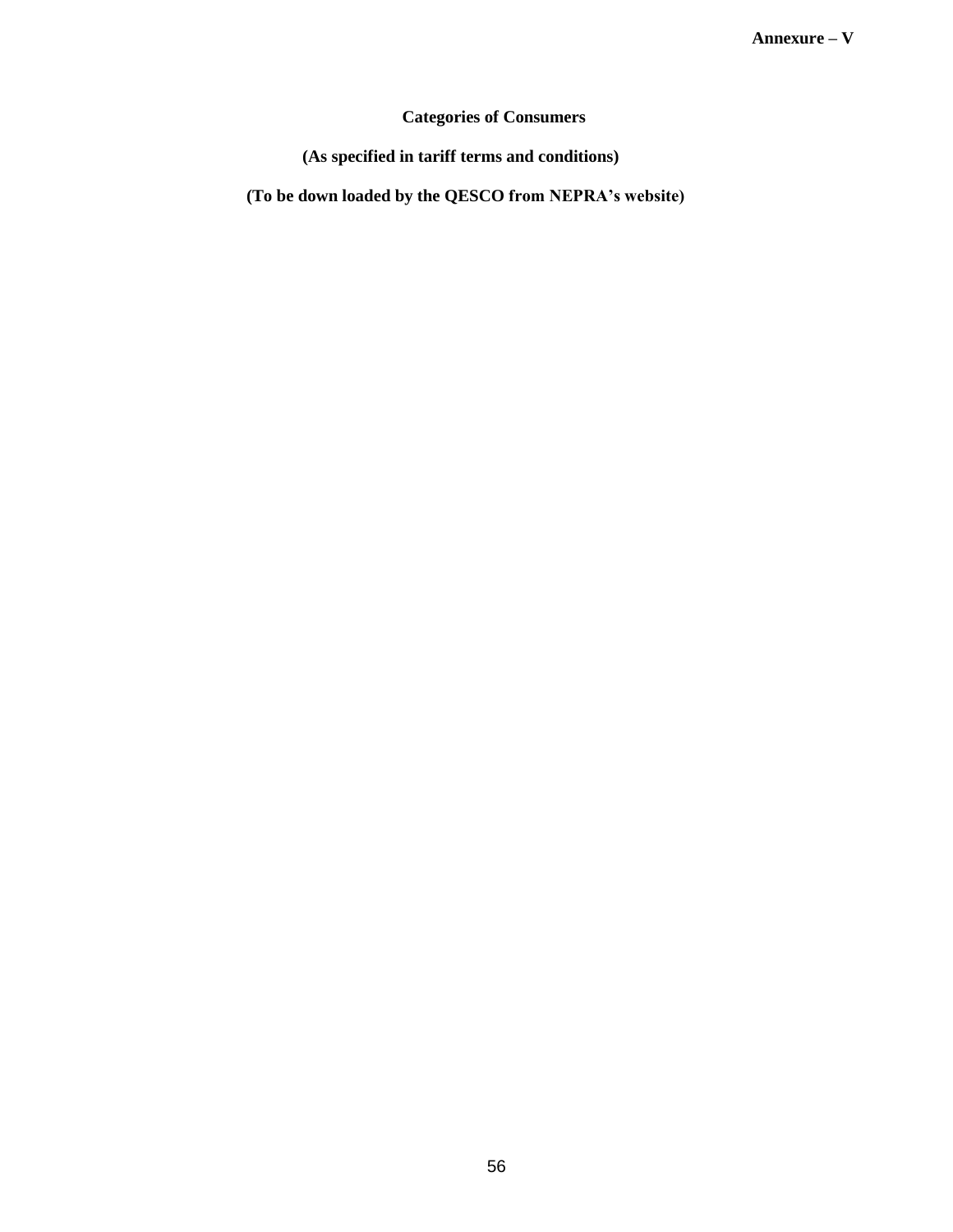**Annexure – V**

**Categories of Consumers**

**(As specified in tariff terms and conditions)**

**(To be down loaded by the QESCO from NEPRA's website)**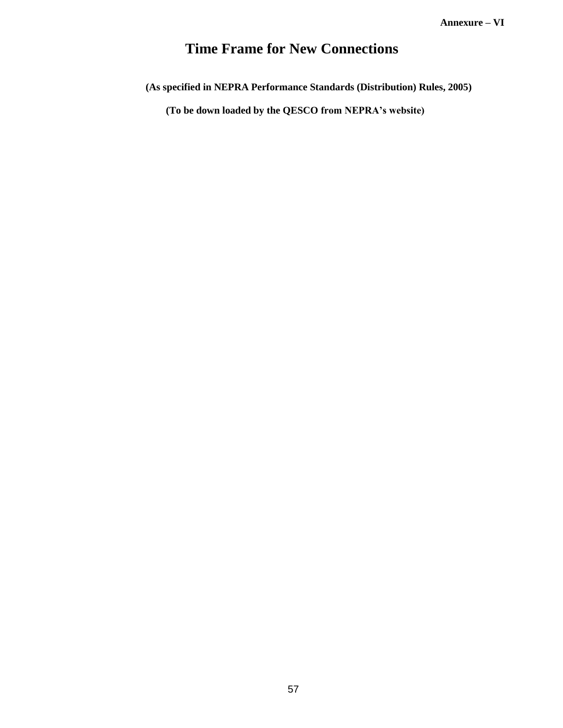**Annexure – VI**

# Time Frame for New Connections

**(As specified in NEPRA Performance Standards (Distribution) Rules, 2005)**

**(To be down loaded by the QESCO from NEPRA's website)**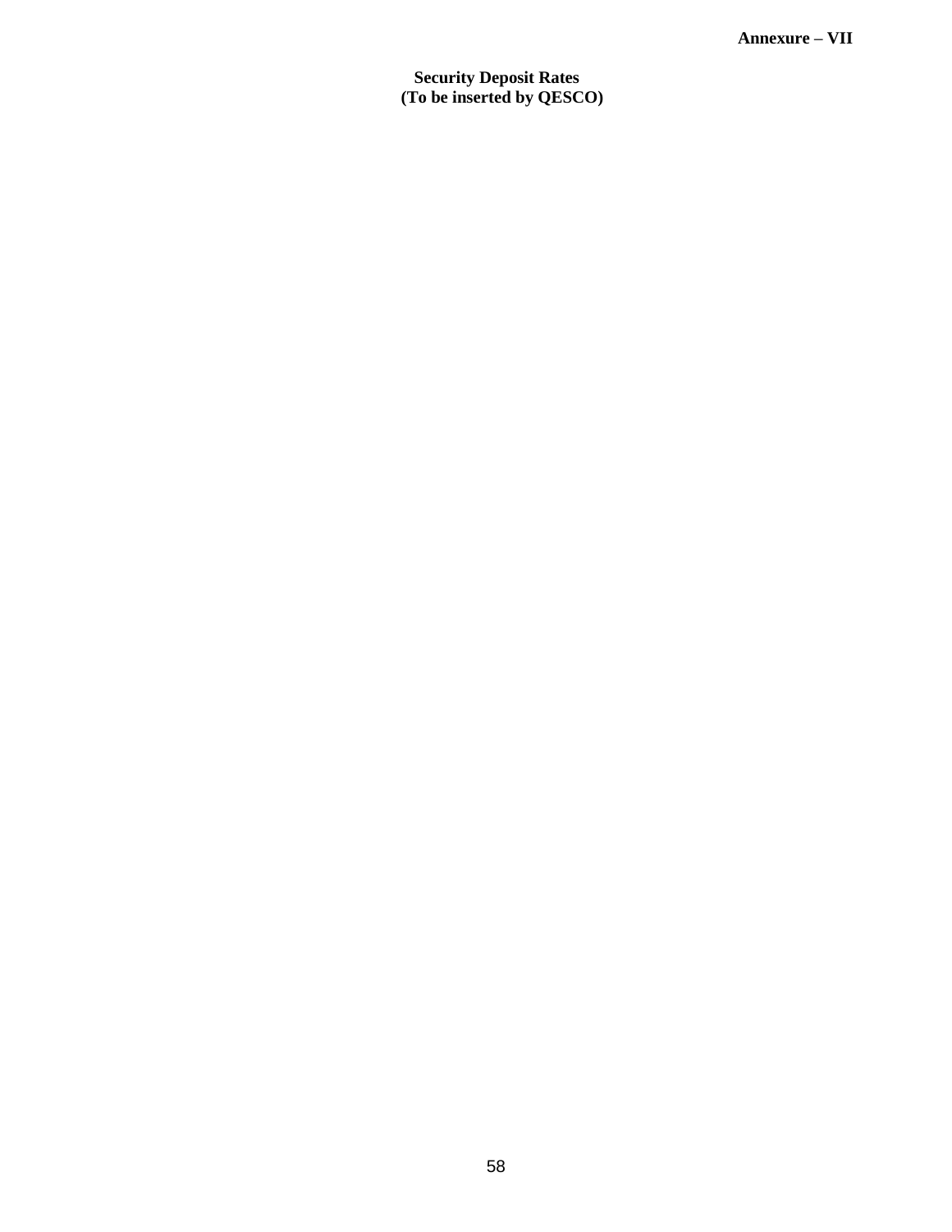**Annexure – VII**

**Security Deposit Rates**
**(To be inserted by QESCO)**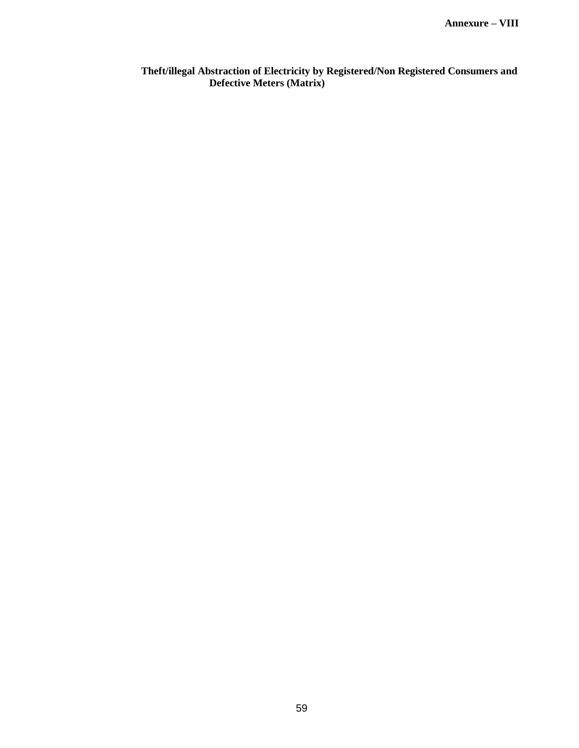**Annexure – VIII**

**Theft/illegal Abstraction of Electricity by Registered/Non Registered Consumers and Defective Meters (Matrix)**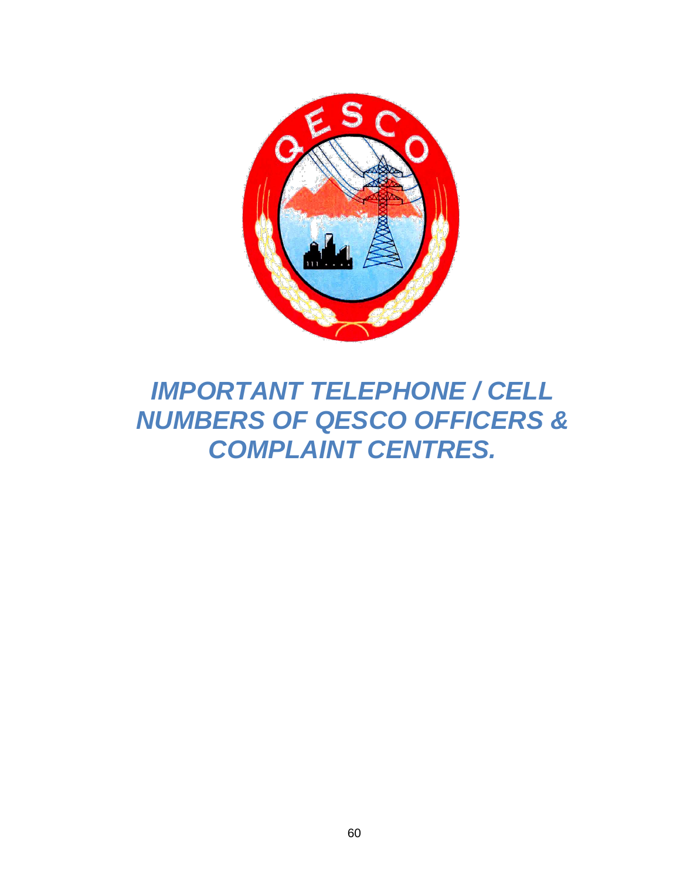# *IMPORTANT TELEPHONE / CELL NUMBERS OF QESCO OFFICERS & COMPLAINT CENTRES.*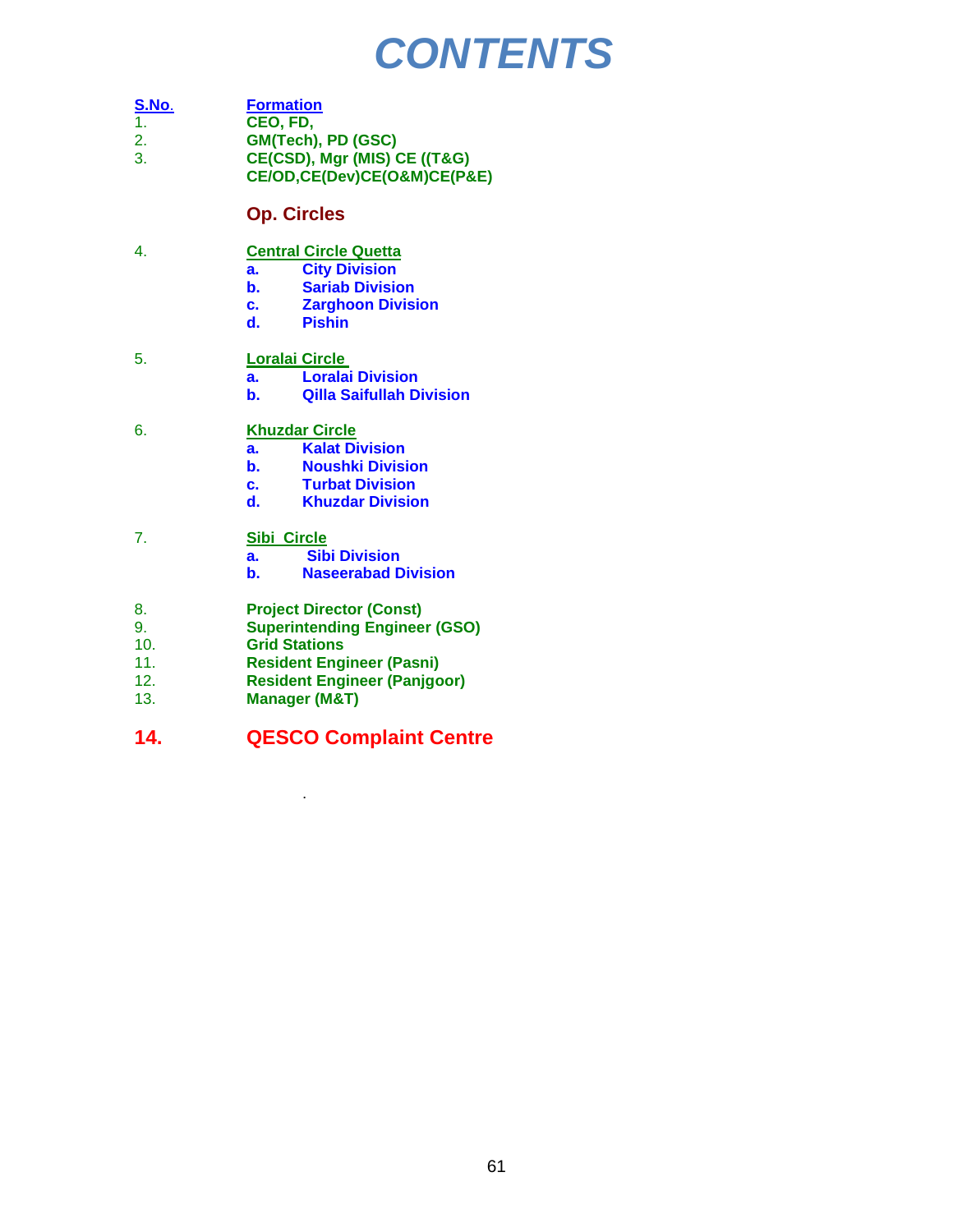# CONTENTS

| S.No. | Formation |
|---|---|
| 1. | **CEO, FD,** |
| 2. | **GM(Tech), PD (GSC)** |
| 3. | **CE(CSD), Mgr (MIS) CE ((T&G)**<br>**CE/OD,CE(Dev)CE(O&M)CE(P&E)** |

## Op. Circles

4. **Central Circle Quetta**
   - a. **City Division**
   - b. **Sariab Division**
   - c. **Zarghoon Division**
   - d. **Pishin**

5. **Loralai Circle**
   - a. **Loralai Division**
   - b. **Qilla Saifullah Division**

6. **Khuzdar Circle**
   - a. **Kalat Division**
   - b. **Noushki Division**
   - c. **Turbat Division**
   - d. **Khuzdar Division**

7. **Sibi Circle**
   - a. **Sibi Division**
   - b. **Naseerabad Division**

8. **Project Director (Const)**
9. **Superintending Engineer (GSO)**
10. **Grid Stations**
11. **Resident Engineer (Pasni)**
12. **Resident Engineer (Panjgoor)**
13. **Manager (M&T)**

## 14. QESCO Complaint Centre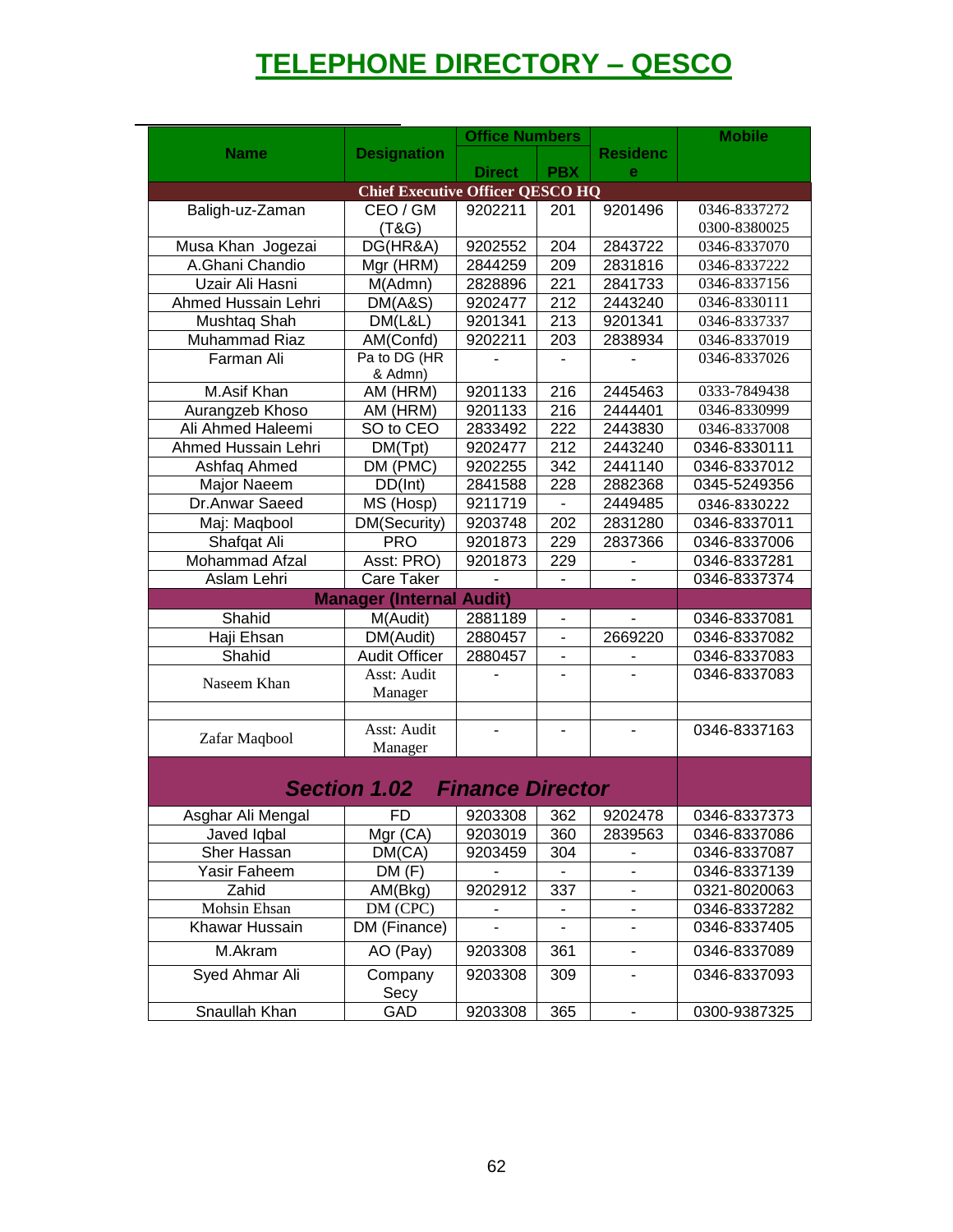# TELEPHONE DIRECTORY – QESCO

| Name | Designation | Office Numbers | | Residence | Mobile |
|---|---|---|---|---|---|
| | | Direct | PBX | | |
| **Chief Executive Officer QESCO HQ** | | | | | |
| Baligh-uz-Zaman | CEO / GM (T&G) | 9202211 | 201 | 9201496 | 0346-8337272 0300-8380025 |
| Musa Khan Jogezai | DG(HR&A) | 9202552 | 204 | 2843722 | 0346-8337070 |
| A.Ghani Chandio | Mgr (HRM) | 2844259 | 209 | 2831816 | 0346-8337222 |
| Uzair Ali Hasni | M(Admn) | 2828896 | 221 | 2841733 | 0346-8337156 |
| Ahmed Hussain Lehri | DM(A&S) | 9202477 | 212 | 2443240 | 0346-8330111 |
| Mushtaq Shah | DM(L&L) | 9201341 | 213 | 9201341 | 0346-8337337 |
| Muhammad Riaz | AM(Confd) | 9202211 | 203 | 2838934 | 0346-8337019 |
| Farman Ali | Pa to DG (HR & Admn) | - | - | - | 0346-8337026 |
| M.Asif Khan | AM (HRM) | 9201133 | 216 | 2445463 | 0333-7849438 |
| Aurangzeb Khoso | AM (HRM) | 9201133 | 216 | 2444401 | 0346-8330999 |
| Ali Ahmed Haleemi | SO to CEO | 2833492 | 222 | 2443830 | 0346-8337008 |
| Ahmed Hussain Lehri | DM(Tpt) | 9202477 | 212 | 2443240 | 0346-8330111 |
| Ashfaq Ahmed | DM (PMC) | 9202255 | 342 | 2441140 | 0346-8337012 |
| Major Naeem | DD(Int) | 2841588 | 228 | 2882368 | 0345-5249356 |
| Dr.Anwar Saeed | MS (Hosp) | 9211719 | - | 2449485 | 0346-8330222 |
| Maj: Maqbool | DM(Security) | 9203748 | 202 | 2831280 | 0346-8337011 |
| Shafqat Ali | PRO | 9201873 | 229 | 2837366 | 0346-8337006 |
| Mohammad Afzal | Asst: PRO) | 9201873 | 229 | - | 0346-8337281 |
| Aslam Lehri | Care Taker | - | - | - | 0346-8337374 |
| **Manager (Internal Audit)** | | | | | |
| Shahid | M(Audit) | 2881189 | - | - | 0346-8337081 |
| Haji Ehsan | DM(Audit) | 2880457 | - | 2669220 | 0346-8337082 |
| Shahid | Audit Officer | 2880457 | - | - | 0346-8337083 |
| Naseem Khan | Asst: Audit Manager | - | - | - | 0346-8337083 |
| | | | | | |
| Zafar Maqbool | Asst: Audit Manager | - | - | - | 0346-8337163 |
| ***Section 1.02 Finance Director*** | | | | | |
| Asghar Ali Mengal | FD | 9203308 | 362 | 9202478 | 0346-8337373 |
| Javed Iqbal | Mgr (CA) | 9203019 | 360 | 2839563 | 0346-8337086 |
| Sher Hassan | DM(CA) | 9203459 | 304 | - | 0346-8337087 |
| Yasir Faheem | DM (F) | - | - | - | 0346-8337139 |
| Zahid | AM(Bkg) | 9202912 | 337 | - | 0321-8020063 |
| Mohsin Ehsan | DM (CPC) | - | - | - | 0346-8337282 |
| Khawar Hussain | DM (Finance) | - | - | - | 0346-8337405 |
| M.Akram | AO (Pay) | 9203308 | 361 | - | 0346-8337089 |
| Syed Ahmar Ali | Company Secy | 9203308 | 309 | - | 0346-8337093 |
| Snaullah Khan | GAD | 9203308 | 365 | - | 0300-9387325 |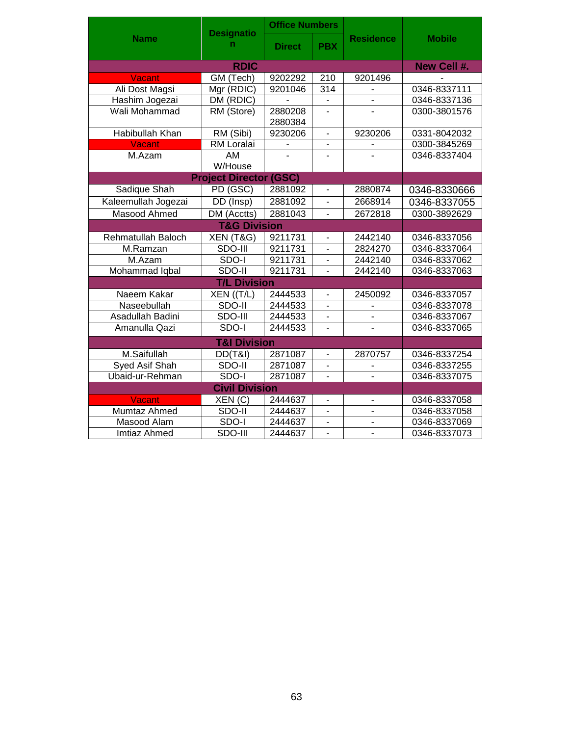| Name | Designation | Office Numbers | | Residence | Mobile |
|---|---|---|---|---|---|
| | | Direct | PBX | | |
| **RDIC** | | | | | **New Cell #.** |
| Vacant | GM (Tech) | 9202292 | 210 | 9201496 | - |
| Ali Dost Magsi | Mgr (RDIC) | 9201046 | 314 | - | 0346-8337111 |
| Hashim Jogezai | DM (RDIC) | - | - | - | 0346-8337136 |
| Wali Mohammad | RM (Store) | 2880208 2880384 | - | - | 0300-3801576 |
| Habibullah Khan | RM (Sibi) | 9230206 | - | 9230206 | 0331-8042032 |
| Vacant | RM Loralai | - | - | - | 0300-3845269 |
| M.Azam | AM W/House | - | - | - | 0346-8337404 |
| **Project Director (GSC)** | | | | | |
| Sadique Shah | PD (GSC) | 2881092 | - | 2880874 | 0346-8330666 |
| Kaleemullah Jogezai | DD (Insp) | 2881092 | - | 2668914 | 0346-8337055 |
| Masood Ahmed | DM (Acctts) | 2881043 | - | 2672818 | 0300-3892629 |
| **T&G Division** | | | | | |
| Rehmatullah Baloch | XEN (T&G) | 9211731 | - | 2442140 | 0346-8337056 |
| M.Ramzan | SDO-III | 9211731 | - | 2824270 | 0346-8337064 |
| M.Azam | SDO-I | 9211731 | - | 2442140 | 0346-8337062 |
| Mohammad Iqbal | SDO-II | 9211731 | - | 2442140 | 0346-8337063 |
| **T/L Division** | | | | | |
| Naeem Kakar | XEN ((T/L) | 2444533 | - | 2450092 | 0346-8337057 |
| Naseebullah | SDO-II | 2444533 | - | - | 0346-8337078 |
| Asadullah Badini | SDO-III | 2444533 | - | - | 0346-8337067 |
| Amanulla Qazi | SDO-I | 2444533 | - | - | 0346-8337065 |
| **T&I Division** | | | | | |
| M.Saifullah | DD(T&I) | 2871087 | - | 2870757 | 0346-8337254 |
| Syed Asif Shah | SDO-II | 2871087 | - | - | 0346-8337255 |
| Ubaid-ur-Rehman | SDO-I | 2871087 | - | - | 0346-8337075 |
| **Civil Division** | | | | | |
| Vacant | XEN (C) | 2444637 | - | - | 0346-8337058 |
| Mumtaz Ahmed | SDO-II | 2444637 | - | - | 0346-8337058 |
| Masood Alam | SDO-I | 2444637 | - | - | 0346-8337069 |
| Imtiaz Ahmed | SDO-III | 2444637 | - | - | 0346-8337073 |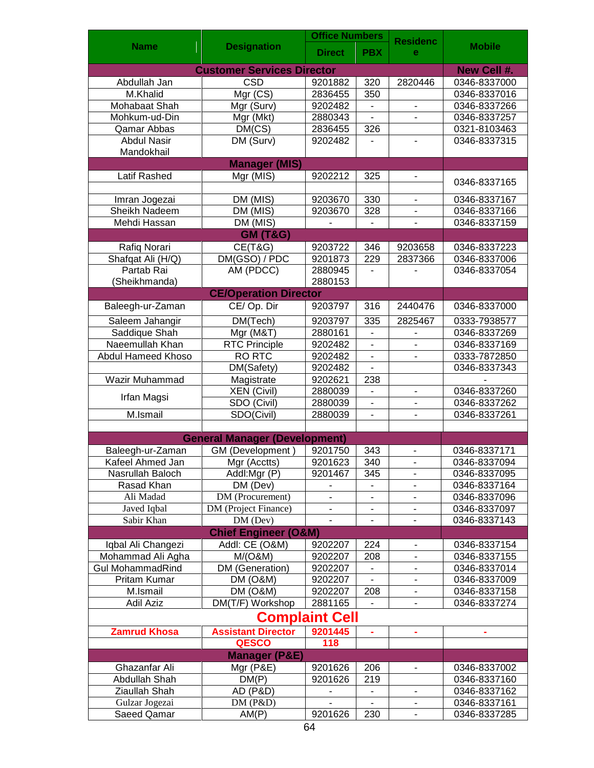| Name | Designation | Office Numbers | | Residence | Mobile |
|---|---|---|---|---|---|
| | | Direct | PBX | | |
| **Customer Services Director** | | | | | **New Cell #.** |
| Abdullah Jan | CSD | 9201882 | 320 | 2820446 | 0346-8337000 |
| M.Khalid | Mgr (CS) | 2836455 | 350 | | 0346-8337016 |
| Mohabaat Shah | Mgr (Surv) | 9202482 | - | - | 0346-8337266 |
| Mohkum-ud-Din | Mgr (Mkt) | 2880343 | - | - | 0346-8337257 |
| Qamar Abbas | DM(CS) | 2836455 | 326 | | 0321-8103463 |
| Abdul Nasir Mandokhail | DM (Surv) | 9202482 | - | - | 0346-8337315 |
| **Manager (MIS)** | | | | | |
| Latif Rashed | Mgr (MIS) | 9202212 | 325 | - | 0346-8337165 |
| | | | | | |
| Imran Jogezai | DM (MIS) | 9203670 | 330 | - | 0346-8337167 |
| Sheikh Nadeem | DM (MIS) | 9203670 | 328 | - | 0346-8337166 |
| Mehdi Hassan | DM (MIS) | - | - | - | 0346-8337159 |
| **GM (T&G)** | | | | | |
| Rafiq Norari | CE(T&G) | 9203722 | 346 | 9203658 | 0346-8337223 |
| Shafqat Ali (H/Q) | DM(GSO) / PDC | 9201873 | 229 | 2837366 | 0346-8337006 |
| Partab Rai (Sheikhmanda) | AM (PDCC) | 2880945 2880153 | - | - | 0346-8337054 |
| **CE/Operation Director** | | | | | |
| Baleegh-ur-Zaman | CE/ Op. Dir | 9203797 | 316 | 2440476 | 0346-8337000 |
| Saleem Jahangir | DM(Tech) | 9203797 | 335 | 2825467 | 0333-7938577 |
| Saddique Shah | Mgr (M&T) | 2880161 | - | - | 0346-8337269 |
| Naeemullah Khan | RTC Principle | 9202482 | - | - | 0346-8337169 |
| Abdul Hameed Khoso | RO RTC | 9202482 | - | - | 0333-7872850 |
| | DM(Safety) | 9202482 | - | | 0346-8337343 |
| Wazir Muhammad | Magistrate | 9202621 | 238 | | - |
| Irfan Magsi | XEN (Civil) | 2880039 | - | - | 0346-8337260 |
| | SDO (Civil) | 2880039 | - | - | 0346-8337262 |
| M.Ismail | SDO(Civil) | 2880039 | - | - | 0346-8337261 |
| | | | | | |
| **General Manager (Development)** | | | | | |
| Baleegh-ur-Zaman | GM (Development ) | 9201750 | 343 | - | 0346-8337171 |
| Kafeel Ahmed Jan | Mgr (Acctts) | 9201623 | 340 | - | 0346-8337094 |
| Nasrullah Baloch | Addl:Mgr (P) | 9201467 | 345 | - | 0346-8337095 |
| Rasad Khan | DM (Dev) | - | - | - | 0346-8337164 |
| Ali Madad | DM (Procurement) | - | - | - | 0346-8337096 |
| Javed Iqbal | DM (Project Finance) | - | - | - | 0346-8337097 |
| Sabir Khan | DM (Dev) | - | - | - | 0346-8337143 |
| **Chief Engineer (O&M)** | | | | | |
| Iqbal Ali Changezi | Addl: CE (O&M) | 9202207 | 224 | - | 0346-8337154 |
| Mohammad Ali Agha | M/(O&M) | 9202207 | 208 | - | 0346-8337155 |
| Gul MohammadRind | DM (Generation) | 9202207 | - | - | 0346-8337014 |
| Pritam Kumar | DM (O&M) | 9202207 | - | - | 0346-8337009 |
| M.Ismail | DM (O&M) | 9202207 | 208 | - | 0346-8337158 |
| Adil Aziz | DM(T/F) Workshop | 2881165 | - | - | 0346-8337274 |
| **Complaint Cell** | | | | | |
| **Zamrud Khosa** | **Assistant Director** | **9201445** | **-** | **-** | **-** |
| | **QESCO** | **118** | | | |
| **Manager (P&E)** | | | | | |
| Ghazanfar Ali | Mgr (P&E) | 9201626 | 206 | - | 0346-8337002 |
| Abdullah Shah | DM(P) | 9201626 | 219 | | 0346-8337160 |
| Ziaullah Shah | AD (P&D) | - | - | - | 0346-8337162 |
| Gulzar Jogezai | DM (P&D) | - | - | - | 0346-8337161 |
| Saeed Qamar | AM(P) | 9201626 | 230 | - | 0346-8337285 |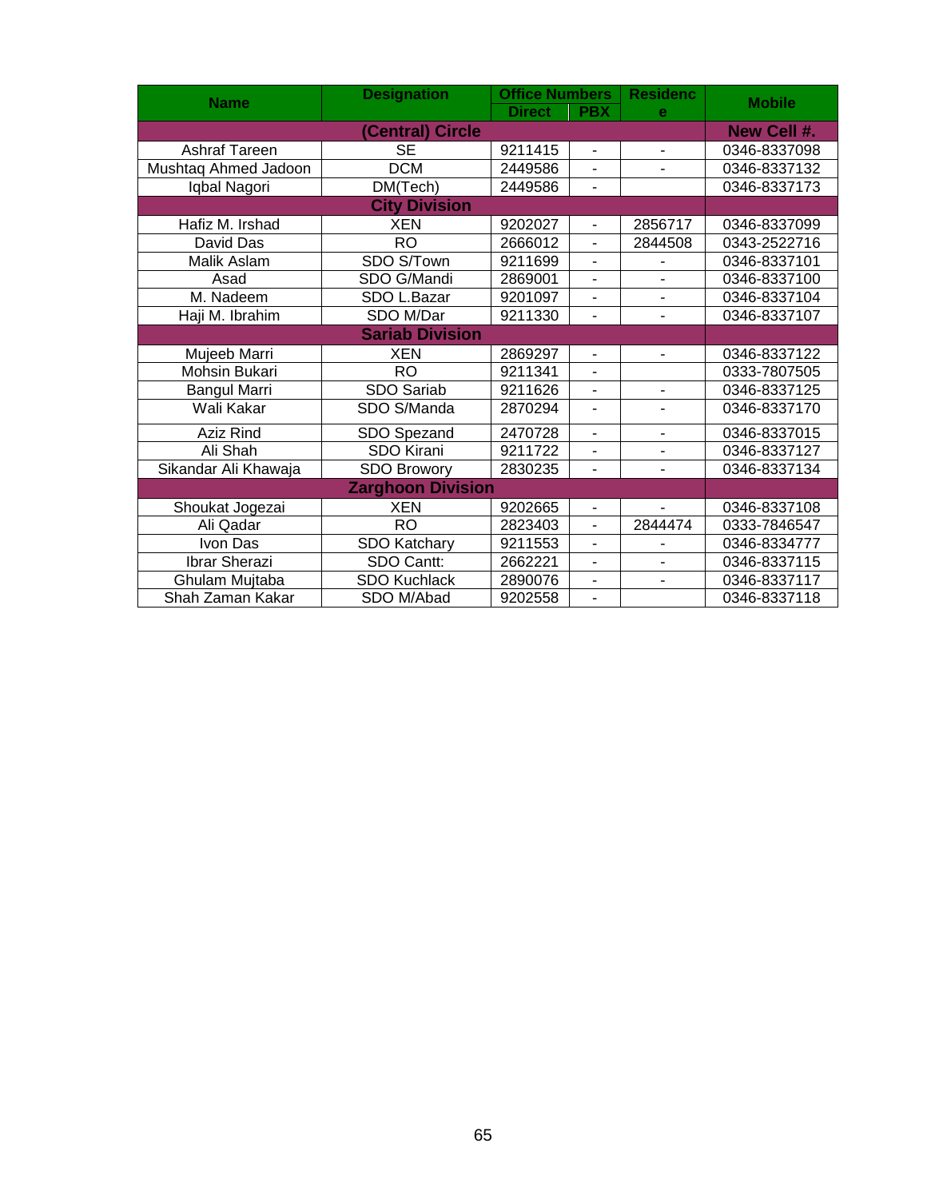| Name | Designation | Office Numbers | | Residence | Mobile |
|---|---|---|---|---|---|
| | | Direct | PBX | | |
| **(Central) Circle** | | | | | **New Cell #.** |
| Ashraf Tareen | SE | 9211415 | - | - | 0346-8337098 |
| Mushtaq Ahmed Jadoon | DCM | 2449586 | - | - | 0346-8337132 |
| Iqbal Nagori | DM(Tech) | 2449586 | - | | 0346-8337173 |
| **City Division** | | | | | |
| Hafiz M. Irshad | XEN | 9202027 | - | 2856717 | 0346-8337099 |
| David Das | RO | 2666012 | - | 2844508 | 0343-2522716 |
| Malik Aslam | SDO S/Town | 9211699 | - | - | 0346-8337101 |
| Asad | SDO G/Mandi | 2869001 | - | - | 0346-8337100 |
| M. Nadeem | SDO L.Bazar | 9201097 | - | - | 0346-8337104 |
| Haji M. Ibrahim | SDO M/Dar | 9211330 | - | - | 0346-8337107 |
| **Sariab Division** | | | | | |
| Mujeeb Marri | XEN | 2869297 | - | - | 0346-8337122 |
| Mohsin Bukari | RO | 9211341 | - | | 0333-7807505 |
| Bangul Marri | SDO Sariab | 9211626 | - | - | 0346-8337125 |
| Wali Kakar | SDO S/Manda | 2870294 | - | - | 0346-8337170 |
| Aziz Rind | SDO Spezand | 2470728 | - | - | 0346-8337015 |
| Ali Shah | SDO Kirani | 9211722 | - | - | 0346-8337127 |
| Sikandar Ali Khawaja | SDO Browory | 2830235 | - | - | 0346-8337134 |
| **Zarghoon Division** | | | | | |
| Shoukat Jogezai | XEN | 9202665 | - | - | 0346-8337108 |
| Ali Qadar | RO | 2823403 | - | 2844474 | 0333-7846547 |
| Ivon Das | SDO Katchary | 9211553 | - | - | 0346-8334777 |
| Ibrar Sherazi | SDO Cantt: | 2662221 | - | - | 0346-8337115 |
| Ghulam Mujtaba | SDO Kuchlack | 2890076 | - | - | 0346-8337117 |
| Shah Zaman Kakar | SDO M/Abad | 9202558 | - | | 0346-8337118 |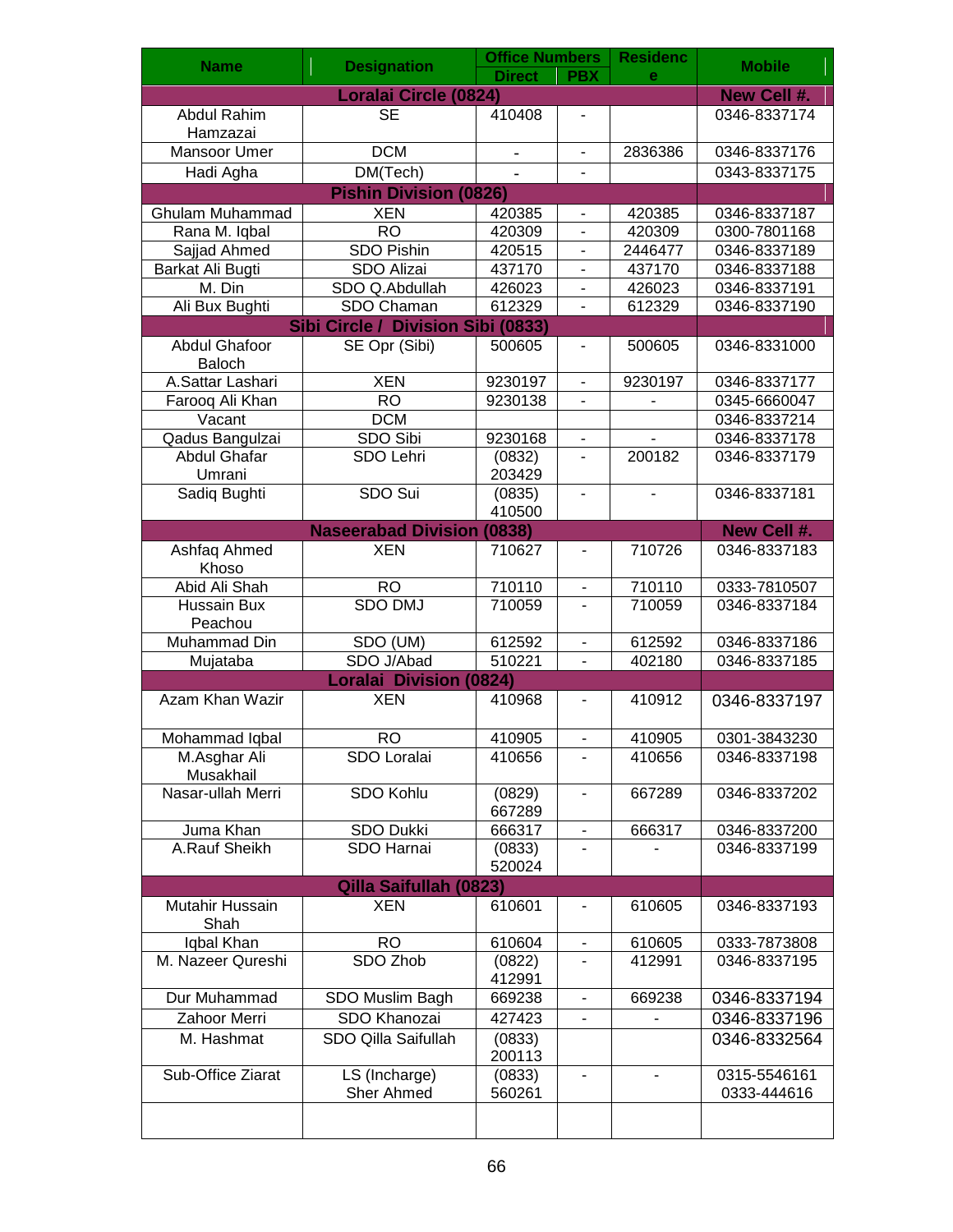| Name | Designation | Office Numbers | | Residence | Mobile |
|---|---|---|---|---|---|
| | | Direct | PBX | | |
| **Loralai Circle (0824)** | | | | | **New Cell #.** |
| Abdul Rahim Hamzazai | SE | 410408 | - | | 0346-8337174 |
| Mansoor Umer | DCM | - | - | 2836386 | 0346-8337176 |
| Hadi Agha | DM(Tech) | - | - | | 0343-8337175 |
| **Pishin Division (0826)** | | | | | |
| Ghulam Muhammad | XEN | 420385 | - | 420385 | 0346-8337187 |
| Rana M. Iqbal | RO | 420309 | - | 420309 | 0300-7801168 |
| Sajjad Ahmed | SDO Pishin | 420515 | - | 2446477 | 0346-8337189 |
| Barkat Ali Bugti | SDO Alizai | 437170 | - | 437170 | 0346-8337188 |
| M. Din | SDO Q.Abdullah | 426023 | - | 426023 | 0346-8337191 |
| Ali Bux Bughti | SDO Chaman | 612329 | - | 612329 | 0346-8337190 |
| **Sibi Circle / Division Sibi (0833)** | | | | | |
| Abdul Ghafoor Baloch | SE Opr (Sibi) | 500605 | - | 500605 | 0346-8331000 |
| A.Sattar Lashari | XEN | 9230197 | - | 9230197 | 0346-8337177 |
| Farooq Ali Khan | RO | 9230138 | - | - | 0345-6660047 |
| Vacant | DCM | | | | 0346-8337214 |
| Qadus Bangulzai | SDO Sibi | 9230168 | - | - | 0346-8337178 |
| Abdul Ghafar Umrani | SDO Lehri | (0832) 203429 | - | 200182 | 0346-8337179 |
| Sadiq Bughti | SDO Sui | (0835) 410500 | - | - | 0346-8337181 |
| **Naseerabad Division (0838)** | | | | | **New Cell #.** |
| Ashfaq Ahmed Khoso | XEN | 710627 | - | 710726 | 0346-8337183 |
| Abid Ali Shah | RO | 710110 | - | 710110 | 0333-7810507 |
| Hussain Bux Peachou | SDO DMJ | 710059 | - | 710059 | 0346-8337184 |
| Muhammad Din | SDO (UM) | 612592 | - | 612592 | 0346-8337186 |
| Mujataba | SDO J/Abad | 510221 | - | 402180 | 0346-8337185 |
| **Loralai Division (0824)** | | | | | |
| Azam Khan Wazir | XEN | 410968 | - | 410912 | 0346-8337197 |
| Mohammad Iqbal | RO | 410905 | - | 410905 | 0301-3843230 |
| M.Asghar Ali Musakhail | SDO Loralai | 410656 | - | 410656 | 0346-8337198 |
| Nasar-ullah Merri | SDO Kohlu | (0829) 667289 | - | 667289 | 0346-8337202 |
| Juma Khan | SDO Dukki | 666317 | - | 666317 | 0346-8337200 |
| A.Rauf Sheikh | SDO Harnai | (0833) 520024 | - | - | 0346-8337199 |
| **Qilla Saifullah (0823)** | | | | | |
| Mutahir Hussain Shah | XEN | 610601 | - | 610605 | 0346-8337193 |
| Iqbal Khan | RO | 610604 | - | 610605 | 0333-7873808 |
| M. Nazeer Qureshi | SDO Zhob | (0822) 412991 | - | 412991 | 0346-8337195 |
| Dur Muhammad | SDO Muslim Bagh | 669238 | - | 669238 | 0346-8337194 |
| Zahoor Merri | SDO Khanozai | 427423 | - | - | 0346-8337196 |
| M. Hashmat | SDO Qilla Saifullah | (0833) 200113 | | | 0346-8332564 |
| Sub-Office Ziarat | LS (Incharge) Sher Ahmed | (0833) 560261 | - | - | 0315-5546161 0333-444616 |
| | | | | | |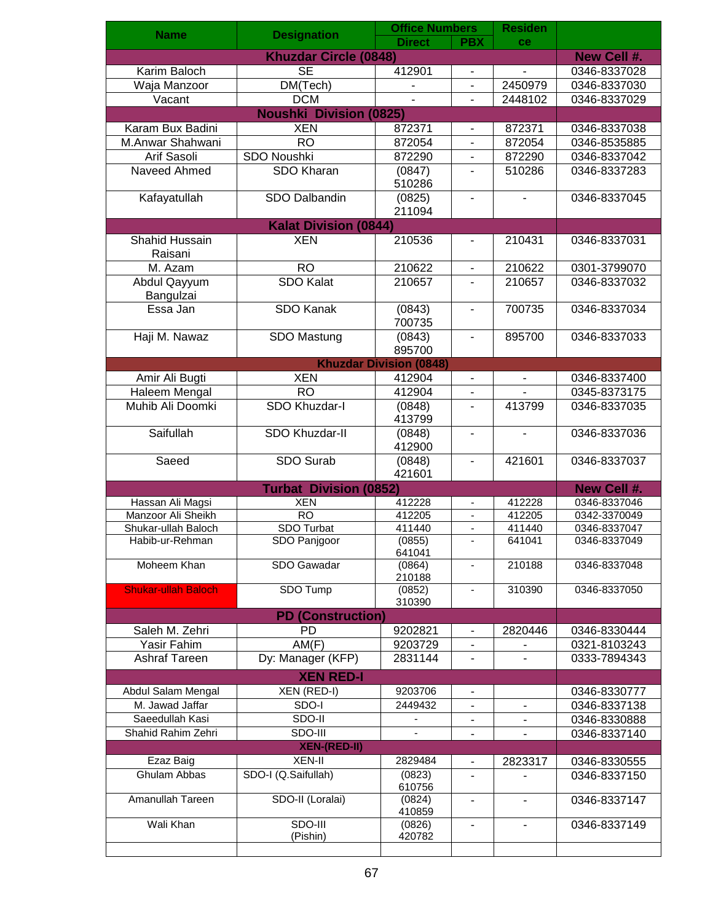| Name | Designation | Office Numbers | | Residence | |
|---|---|---|---|---|---|
| | | Direct | PBX | | |
| **Khuzdar Circle (0848)** | | | | | **New Cell #.** |
| Karim Baloch | SE | 412901 | - | - | 0346-8337028 |
| Waja Manzoor | DM(Tech) | - | - | 2450979 | 0346-8337030 |
| Vacant | DCM | - | - | 2448102 | 0346-8337029 |
| **Noushki Division (0825)** | | | | | |
| Karam Bux Badini | XEN | 872371 | - | 872371 | 0346-8337038 |
| M.Anwar Shahwani | RO | 872054 | - | 872054 | 0346-8535885 |
| Arif Sasoli | SDO Noushki | 872290 | - | 872290 | 0346-8337042 |
| Naveed Ahmed | SDO Kharan | (0847) 510286 | - | 510286 | 0346-8337283 |
| Kafayatullah | SDO Dalbandin | (0825) 211094 | - | - | 0346-8337045 |
| **Kalat Division (0844)** | | | | | |
| Shahid Hussain Raisani | XEN | 210536 | - | 210431 | 0346-8337031 |
| M. Azam | RO | 210622 | - | 210622 | 0301-3799070 |
| Abdul Qayyum Bangulzai | SDO Kalat | 210657 | - | 210657 | 0346-8337032 |
| Essa Jan | SDO Kanak | (0843) 700735 | - | 700735 | 0346-8337034 |
| Haji M. Nawaz | SDO Mastung | (0843) 895700 | - | 895700 | 0346-8337033 |
| **Khuzdar Division (0848)** | | | | | |
| Amir Ali Bugti | XEN | 412904 | - | - | 0346-8337400 |
| Haleem Mengal | RO | 412904 | - | - | 0345-8373175 |
| Muhib Ali Doomki | SDO Khuzdar-I | (0848) 413799 | - | 413799 | 0346-8337035 |
| Saifullah | SDO Khuzdar-II | (0848) 412900 | - | - | 0346-8337036 |
| Saeed | SDO Surab | (0848) 421601 | - | 421601 | 0346-8337037 |
| **Turbat Division (0852)** | | | | | **New Cell #.** |
| Hassan Ali Magsi | XEN | 412228 | - | 412228 | 0346-8337046 |
| Manzoor Ali Sheikh | RO | 412205 | - | 412205 | 0342-3370049 |
| Shukar-ullah Baloch | SDO Turbat | 411440 | - | 411440 | 0346-8337047 |
| Habib-ur-Rehman | SDO Panjgoor | (0855) 641041 | - | 641041 | 0346-8337049 |
| Moheem Khan | SDO Gawadar | (0864) 210188 | - | 210188 | 0346-8337048 |
| Shukar-ullah Baloch | SDO Tump | (0852) 310390 | - | 310390 | 0346-8337050 |
| **PD (Construction)** | | | | | |
| Saleh M. Zehri | PD | 9202821 | - | 2820446 | 0346-8330444 |
| Yasir Fahim | AM(F) | 9203729 | - | - | 0321-8103243 |
| Ashraf Tareen | Dy: Manager (KFP) | 2831144 | - | - | 0333-7894343 |
| **XEN RED-I** | | | | | |
| Abdul Salam Mengal | XEN (RED-I) | 9203706 | - | | 0346-8330777 |
| M. Jawad Jaffar | SDO-I | 2449432 | - | - | 0346-8337138 |
| Saeedullah Kasi | SDO-II | - | - | - | 0346-8330888 |
| Shahid Rahim Zehri | SDO-III | - | - | - | 0346-8337140 |
| **XEN-(RED-II)** | | | | | |
| Ezaz Baig | XEN-II | 2829484 | - | 2823317 | 0346-8330555 |
| Ghulam Abbas | SDO-I (Q.Saifullah) | (0823) 610756 | - | - | 0346-8337150 |
| Amanullah Tareen | SDO-II (Loralai) | (0824) 410859 | - | - | 0346-8337147 |
| Wali Khan | SDO-III (Pishin) | (0826) 420782 | - | - | 0346-8337149 |
| | | | | | |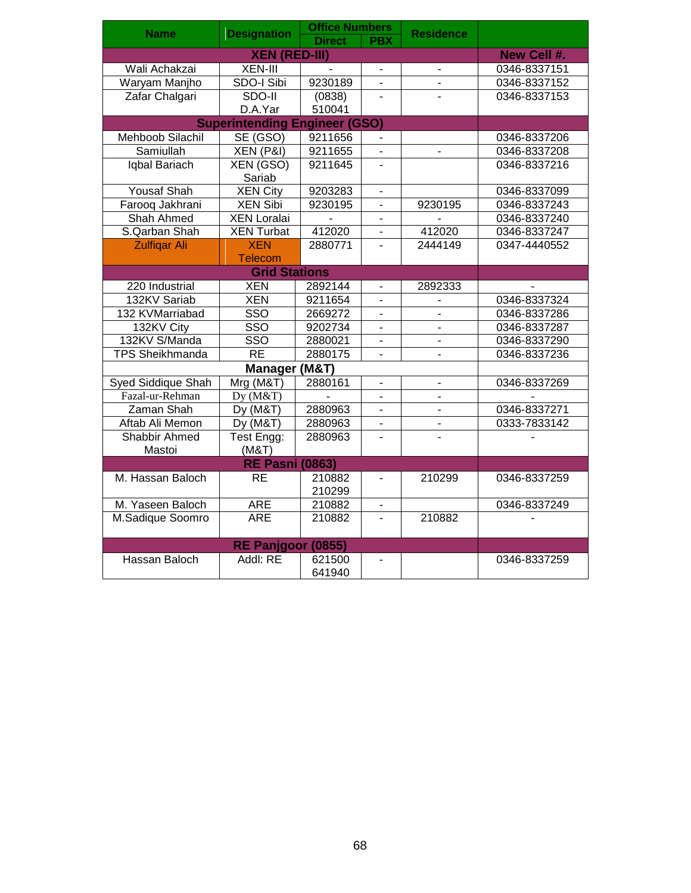| Name | Designation | Office Numbers | | Residence | |
|---|---|---|---|---|---|
| | | Direct | PBX | | |
| **XEN (RED-III)** | | | | | **New Cell #.** |
| Wali Achakzai | XEN-III | - | - | - | 0346-8337151 |
| Waryam Manjho | SDO-I Sibi | 9230189 | - | - | 0346-8337152 |
| Zafar Chalgari | SDO-II D.A.Yar | (0838) 510041 | - | - | 0346-8337153 |
| **Superintending Engineer (GSO)** | | | | | |
| Mehboob Silachil | SE (GSO) | 9211656 | - | | 0346-8337206 |
| Samiullah | XEN (P&I) | 9211655 | - | - | 0346-8337208 |
| Iqbal Bariach | XEN (GSO) Sariab | 9211645 | - | | 0346-8337216 |
| Yousaf Shah | XEN City | 9203283 | - | | 0346-8337099 |
| Farooq Jakhrani | XEN Sibi | 9230195 | - | 9230195 | 0346-8337243 |
| Shah Ahmed | XEN Loralai | - | - | - | 0346-8337240 |
| S.Qarban Shah | XEN Turbat | 412020 | - | 412020 | 0346-8337247 |
| Zulfiqar Ali | XEN Telecom | 2880771 | - | 2444149 | 0347-4440552 |
| **Grid Stations** | | | | | |
| 220 Industrial | XEN | 2892144 | - | 2892333 | - |
| 132KV Sariab | XEN | 9211654 | - | - | 0346-8337324 |
| 132 KVMarriabad | SSO | 2669272 | - | - | 0346-8337286 |
| 132KV City | SSO | 9202734 | - | - | 0346-8337287 |
| 132KV S/Manda | SSO | 2880021 | - | - | 0346-8337290 |
| TPS Sheikhmanda | RE | 2880175 | - | - | 0346-8337236 |
| **Manager (M&T)** | | | | | |
| Syed Siddique Shah | Mrg (M&T) | 2880161 | - | - | 0346-8337269 |
| Fazal-ur-Rehman | Dy (M&T) | - | - | - | - |
| Zaman Shah | Dy (M&T) | 2880963 | - | - | 0346-8337271 |
| Aftab Ali Memon | Dy (M&T) | 2880963 | - | - | 0333-7833142 |
| Shabbir Ahmed Mastoi | Test Engg: (M&T) | 2880963 | - | - | - |
| **RE Pasni (0863)** | | | | | |
| M. Hassan Baloch | RE | 210882 210299 | - | 210299 | 0346-8337259 |
| M. Yaseen Baloch | ARE | 210882 | - | | 0346-8337249 |
| M.Sadique Soomro | ARE | 210882 | - | 210882 | - |
| **RE Panjgoor (0855)** | | | | | |
| Hassan Baloch | Addl: RE | 621500 641940 | - | | 0346-8337259 |